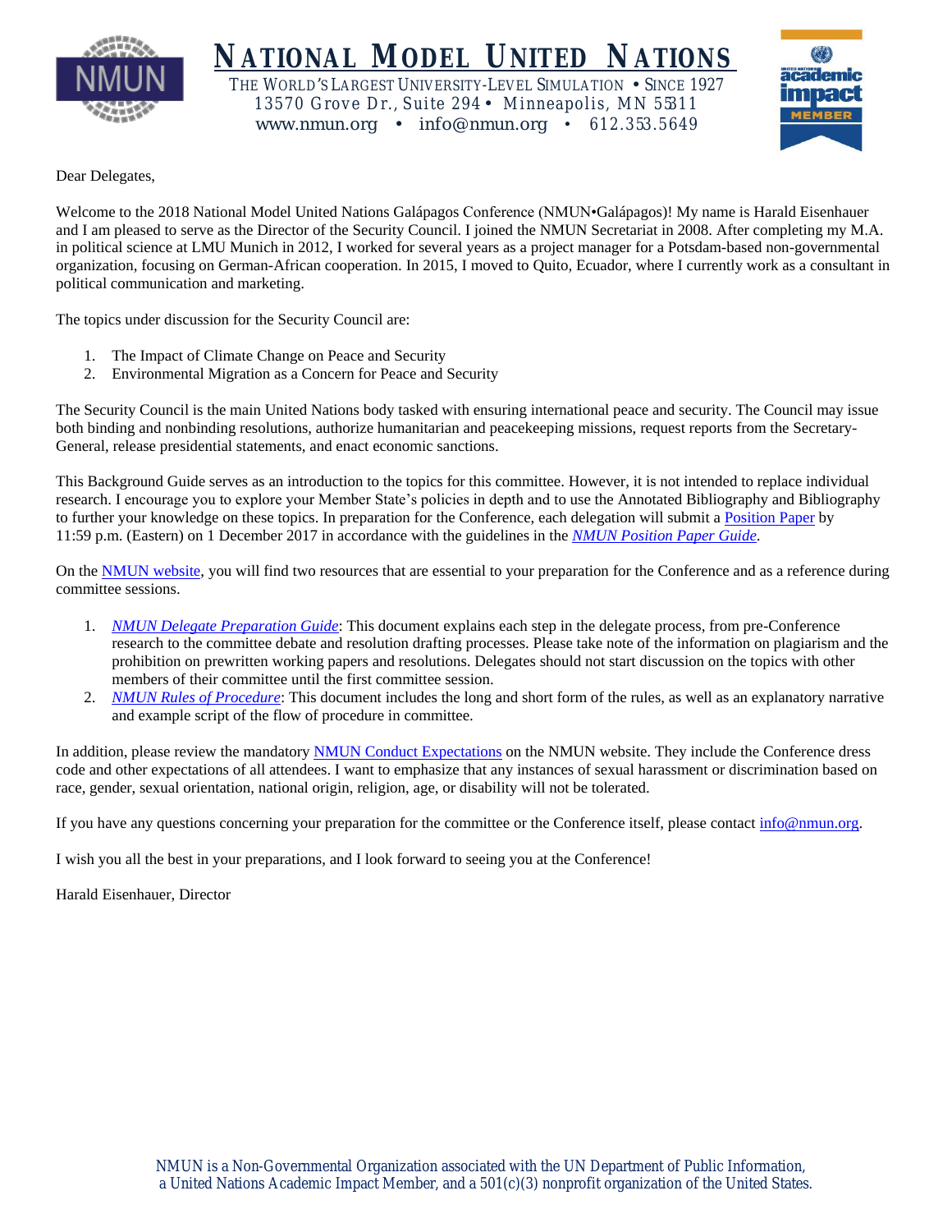# NATIONAL MODEL UNITED NATIONS

THE WORLD'S LARGEST UNIVERSITY-LEVEL SIMULATION • SINCE 1927
13570 Grove Dr., Suite 294 • Minneapolis, MN 55311
www.nmun.org • info@nmun.org • 612.353.5649

Dear Delegates,

Welcome to the 2018 National Model United Nations Galápagos Conference (NMUN•Galápagos)! My name is Harald Eisenhauer and I am pleased to serve as the Director of the Security Council. I joined the NMUN Secretariat in 2008. After completing my M.A. in political science at LMU Munich in 2012, I worked for several years as a project manager for a Potsdam-based non-governmental organization, focusing on German-African cooperation. In 2015, I moved to Quito, Ecuador, where I currently work as a consultant in political communication and marketing.

The topics under discussion for the Security Council are:

1. The Impact of Climate Change on Peace and Security
2. Environmental Migration as a Concern for Peace and Security

The Security Council is the main United Nations body tasked with ensuring international peace and security. The Council may issue both binding and nonbinding resolutions, authorize humanitarian and peacekeeping missions, request reports from the Secretary-General, release presidential statements, and enact economic sanctions.

This Background Guide serves as an introduction to the topics for this committee. However, it is not intended to replace individual research. I encourage you to explore your Member State's policies in depth and to use the Annotated Bibliography and Bibliography to further your knowledge on these topics. In preparation for the Conference, each delegation will submit a Position Paper by 11:59 p.m. (Eastern) on 1 December 2017 in accordance with the guidelines in the *NMUN Position Paper Guide*.

On the NMUN website, you will find two resources that are essential to your preparation for the Conference and as a reference during committee sessions.

1. *NMUN Delegate Preparation Guide*: This document explains each step in the delegate process, from pre-Conference research to the committee debate and resolution drafting processes. Please take note of the information on plagiarism and the prohibition on prewritten working papers and resolutions. Delegates should not start discussion on the topics with other members of their committee until the first committee session.
2. *NMUN Rules of Procedure*: This document includes the long and short form of the rules, as well as an explanatory narrative and example script of the flow of procedure in committee.

In addition, please review the mandatory NMUN Conduct Expectations on the NMUN website. They include the Conference dress code and other expectations of all attendees. I want to emphasize that any instances of sexual harassment or discrimination based on race, gender, sexual orientation, national origin, religion, age, or disability will not be tolerated.

If you have any questions concerning your preparation for the committee or the Conference itself, please contact info@nmun.org.

I wish you all the best in your preparations, and I look forward to seeing you at the Conference!

Harald Eisenhauer, Director

NMUN is a Non-Governmental Organization associated with the UN Department of Public Information, a United Nations Academic Impact Member, and a 501(c)(3) nonprofit organization of the United States.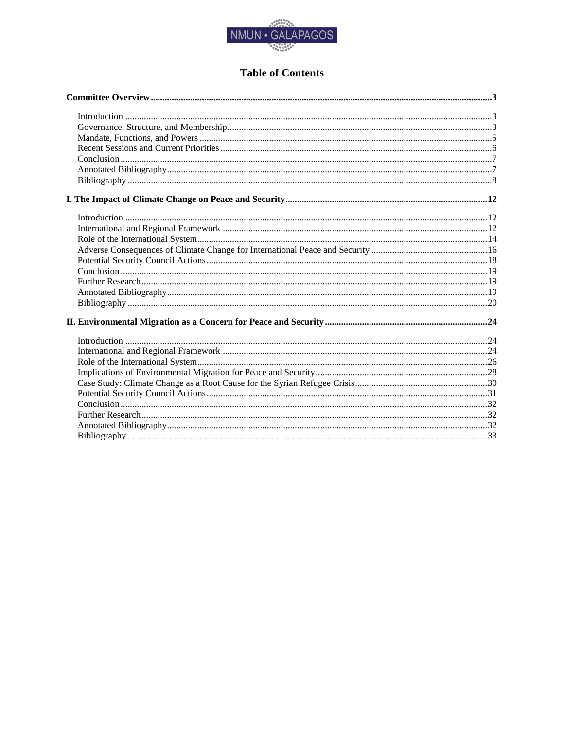# Table of Contents

**Committee Overview** ...... **3**

- Introduction ...... 3
- Governance, Structure, and Membership ...... 3
- Mandate, Functions, and Powers ...... 5
- Recent Sessions and Current Priorities ...... 6
- Conclusion ...... 7
- Annotated Bibliography ...... 7
- Bibliography ...... 8

**I. The Impact of Climate Change on Peace and Security** ...... **12**

- Introduction ...... 12
- International and Regional Framework ...... 12
- Role of the International System ...... 14
- Adverse Consequences of Climate Change for International Peace and Security ...... 16
- Potential Security Council Actions ...... 18
- Conclusion ...... 19
- Further Research ...... 19
- Annotated Bibliography ...... 19
- Bibliography ...... 20

**II. Environmental Migration as a Concern for Peace and Security** ...... **24**

- Introduction ...... 24
- International and Regional Framework ...... 24
- Role of the International System ...... 26
- Implications of Environmental Migration for Peace and Security ...... 28
- Case Study: Climate Change as a Root Cause for the Syrian Refugee Crisis ...... 30
- Potential Security Council Actions ...... 31
- Conclusion ...... 32
- Further Research ...... 32
- Annotated Bibliography ...... 32
- Bibliography ...... 33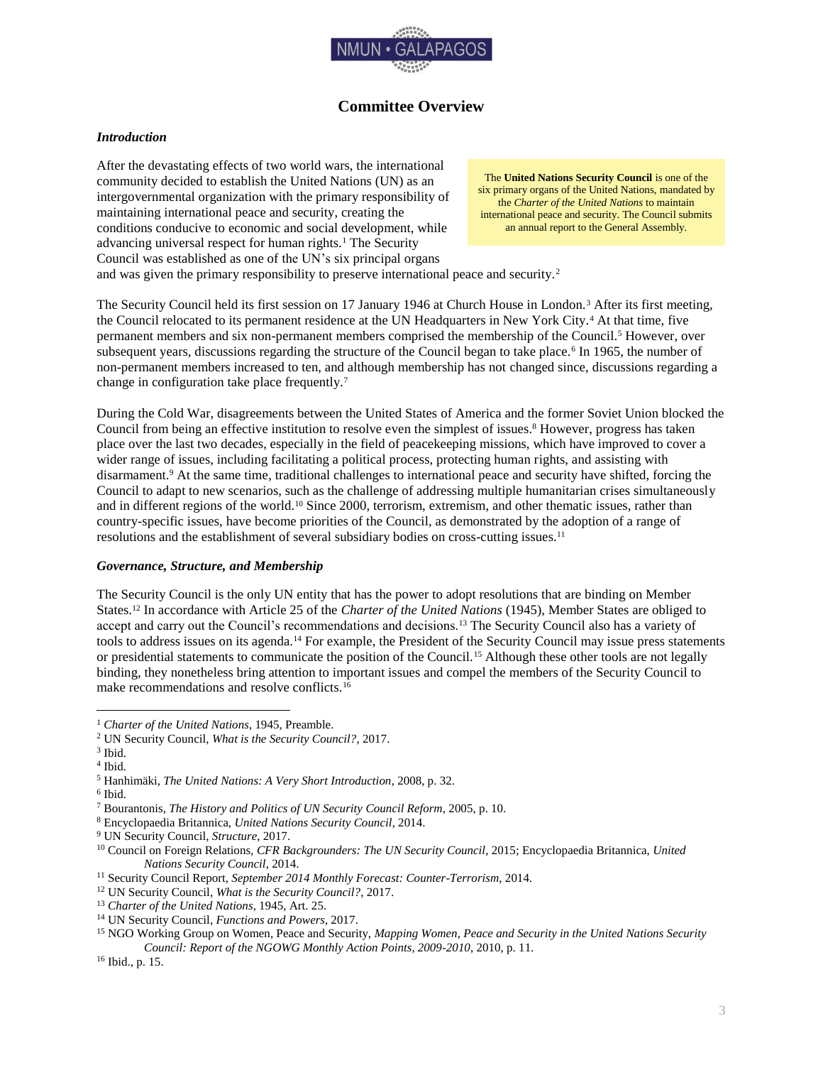# Committee Overview

### *Introduction*

> The **United Nations Security Council** is one of the six primary organs of the United Nations, mandated by the *Charter of the United Nations* to maintain international peace and security. The Council submits an annual report to the General Assembly.

After the devastating effects of two world wars, the international community decided to establish the United Nations (UN) as an intergovernmental organization with the primary responsibility of maintaining international peace and security, creating the conditions conducive to economic and social development, while advancing universal respect for human rights.[1] The Security Council was established as one of the UN's six principal organs and was given the primary responsibility to preserve international peace and security.[2]

The Security Council held its first session on 17 January 1946 at Church House in London.[3] After its first meeting, the Council relocated to its permanent residence at the UN Headquarters in New York City.[4] At that time, five permanent members and six non-permanent members comprised the membership of the Council.[5] However, over subsequent years, discussions regarding the structure of the Council began to take place.[6] In 1965, the number of non-permanent members increased to ten, and although membership has not changed since, discussions regarding a change in configuration take place frequently.[7]

During the Cold War, disagreements between the United States of America and the former Soviet Union blocked the Council from being an effective institution to resolve even the simplest of issues.[8] However, progress has taken place over the last two decades, especially in the field of peacekeeping missions, which have improved to cover a wider range of issues, including facilitating a political process, protecting human rights, and assisting with disarmament.[9] At the same time, traditional challenges to international peace and security have shifted, forcing the Council to adapt to new scenarios, such as the challenge of addressing multiple humanitarian crises simultaneously and in different regions of the world.[10] Since 2000, terrorism, extremism, and other thematic issues, rather than country-specific issues, have become priorities of the Council, as demonstrated by the adoption of a range of resolutions and the establishment of several subsidiary bodies on cross-cutting issues.[11]

### *Governance, Structure, and Membership*

The Security Council is the only UN entity that has the power to adopt resolutions that are binding on Member States.[12] In accordance with Article 25 of the *Charter of the United Nations* (1945), Member States are obliged to accept and carry out the Council's recommendations and decisions.[13] The Security Council also has a variety of tools to address issues on its agenda.[14] For example, the President of the Security Council may issue press statements or presidential statements to communicate the position of the Council.[15] Although these other tools are not legally binding, they nonetheless bring attention to important issues and compel the members of the Security Council to make recommendations and resolve conflicts.[16]

---

[1] *Charter of the United Nations*, 1945, Preamble.
[2] UN Security Council, *What is the Security Council?*, 2017.
[3] Ibid.
[4] Ibid.
[5] Hanhimäki, *The United Nations: A Very Short Introduction*, 2008, p. 32.
[6] Ibid.
[7] Bourantonis, *The History and Politics of UN Security Council Reform*, 2005, p. 10.
[8] Encyclopaedia Britannica, *United Nations Security Council*, 2014.
[9] UN Security Council, *Structure*, 2017.
[10] Council on Foreign Relations, *CFR Backgrounders: The UN Security Council*, 2015; Encyclopaedia Britannica, *United Nations Security Council*, 2014.
[11] Security Council Report, *September 2014 Monthly Forecast: Counter-Terrorism*, 2014.
[12] UN Security Council, *What is the Security Council?*, 2017.
[13] *Charter of the United Nations*, 1945, Art. 25.
[14] UN Security Council, *Functions and Powers*, 2017.
[15] NGO Working Group on Women, Peace and Security, *Mapping Women, Peace and Security in the United Nations Security Council: Report of the NGOWG Monthly Action Points, 2009-2010*, 2010, p. 11.
[16] Ibid., p. 15.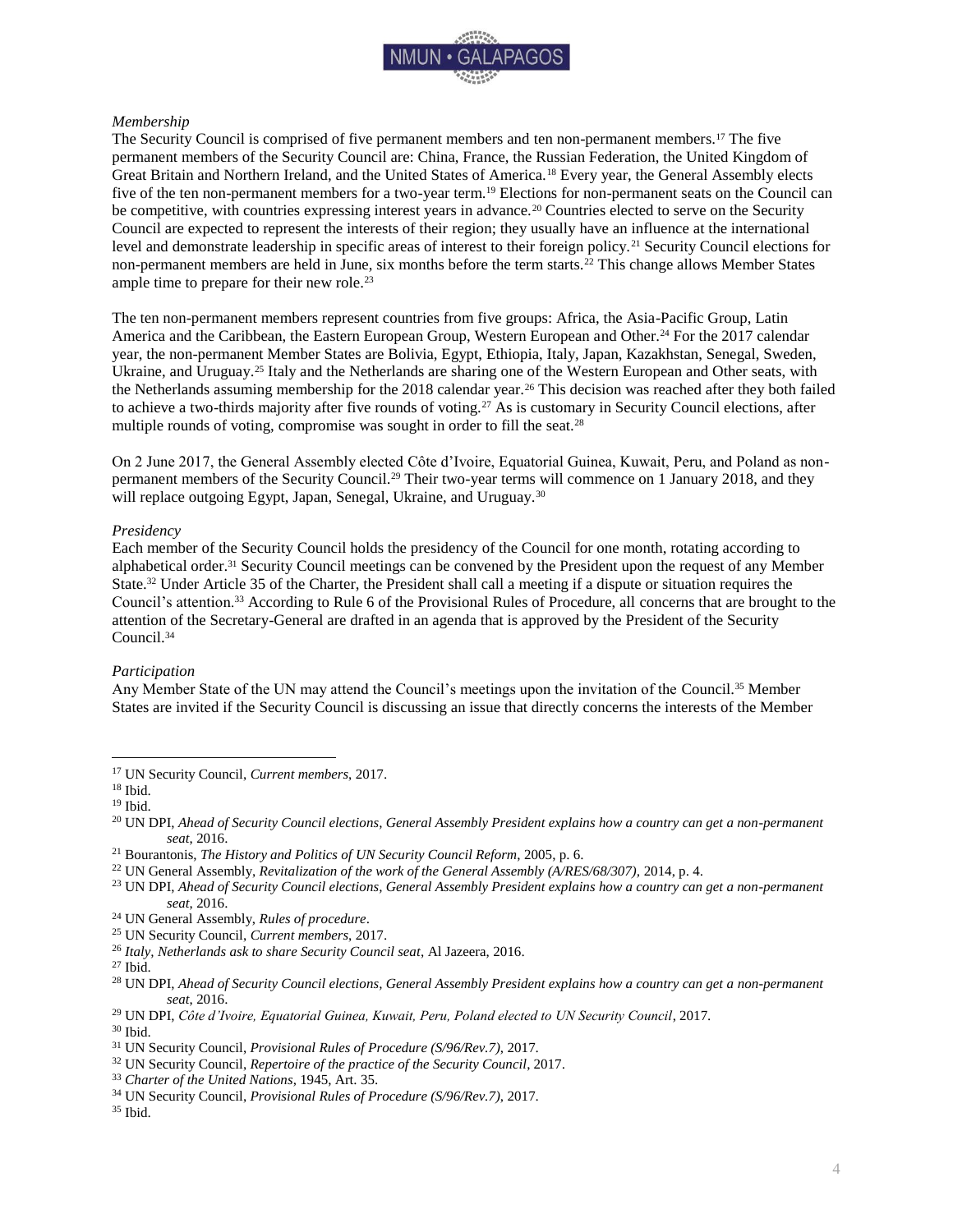*Membership*

The Security Council is comprised of five permanent members and ten non-permanent members.[17] The five permanent members of the Security Council are: China, France, the Russian Federation, the United Kingdom of Great Britain and Northern Ireland, and the United States of America.[18] Every year, the General Assembly elects five of the ten non-permanent members for a two-year term.[19] Elections for non-permanent seats on the Council can be competitive, with countries expressing interest years in advance.[20] Countries elected to serve on the Security Council are expected to represent the interests of their region; they usually have an influence at the international level and demonstrate leadership in specific areas of interest to their foreign policy.[21] Security Council elections for non-permanent members are held in June, six months before the term starts.[22] This change allows Member States ample time to prepare for their new role.[23]

The ten non-permanent members represent countries from five groups: Africa, the Asia-Pacific Group, Latin America and the Caribbean, the Eastern European Group, Western European and Other.[24] For the 2017 calendar year, the non-permanent Member States are Bolivia, Egypt, Ethiopia, Italy, Japan, Kazakhstan, Senegal, Sweden, Ukraine, and Uruguay.[25] Italy and the Netherlands are sharing one of the Western European and Other seats, with the Netherlands assuming membership for the 2018 calendar year.[26] This decision was reached after they both failed to achieve a two-thirds majority after five rounds of voting.[27] As is customary in Security Council elections, after multiple rounds of voting, compromise was sought in order to fill the seat.[28]

On 2 June 2017, the General Assembly elected Côte d'Ivoire, Equatorial Guinea, Kuwait, Peru, and Poland as non-permanent members of the Security Council.[29] Their two-year terms will commence on 1 January 2018, and they will replace outgoing Egypt, Japan, Senegal, Ukraine, and Uruguay.[30]

*Presidency*

Each member of the Security Council holds the presidency of the Council for one month, rotating according to alphabetical order.[31] Security Council meetings can be convened by the President upon the request of any Member State.[32] Under Article 35 of the Charter, the President shall call a meeting if a dispute or situation requires the Council's attention.[33] According to Rule 6 of the Provisional Rules of Procedure, all concerns that are brought to the attention of the Secretary-General are drafted in an agenda that is approved by the President of the Security Council.[34]

*Participation*

Any Member State of the UN may attend the Council's meetings upon the invitation of the Council.[35] Member States are invited if the Security Council is discussing an issue that directly concerns the interests of the Member

---

[17] UN Security Council, *Current members*, 2017.

[18] Ibid.

[19] Ibid.

[20] UN DPI, *Ahead of Security Council elections, General Assembly President explains how a country can get a non-permanent seat*, 2016.

[21] Bourantonis, *The History and Politics of UN Security Council Reform*, 2005, p. 6.

[22] UN General Assembly, *Revitalization of the work of the General Assembly (A/RES/68/307)*, 2014, p. 4.

[23] UN DPI, *Ahead of Security Council elections, General Assembly President explains how a country can get a non-permanent seat*, 2016.

[24] UN General Assembly, *Rules of procedure*.

[25] UN Security Council, *Current members*, 2017.

[26] *Italy, Netherlands ask to share Security Council seat*, Al Jazeera, 2016.

[27] Ibid.

[28] UN DPI, *Ahead of Security Council elections, General Assembly President explains how a country can get a non-permanent seat*, 2016.

[29] UN DPI, *Côte d'Ivoire, Equatorial Guinea, Kuwait, Peru, Poland elected to UN Security Council*, 2017.

[30] Ibid.

[31] UN Security Council, *Provisional Rules of Procedure (S/96/Rev.7)*, 2017.

[32] UN Security Council, *Repertoire of the practice of the Security Council*, 2017.

[33] *Charter of the United Nations*, 1945, Art. 35.

[34] UN Security Council, *Provisional Rules of Procedure (S/96/Rev.7)*, 2017.

[35] Ibid.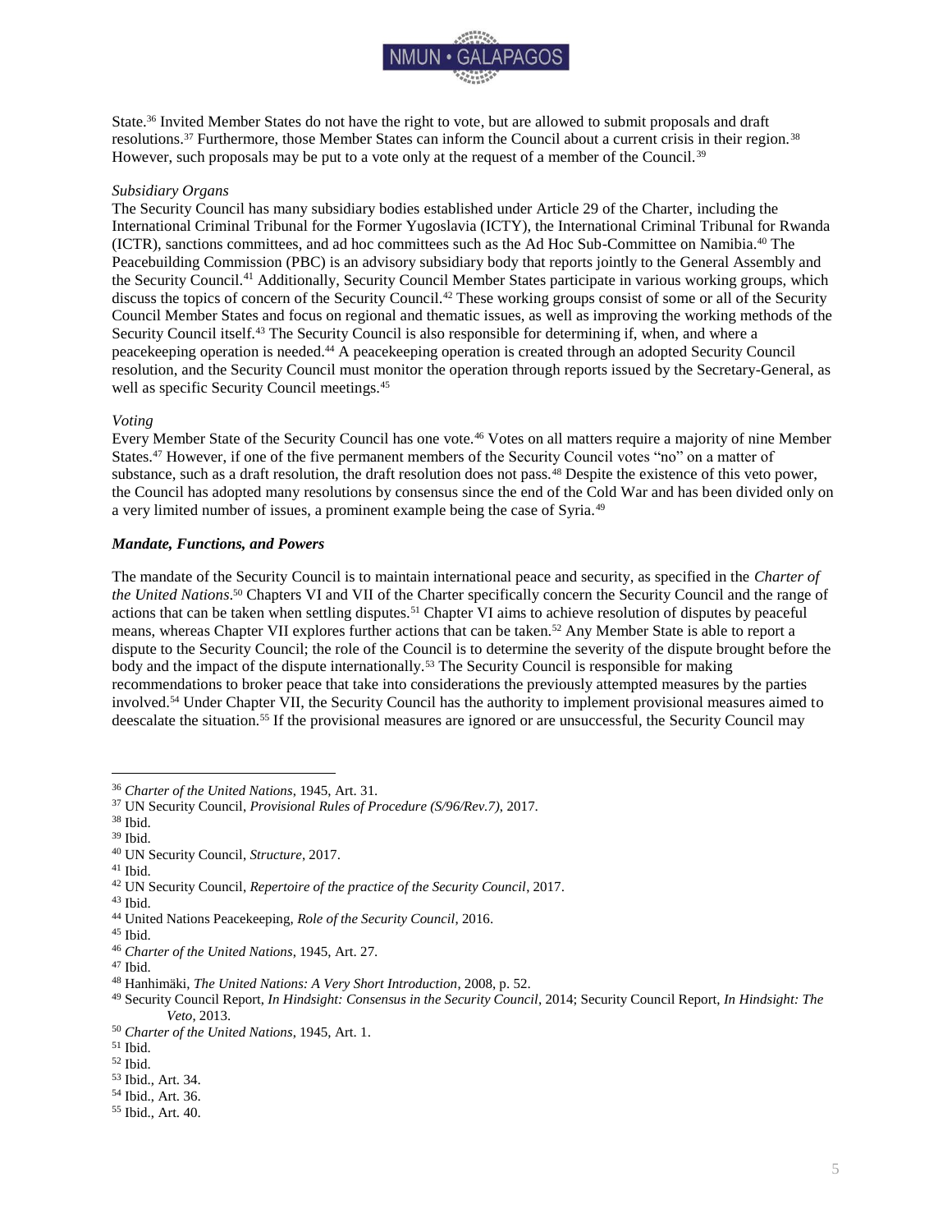State.[36] Invited Member States do not have the right to vote, but are allowed to submit proposals and draft resolutions.[37] Furthermore, those Member States can inform the Council about a current crisis in their region.[38] However, such proposals may be put to a vote only at the request of a member of the Council.[39]

*Subsidiary Organs*

The Security Council has many subsidiary bodies established under Article 29 of the Charter, including the International Criminal Tribunal for the Former Yugoslavia (ICTY), the International Criminal Tribunal for Rwanda (ICTR), sanctions committees, and ad hoc committees such as the Ad Hoc Sub-Committee on Namibia.[40] The Peacebuilding Commission (PBC) is an advisory subsidiary body that reports jointly to the General Assembly and the Security Council.[41] Additionally, Security Council Member States participate in various working groups, which discuss the topics of concern of the Security Council.[42] These working groups consist of some or all of the Security Council Member States and focus on regional and thematic issues, as well as improving the working methods of the Security Council itself.[43] The Security Council is also responsible for determining if, when, and where a peacekeeping operation is needed.[44] A peacekeeping operation is created through an adopted Security Council resolution, and the Security Council must monitor the operation through reports issued by the Secretary-General, as well as specific Security Council meetings.[45]

*Voting*

Every Member State of the Security Council has one vote.[46] Votes on all matters require a majority of nine Member States.[47] However, if one of the five permanent members of the Security Council votes "no" on a matter of substance, such as a draft resolution, the draft resolution does not pass.[48] Despite the existence of this veto power, the Council has adopted many resolutions by consensus since the end of the Cold War and has been divided only on a very limited number of issues, a prominent example being the case of Syria.[49]

***Mandate, Functions, and Powers***

The mandate of the Security Council is to maintain international peace and security, as specified in the *Charter of the United Nations*.[50] Chapters VI and VII of the Charter specifically concern the Security Council and the range of actions that can be taken when settling disputes.[51] Chapter VI aims to achieve resolution of disputes by peaceful means, whereas Chapter VII explores further actions that can be taken.[52] Any Member State is able to report a dispute to the Security Council; the role of the Council is to determine the severity of the dispute brought before the body and the impact of the dispute internationally.[53] The Security Council is responsible for making recommendations to broker peace that take into considerations the previously attempted measures by the parties involved.[54] Under Chapter VII, the Security Council has the authority to implement provisional measures aimed to deescalate the situation.[55] If the provisional measures are ignored or are unsuccessful, the Security Council may

---

[36] *Charter of the United Nations*, 1945, Art. 31.
[37] UN Security Council, *Provisional Rules of Procedure (S/96/Rev.7)*, 2017.
[38] Ibid.
[39] Ibid.
[40] UN Security Council, *Structure*, 2017.
[41] Ibid.
[42] UN Security Council, *Repertoire of the practice of the Security Council*, 2017.
[43] Ibid.
[44] United Nations Peacekeeping, *Role of the Security Council*, 2016.
[45] Ibid.
[46] *Charter of the United Nations*, 1945, Art. 27.
[47] Ibid.
[48] Hanhimäki, *The United Nations: A Very Short Introduction*, 2008, p. 52.
[49] Security Council Report, *In Hindsight: Consensus in the Security Council*, 2014; Security Council Report, *In Hindsight: The Veto*, 2013.
[50] *Charter of the United Nations*, 1945, Art. 1.
[51] Ibid.
[52] Ibid.
[53] Ibid., Art. 34.
[54] Ibid., Art. 36.
[55] Ibid., Art. 40.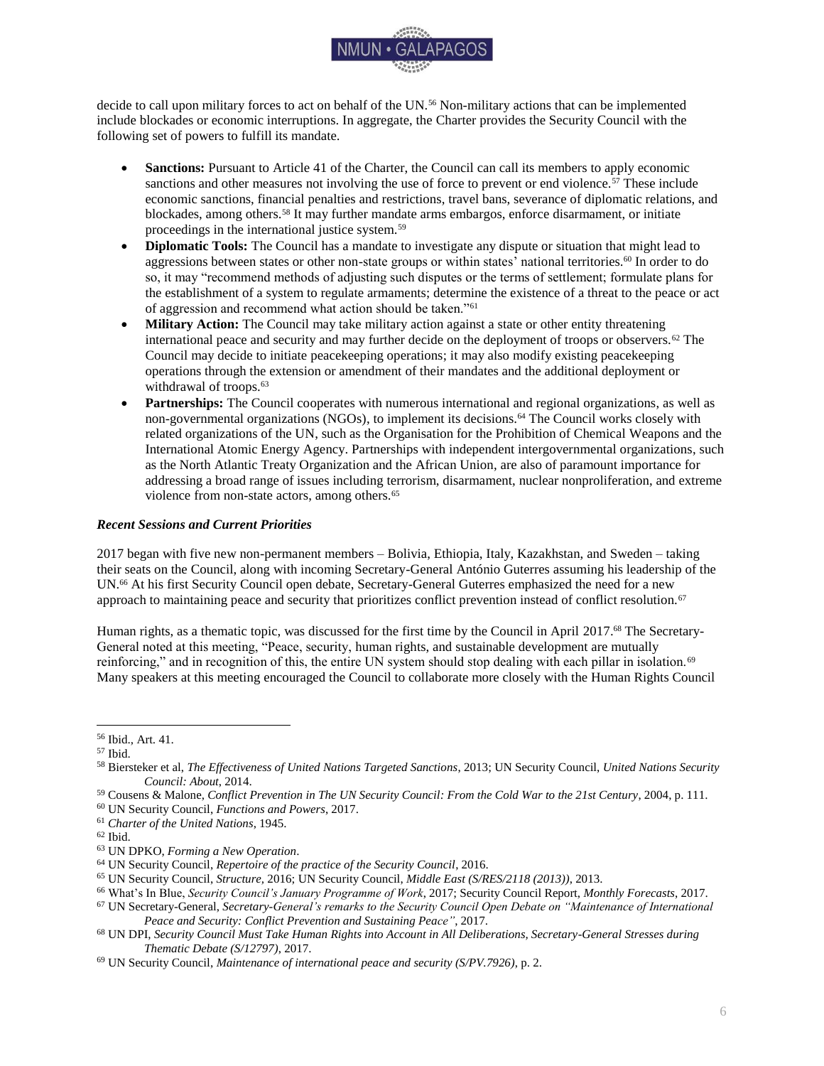decide to call upon military forces to act on behalf of the UN.[56] Non-military actions that can be implemented include blockades or economic interruptions. In aggregate, the Charter provides the Security Council with the following set of powers to fulfill its mandate.

- **Sanctions:** Pursuant to Article 41 of the Charter, the Council can call its members to apply economic sanctions and other measures not involving the use of force to prevent or end violence.[57] These include economic sanctions, financial penalties and restrictions, travel bans, severance of diplomatic relations, and blockades, among others.[58] It may further mandate arms embargos, enforce disarmament, or initiate proceedings in the international justice system.[59]
- **Diplomatic Tools:** The Council has a mandate to investigate any dispute or situation that might lead to aggressions between states or other non-state groups or within states' national territories.[60] In order to do so, it may "recommend methods of adjusting such disputes or the terms of settlement; formulate plans for the establishment of a system to regulate armaments; determine the existence of a threat to the peace or act of aggression and recommend what action should be taken."[61]
- **Military Action:** The Council may take military action against a state or other entity threatening international peace and security and may further decide on the deployment of troops or observers.[62] The Council may decide to initiate peacekeeping operations; it may also modify existing peacekeeping operations through the extension or amendment of their mandates and the additional deployment or withdrawal of troops.[63]
- **Partnerships:** The Council cooperates with numerous international and regional organizations, as well as non-governmental organizations (NGOs), to implement its decisions.[64] The Council works closely with related organizations of the UN, such as the Organisation for the Prohibition of Chemical Weapons and the International Atomic Energy Agency. Partnerships with independent intergovernmental organizations, such as the North Atlantic Treaty Organization and the African Union, are also of paramount importance for addressing a broad range of issues including terrorism, disarmament, nuclear nonproliferation, and extreme violence from non-state actors, among others.[65]

### *Recent Sessions and Current Priorities*

2017 began with five new non-permanent members – Bolivia, Ethiopia, Italy, Kazakhstan, and Sweden – taking their seats on the Council, along with incoming Secretary-General António Guterres assuming his leadership of the UN.[66] At his first Security Council open debate, Secretary-General Guterres emphasized the need for a new approach to maintaining peace and security that prioritizes conflict prevention instead of conflict resolution.[67]

Human rights, as a thematic topic, was discussed for the first time by the Council in April 2017.[68] The Secretary-General noted at this meeting, "Peace, security, human rights, and sustainable development are mutually reinforcing," and in recognition of this, the entire UN system should stop dealing with each pillar in isolation.[69] Many speakers at this meeting encouraged the Council to collaborate more closely with the Human Rights Council

---

[56] Ibid., Art. 41.

[57] Ibid.

[58] Biersteker et al, *The Effectiveness of United Nations Targeted Sanctions*, 2013; UN Security Council, *United Nations Security Council: About*, 2014.

[59] Cousens & Malone, *Conflict Prevention in The UN Security Council: From the Cold War to the 21st Century*, 2004, p. 111.

[60] UN Security Council, *Functions and Powers*, 2017.

[61] *Charter of the United Nations*, 1945.

[62] Ibid.

[63] UN DPKO, *Forming a New Operation*.

[64] UN Security Council, *Repertoire of the practice of the Security Council*, 2016.

[65] UN Security Council, *Structure*, 2016; UN Security Council, *Middle East (S/RES/2118 (2013))*, 2013.

[66] What's In Blue, *Security Council's January Programme of Work*, 2017; Security Council Report, *Monthly Forecasts*, 2017.

[67] UN Secretary-General, *Secretary-General's remarks to the Security Council Open Debate on "Maintenance of International Peace and Security: Conflict Prevention and Sustaining Peace"*, 2017.

[68] UN DPI, *Security Council Must Take Human Rights into Account in All Deliberations, Secretary-General Stresses during Thematic Debate (S/12797)*, 2017.

[69] UN Security Council, *Maintenance of international peace and security (S/PV.7926)*, p. 2.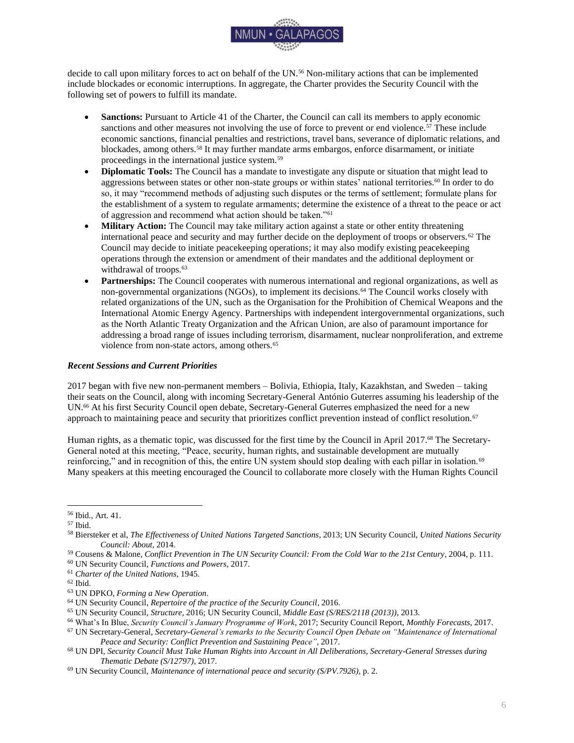decide to call upon military forces to act on behalf of the UN.[56] Non-military actions that can be implemented include blockades or economic interruptions. In aggregate, the Charter provides the Security Council with the following set of powers to fulfill its mandate.

- **Sanctions:** Pursuant to Article 41 of the Charter, the Council can call its members to apply economic sanctions and other measures not involving the use of force to prevent or end violence.[57] These include economic sanctions, financial penalties and restrictions, travel bans, severance of diplomatic relations, and blockades, among others.[58] It may further mandate arms embargos, enforce disarmament, or initiate proceedings in the international justice system.[59]
- **Diplomatic Tools:** The Council has a mandate to investigate any dispute or situation that might lead to aggressions between states or other non-state groups or within states' national territories.[60] In order to do so, it may "recommend methods of adjusting such disputes or the terms of settlement; formulate plans for the establishment of a system to regulate armaments; determine the existence of a threat to the peace or act of aggression and recommend what action should be taken."[61]
- **Military Action:** The Council may take military action against a state or other entity threatening international peace and security and may further decide on the deployment of troops or observers.[62] The Council may decide to initiate peacekeeping operations; it may also modify existing peacekeeping operations through the extension or amendment of their mandates and the additional deployment or withdrawal of troops.[63]
- **Partnerships:** The Council cooperates with numerous international and regional organizations, as well as non-governmental organizations (NGOs), to implement its decisions.[64] The Council works closely with related organizations of the UN, such as the Organisation for the Prohibition of Chemical Weapons and the International Atomic Energy Agency. Partnerships with independent intergovernmental organizations, such as the North Atlantic Treaty Organization and the African Union, are also of paramount importance for addressing a broad range of issues including terrorism, disarmament, nuclear nonproliferation, and extreme violence from non-state actors, among others.[65]

### *Recent Sessions and Current Priorities*

2017 began with five new non-permanent members – Bolivia, Ethiopia, Italy, Kazakhstan, and Sweden – taking their seats on the Council, along with incoming Secretary-General António Guterres assuming his leadership of the UN.[66] At his first Security Council open debate, Secretary-General Guterres emphasized the need for a new approach to maintaining peace and security that prioritizes conflict prevention instead of conflict resolution.[67]

Human rights, as a thematic topic, was discussed for the first time by the Council in April 2017.[68] The Secretary-General noted at this meeting, "Peace, security, human rights, and sustainable development are mutually reinforcing," and in recognition of this, the entire UN system should stop dealing with each pillar in isolation.[69] Many speakers at this meeting encouraged the Council to collaborate more closely with the Human Rights Council

---

[56] Ibid., Art. 41.

[57] Ibid.

[58] Biersteker et al, *The Effectiveness of United Nations Targeted Sanctions*, 2013; UN Security Council, *United Nations Security Council: About*, 2014.

[59] Cousens & Malone, *Conflict Prevention in The UN Security Council: From the Cold War to the 21st Century*, 2004, p. 111.

[60] UN Security Council, *Functions and Powers*, 2017.

[61] *Charter of the United Nations*, 1945.

[62] Ibid.

[63] UN DPKO, *Forming a New Operation*.

[64] UN Security Council, *Repertoire of the practice of the Security Council*, 2016.

[65] UN Security Council, *Structure*, 2016; UN Security Council, *Middle East (S/RES/2118 (2013))*, 2013.

[66] What's In Blue, *Security Council's January Programme of Work*, 2017; Security Council Report, *Monthly Forecasts*, 2017.

[67] UN Secretary-General, *Secretary-General's remarks to the Security Council Open Debate on "Maintenance of International Peace and Security: Conflict Prevention and Sustaining Peace"*, 2017.

[68] UN DPI, *Security Council Must Take Human Rights into Account in All Deliberations, Secretary-General Stresses during Thematic Debate (S/12797)*, 2017.

[69] UN Security Council, *Maintenance of international peace and security (S/PV.7926)*, p. 2.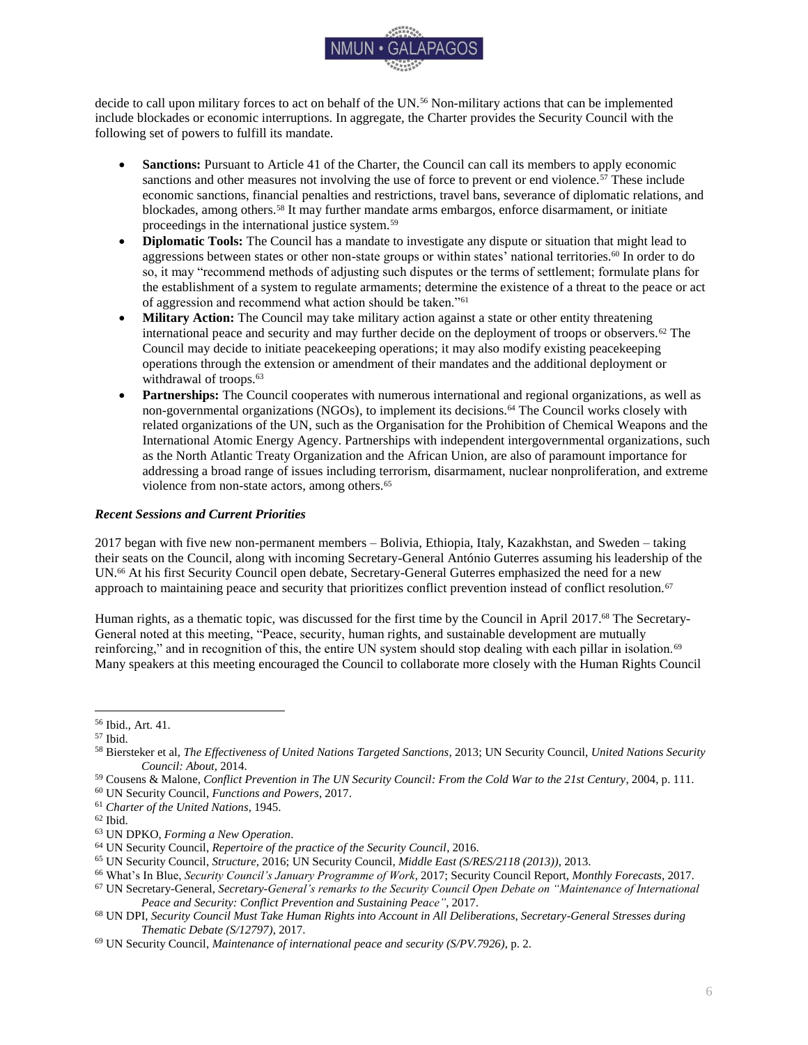decide to call upon military forces to act on behalf of the UN.[56] Non-military actions that can be implemented include blockades or economic interruptions. In aggregate, the Charter provides the Security Council with the following set of powers to fulfill its mandate.

- **Sanctions:** Pursuant to Article 41 of the Charter, the Council can call its members to apply economic sanctions and other measures not involving the use of force to prevent or end violence.[57] These include economic sanctions, financial penalties and restrictions, travel bans, severance of diplomatic relations, and blockades, among others.[58] It may further mandate arms embargos, enforce disarmament, or initiate proceedings in the international justice system.[59]
- **Diplomatic Tools:** The Council has a mandate to investigate any dispute or situation that might lead to aggressions between states or other non-state groups or within states' national territories.[60] In order to do so, it may "recommend methods of adjusting such disputes or the terms of settlement; formulate plans for the establishment of a system to regulate armaments; determine the existence of a threat to the peace or act of aggression and recommend what action should be taken."[61]
- **Military Action:** The Council may take military action against a state or other entity threatening international peace and security and may further decide on the deployment of troops or observers.[62] The Council may decide to initiate peacekeeping operations; it may also modify existing peacekeeping operations through the extension or amendment of their mandates and the additional deployment or withdrawal of troops.[63]
- **Partnerships:** The Council cooperates with numerous international and regional organizations, as well as non-governmental organizations (NGOs), to implement its decisions.[64] The Council works closely with related organizations of the UN, such as the Organisation for the Prohibition of Chemical Weapons and the International Atomic Energy Agency. Partnerships with independent intergovernmental organizations, such as the North Atlantic Treaty Organization and the African Union, are also of paramount importance for addressing a broad range of issues including terrorism, disarmament, nuclear nonproliferation, and extreme violence from non-state actors, among others.[65]

### *Recent Sessions and Current Priorities*

2017 began with five new non-permanent members – Bolivia, Ethiopia, Italy, Kazakhstan, and Sweden – taking their seats on the Council, along with incoming Secretary-General António Guterres assuming his leadership of the UN.[66] At his first Security Council open debate, Secretary-General Guterres emphasized the need for a new approach to maintaining peace and security that prioritizes conflict prevention instead of conflict resolution.[67]

Human rights, as a thematic topic, was discussed for the first time by the Council in April 2017.[68] The Secretary-General noted at this meeting, "Peace, security, human rights, and sustainable development are mutually reinforcing," and in recognition of this, the entire UN system should stop dealing with each pillar in isolation.[69] Many speakers at this meeting encouraged the Council to collaborate more closely with the Human Rights Council

---

[56] Ibid., Art. 41.

[57] Ibid.

[58] Biersteker et al, *The Effectiveness of United Nations Targeted Sanctions*, 2013; UN Security Council, *United Nations Security Council: About*, 2014.

[59] Cousens & Malone, *Conflict Prevention in The UN Security Council: From the Cold War to the 21st Century*, 2004, p. 111.

[60] UN Security Council, *Functions and Powers*, 2017.

[61] *Charter of the United Nations*, 1945.

[62] Ibid.

[63] UN DPKO, *Forming a New Operation*.

[64] UN Security Council, *Repertoire of the practice of the Security Council*, 2016.

[65] UN Security Council, *Structure*, 2016; UN Security Council, *Middle East (S/RES/2118 (2013))*, 2013.

[66] What's In Blue, *Security Council's January Programme of Work*, 2017; Security Council Report, *Monthly Forecasts*, 2017.

[67] UN Secretary-General, *Secretary-General's remarks to the Security Council Open Debate on "Maintenance of International Peace and Security: Conflict Prevention and Sustaining Peace"*, 2017.

[68] UN DPI, *Security Council Must Take Human Rights into Account in All Deliberations, Secretary-General Stresses during Thematic Debate (S/12797)*, 2017.

[69] UN Security Council, *Maintenance of international peace and security (S/PV.7926)*, p. 2.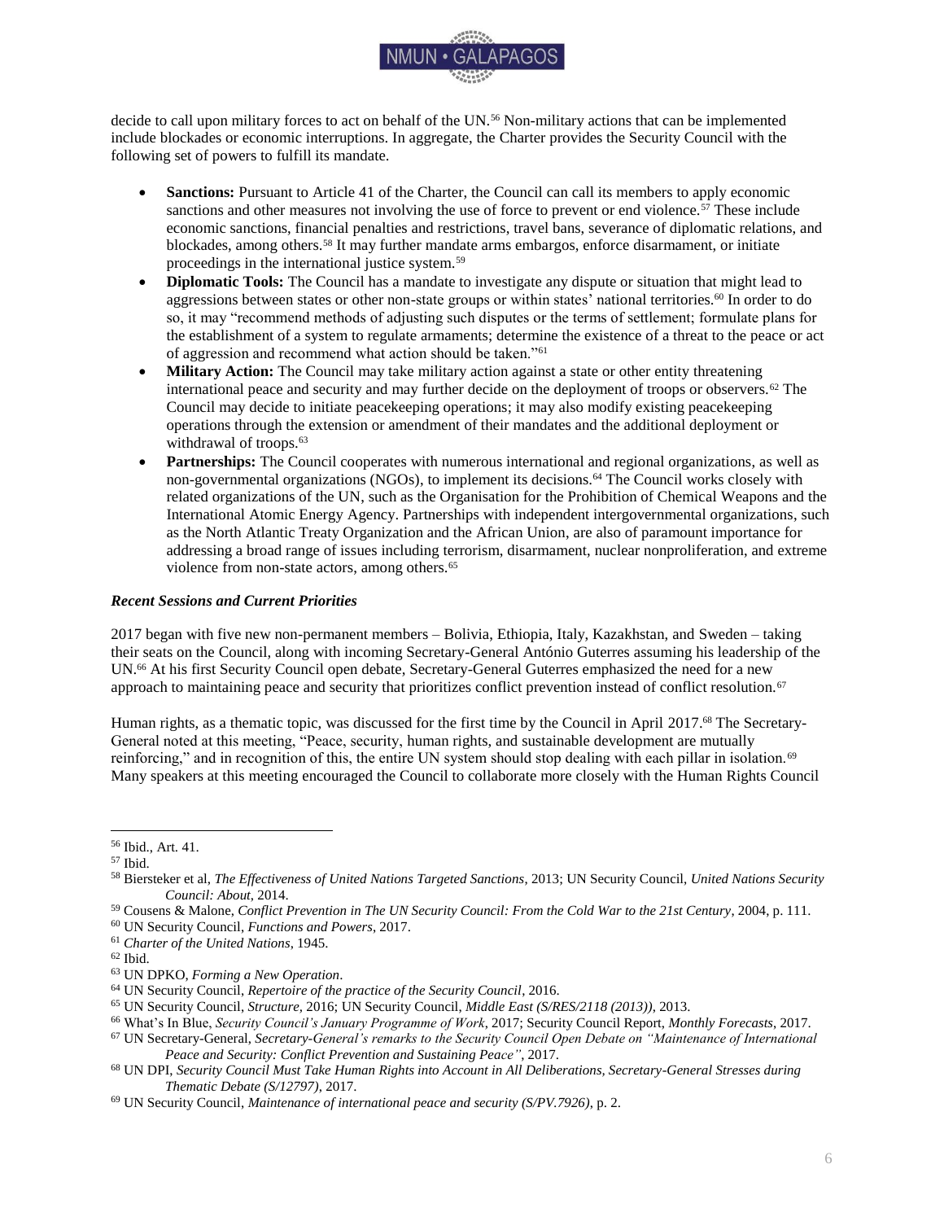decide to call upon military forces to act on behalf of the UN.[56] Non-military actions that can be implemented include blockades or economic interruptions. In aggregate, the Charter provides the Security Council with the following set of powers to fulfill its mandate.

- **Sanctions:** Pursuant to Article 41 of the Charter, the Council can call its members to apply economic sanctions and other measures not involving the use of force to prevent or end violence.[57] These include economic sanctions, financial penalties and restrictions, travel bans, severance of diplomatic relations, and blockades, among others.[58] It may further mandate arms embargos, enforce disarmament, or initiate proceedings in the international justice system.[59]
- **Diplomatic Tools:** The Council has a mandate to investigate any dispute or situation that might lead to aggressions between states or other non-state groups or within states' national territories.[60] In order to do so, it may "recommend methods of adjusting such disputes or the terms of settlement; formulate plans for the establishment of a system to regulate armaments; determine the existence of a threat to the peace or act of aggression and recommend what action should be taken."[61]
- **Military Action:** The Council may take military action against a state or other entity threatening international peace and security and may further decide on the deployment of troops or observers.[62] The Council may decide to initiate peacekeeping operations; it may also modify existing peacekeeping operations through the extension or amendment of their mandates and the additional deployment or withdrawal of troops.[63]
- **Partnerships:** The Council cooperates with numerous international and regional organizations, as well as non-governmental organizations (NGOs), to implement its decisions.[64] The Council works closely with related organizations of the UN, such as the Organisation for the Prohibition of Chemical Weapons and the International Atomic Energy Agency. Partnerships with independent intergovernmental organizations, such as the North Atlantic Treaty Organization and the African Union, are also of paramount importance for addressing a broad range of issues including terrorism, disarmament, nuclear nonproliferation, and extreme violence from non-state actors, among others.[65]

### *Recent Sessions and Current Priorities*

2017 began with five new non-permanent members – Bolivia, Ethiopia, Italy, Kazakhstan, and Sweden – taking their seats on the Council, along with incoming Secretary-General António Guterres assuming his leadership of the UN.[66] At his first Security Council open debate, Secretary-General Guterres emphasized the need for a new approach to maintaining peace and security that prioritizes conflict prevention instead of conflict resolution.[67]

Human rights, as a thematic topic, was discussed for the first time by the Council in April 2017.[68] The Secretary-General noted at this meeting, "Peace, security, human rights, and sustainable development are mutually reinforcing," and in recognition of this, the entire UN system should stop dealing with each pillar in isolation.[69] Many speakers at this meeting encouraged the Council to collaborate more closely with the Human Rights Council

---

[56] Ibid., Art. 41.

[57] Ibid.

[58] Biersteker et al, *The Effectiveness of United Nations Targeted Sanctions*, 2013; UN Security Council, *United Nations Security Council: About*, 2014.

[59] Cousens & Malone, *Conflict Prevention in The UN Security Council: From the Cold War to the 21st Century*, 2004, p. 111.

[60] UN Security Council, *Functions and Powers*, 2017.

[61] *Charter of the United Nations*, 1945.

[62] Ibid.

[63] UN DPKO, *Forming a New Operation*.

[64] UN Security Council, *Repertoire of the practice of the Security Council*, 2016.

[65] UN Security Council, *Structure*, 2016; UN Security Council, *Middle East (S/RES/2118 (2013))*, 2013.

[66] What's In Blue, *Security Council's January Programme of Work*, 2017; Security Council Report, *Monthly Forecasts*, 2017.

[67] UN Secretary-General, *Secretary-General's remarks to the Security Council Open Debate on "Maintenance of International Peace and Security: Conflict Prevention and Sustaining Peace"*, 2017.

[68] UN DPI, *Security Council Must Take Human Rights into Account in All Deliberations, Secretary-General Stresses during Thematic Debate (S/12797)*, 2017.

[69] UN Security Council, *Maintenance of international peace and security (S/PV.7926)*, p. 2.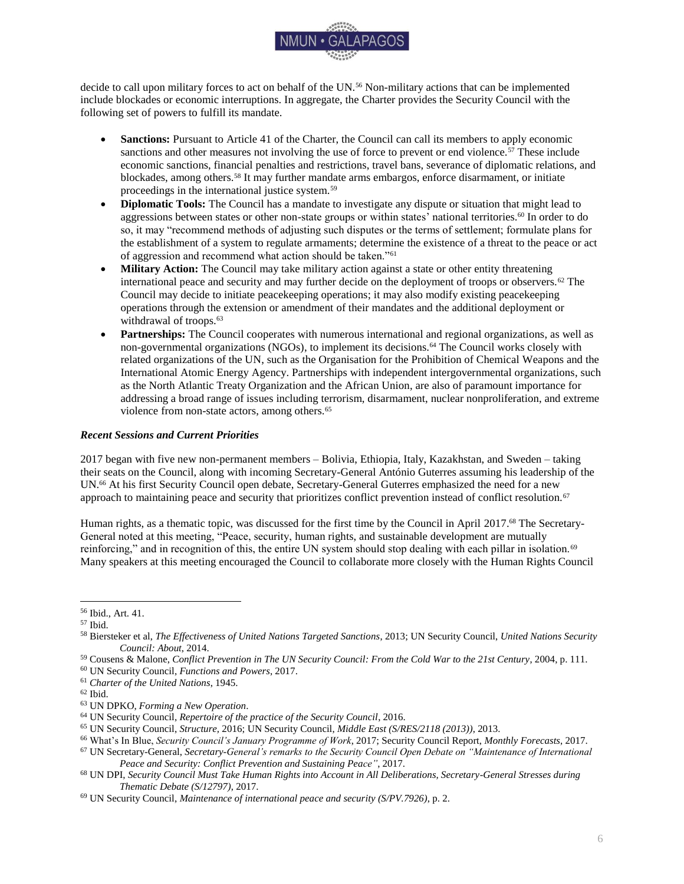decide to call upon military forces to act on behalf of the UN.[56] Non-military actions that can be implemented include blockades or economic interruptions. In aggregate, the Charter provides the Security Council with the following set of powers to fulfill its mandate.

- **Sanctions:** Pursuant to Article 41 of the Charter, the Council can call its members to apply economic sanctions and other measures not involving the use of force to prevent or end violence.[57] These include economic sanctions, financial penalties and restrictions, travel bans, severance of diplomatic relations, and blockades, among others.[58] It may further mandate arms embargos, enforce disarmament, or initiate proceedings in the international justice system.[59]
- **Diplomatic Tools:** The Council has a mandate to investigate any dispute or situation that might lead to aggressions between states or other non-state groups or within states' national territories.[60] In order to do so, it may "recommend methods of adjusting such disputes or the terms of settlement; formulate plans for the establishment of a system to regulate armaments; determine the existence of a threat to the peace or act of aggression and recommend what action should be taken."[61]
- **Military Action:** The Council may take military action against a state or other entity threatening international peace and security and may further decide on the deployment of troops or observers.[62] The Council may decide to initiate peacekeeping operations; it may also modify existing peacekeeping operations through the extension or amendment of their mandates and the additional deployment or withdrawal of troops.[63]
- **Partnerships:** The Council cooperates with numerous international and regional organizations, as well as non-governmental organizations (NGOs), to implement its decisions.[64] The Council works closely with related organizations of the UN, such as the Organisation for the Prohibition of Chemical Weapons and the International Atomic Energy Agency. Partnerships with independent intergovernmental organizations, such as the North Atlantic Treaty Organization and the African Union, are also of paramount importance for addressing a broad range of issues including terrorism, disarmament, nuclear nonproliferation, and extreme violence from non-state actors, among others.[65]

### *Recent Sessions and Current Priorities*

2017 began with five new non-permanent members – Bolivia, Ethiopia, Italy, Kazakhstan, and Sweden – taking their seats on the Council, along with incoming Secretary-General António Guterres assuming his leadership of the UN.[66] At his first Security Council open debate, Secretary-General Guterres emphasized the need for a new approach to maintaining peace and security that prioritizes conflict prevention instead of conflict resolution.[67]

Human rights, as a thematic topic, was discussed for the first time by the Council in April 2017.[68] The Secretary-General noted at this meeting, "Peace, security, human rights, and sustainable development are mutually reinforcing," and in recognition of this, the entire UN system should stop dealing with each pillar in isolation.[69] Many speakers at this meeting encouraged the Council to collaborate more closely with the Human Rights Council

---

[56] Ibid., Art. 41.

[57] Ibid.

[58] Biersteker et al, *The Effectiveness of United Nations Targeted Sanctions*, 2013; UN Security Council, *United Nations Security Council: About*, 2014.

[59] Cousens & Malone, *Conflict Prevention in The UN Security Council: From the Cold War to the 21st Century*, 2004, p. 111.

[60] UN Security Council, *Functions and Powers*, 2017.

[61] *Charter of the United Nations*, 1945.

[62] Ibid.

[63] UN DPKO, *Forming a New Operation*.

[64] UN Security Council, *Repertoire of the practice of the Security Council*, 2016.

[65] UN Security Council, *Structure*, 2016; UN Security Council, *Middle East (S/RES/2118 (2013))*, 2013.

[66] What's In Blue, *Security Council's January Programme of Work*, 2017; Security Council Report, *Monthly Forecasts*, 2017.

[67] UN Secretary-General, *Secretary-General's remarks to the Security Council Open Debate on "Maintenance of International Peace and Security: Conflict Prevention and Sustaining Peace"*, 2017.

[68] UN DPI, *Security Council Must Take Human Rights into Account in All Deliberations, Secretary-General Stresses during Thematic Debate (S/12797)*, 2017.

[69] UN Security Council, *Maintenance of international peace and security (S/PV.7926)*, p. 2.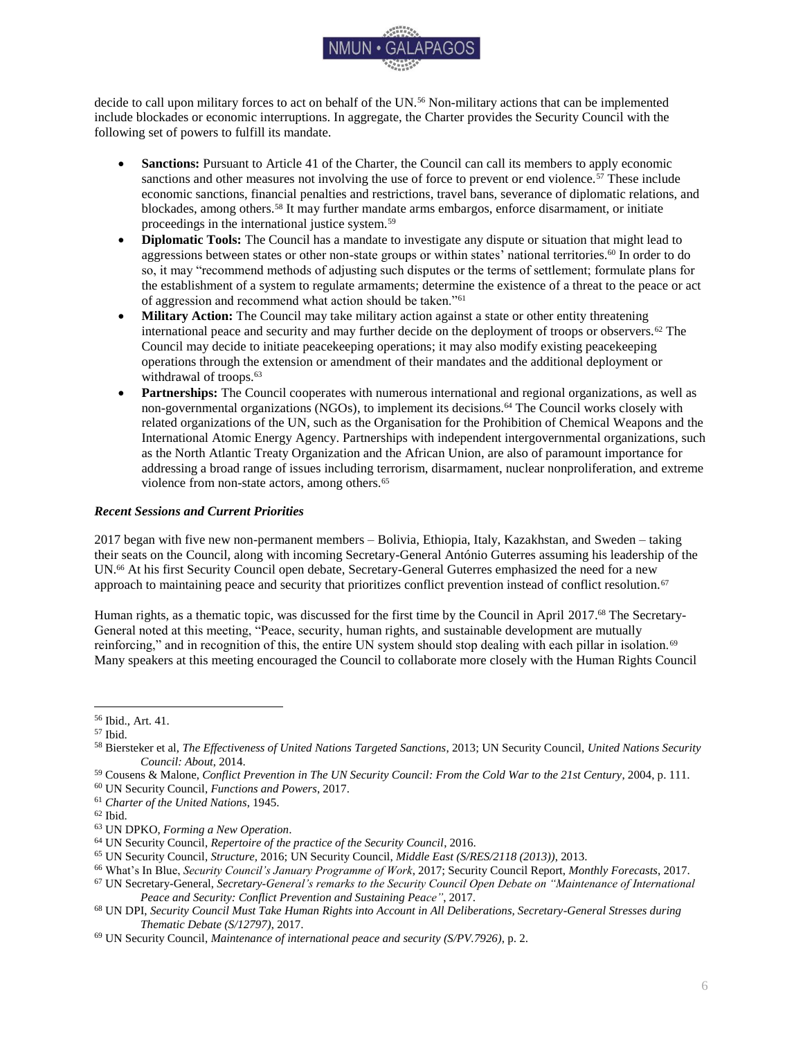decide to call upon military forces to act on behalf of the UN.[56] Non-military actions that can be implemented include blockades or economic interruptions. In aggregate, the Charter provides the Security Council with the following set of powers to fulfill its mandate.

- **Sanctions:** Pursuant to Article 41 of the Charter, the Council can call its members to apply economic sanctions and other measures not involving the use of force to prevent or end violence.[57] These include economic sanctions, financial penalties and restrictions, travel bans, severance of diplomatic relations, and blockades, among others.[58] It may further mandate arms embargos, enforce disarmament, or initiate proceedings in the international justice system.[59]
- **Diplomatic Tools:** The Council has a mandate to investigate any dispute or situation that might lead to aggressions between states or other non-state groups or within states' national territories.[60] In order to do so, it may "recommend methods of adjusting such disputes or the terms of settlement; formulate plans for the establishment of a system to regulate armaments; determine the existence of a threat to the peace or act of aggression and recommend what action should be taken."[61]
- **Military Action:** The Council may take military action against a state or other entity threatening international peace and security and may further decide on the deployment of troops or observers.[62] The Council may decide to initiate peacekeeping operations; it may also modify existing peacekeeping operations through the extension or amendment of their mandates and the additional deployment or withdrawal of troops.[63]
- **Partnerships:** The Council cooperates with numerous international and regional organizations, as well as non-governmental organizations (NGOs), to implement its decisions.[64] The Council works closely with related organizations of the UN, such as the Organisation for the Prohibition of Chemical Weapons and the International Atomic Energy Agency. Partnerships with independent intergovernmental organizations, such as the North Atlantic Treaty Organization and the African Union, are also of paramount importance for addressing a broad range of issues including terrorism, disarmament, nuclear nonproliferation, and extreme violence from non-state actors, among others.[65]

### *Recent Sessions and Current Priorities*

2017 began with five new non-permanent members – Bolivia, Ethiopia, Italy, Kazakhstan, and Sweden – taking their seats on the Council, along with incoming Secretary-General António Guterres assuming his leadership of the UN.[66] At his first Security Council open debate, Secretary-General Guterres emphasized the need for a new approach to maintaining peace and security that prioritizes conflict prevention instead of conflict resolution.[67]

Human rights, as a thematic topic, was discussed for the first time by the Council in April 2017.[68] The Secretary-General noted at this meeting, "Peace, security, human rights, and sustainable development are mutually reinforcing," and in recognition of this, the entire UN system should stop dealing with each pillar in isolation.[69] Many speakers at this meeting encouraged the Council to collaborate more closely with the Human Rights Council

---

[56] Ibid., Art. 41.

[57] Ibid.

[58] Biersteker et al, *The Effectiveness of United Nations Targeted Sanctions*, 2013; UN Security Council, *United Nations Security Council: About*, 2014.

[59] Cousens & Malone, *Conflict Prevention in The UN Security Council: From the Cold War to the 21st Century*, 2004, p. 111.

[60] UN Security Council, *Functions and Powers*, 2017.

[61] *Charter of the United Nations*, 1945.

[62] Ibid.

[63] UN DPKO, *Forming a New Operation*.

[64] UN Security Council, *Repertoire of the practice of the Security Council*, 2016.

[65] UN Security Council, *Structure*, 2016; UN Security Council, *Middle East (S/RES/2118 (2013))*, 2013.

[66] What's In Blue, *Security Council's January Programme of Work*, 2017; Security Council Report, *Monthly Forecasts*, 2017.

[67] UN Secretary-General, *Secretary-General's remarks to the Security Council Open Debate on "Maintenance of International Peace and Security: Conflict Prevention and Sustaining Peace"*, 2017.

[68] UN DPI, *Security Council Must Take Human Rights into Account in All Deliberations, Secretary-General Stresses during Thematic Debate (S/12797)*, 2017.

[69] UN Security Council, *Maintenance of international peace and security (S/PV.7926)*, p. 2.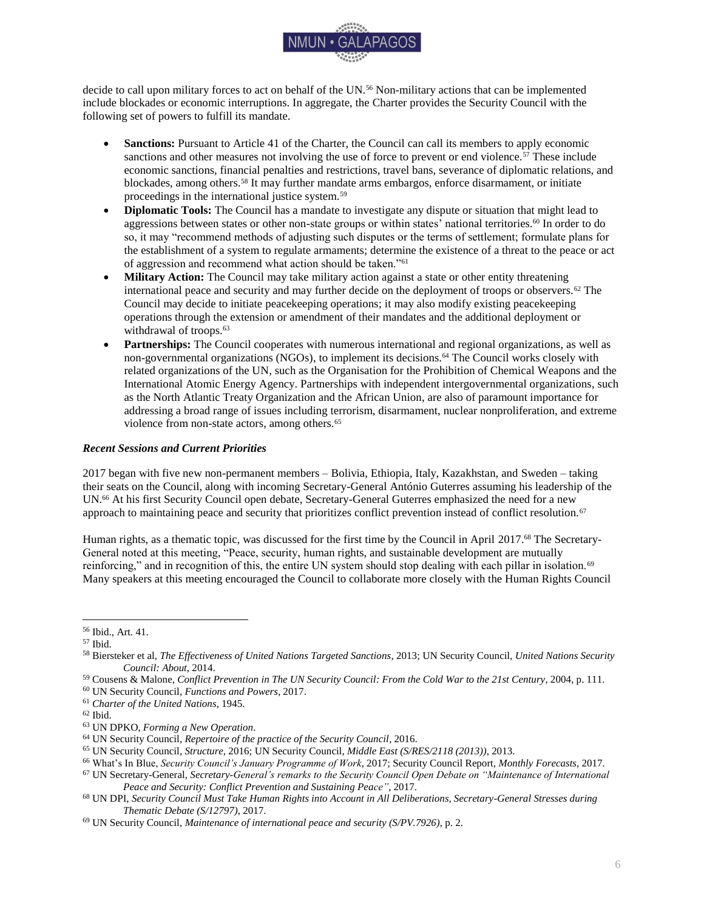decide to call upon military forces to act on behalf of the UN.[56] Non-military actions that can be implemented include blockades or economic interruptions. In aggregate, the Charter provides the Security Council with the following set of powers to fulfill its mandate.

- **Sanctions:** Pursuant to Article 41 of the Charter, the Council can call its members to apply economic sanctions and other measures not involving the use of force to prevent or end violence.[57] These include economic sanctions, financial penalties and restrictions, travel bans, severance of diplomatic relations, and blockades, among others.[58] It may further mandate arms embargos, enforce disarmament, or initiate proceedings in the international justice system.[59]
- **Diplomatic Tools:** The Council has a mandate to investigate any dispute or situation that might lead to aggressions between states or other non-state groups or within states' national territories.[60] In order to do so, it may "recommend methods of adjusting such disputes or the terms of settlement; formulate plans for the establishment of a system to regulate armaments; determine the existence of a threat to the peace or act of aggression and recommend what action should be taken."[61]
- **Military Action:** The Council may take military action against a state or other entity threatening international peace and security and may further decide on the deployment of troops or observers.[62] The Council may decide to initiate peacekeeping operations; it may also modify existing peacekeeping operations through the extension or amendment of their mandates and the additional deployment or withdrawal of troops.[63]
- **Partnerships:** The Council cooperates with numerous international and regional organizations, as well as non-governmental organizations (NGOs), to implement its decisions.[64] The Council works closely with related organizations of the UN, such as the Organisation for the Prohibition of Chemical Weapons and the International Atomic Energy Agency. Partnerships with independent intergovernmental organizations, such as the North Atlantic Treaty Organization and the African Union, are also of paramount importance for addressing a broad range of issues including terrorism, disarmament, nuclear nonproliferation, and extreme violence from non-state actors, among others.[65]

***Recent Sessions and Current Priorities***

2017 began with five new non-permanent members – Bolivia, Ethiopia, Italy, Kazakhstan, and Sweden – taking their seats on the Council, along with incoming Secretary-General António Guterres assuming his leadership of the UN.[66] At his first Security Council open debate, Secretary-General Guterres emphasized the need for a new approach to maintaining peace and security that prioritizes conflict prevention instead of conflict resolution.[67]

Human rights, as a thematic topic, was discussed for the first time by the Council in April 2017.[68] The Secretary-General noted at this meeting, "Peace, security, human rights, and sustainable development are mutually reinforcing," and in recognition of this, the entire UN system should stop dealing with each pillar in isolation.[69] Many speakers at this meeting encouraged the Council to collaborate more closely with the Human Rights Council

---

[56] Ibid., Art. 41.

[57] Ibid.

[58] Biersteker et al, *The Effectiveness of United Nations Targeted Sanctions*, 2013; UN Security Council, *United Nations Security Council: About*, 2014.

[59] Cousens & Malone, *Conflict Prevention in The UN Security Council: From the Cold War to the 21st Century*, 2004, p. 111.

[60] UN Security Council, *Functions and Powers*, 2017.

[61] *Charter of the United Nations*, 1945.

[62] Ibid.

[63] UN DPKO, *Forming a New Operation*.

[64] UN Security Council, *Repertoire of the practice of the Security Council*, 2016.

[65] UN Security Council, *Structure*, 2016; UN Security Council, *Middle East (S/RES/2118 (2013))*, 2013.

[66] What's In Blue, *Security Council's January Programme of Work*, 2017; Security Council Report, *Monthly Forecasts*, 2017.

[67] UN Secretary-General, *Secretary-General's remarks to the Security Council Open Debate on "Maintenance of International Peace and Security: Conflict Prevention and Sustaining Peace"*, 2017.

[68] UN DPI, *Security Council Must Take Human Rights into Account in All Deliberations, Secretary-General Stresses during Thematic Debate (S/12797)*, 2017.

[69] UN Security Council, *Maintenance of international peace and security (S/PV.7926)*, p. 2.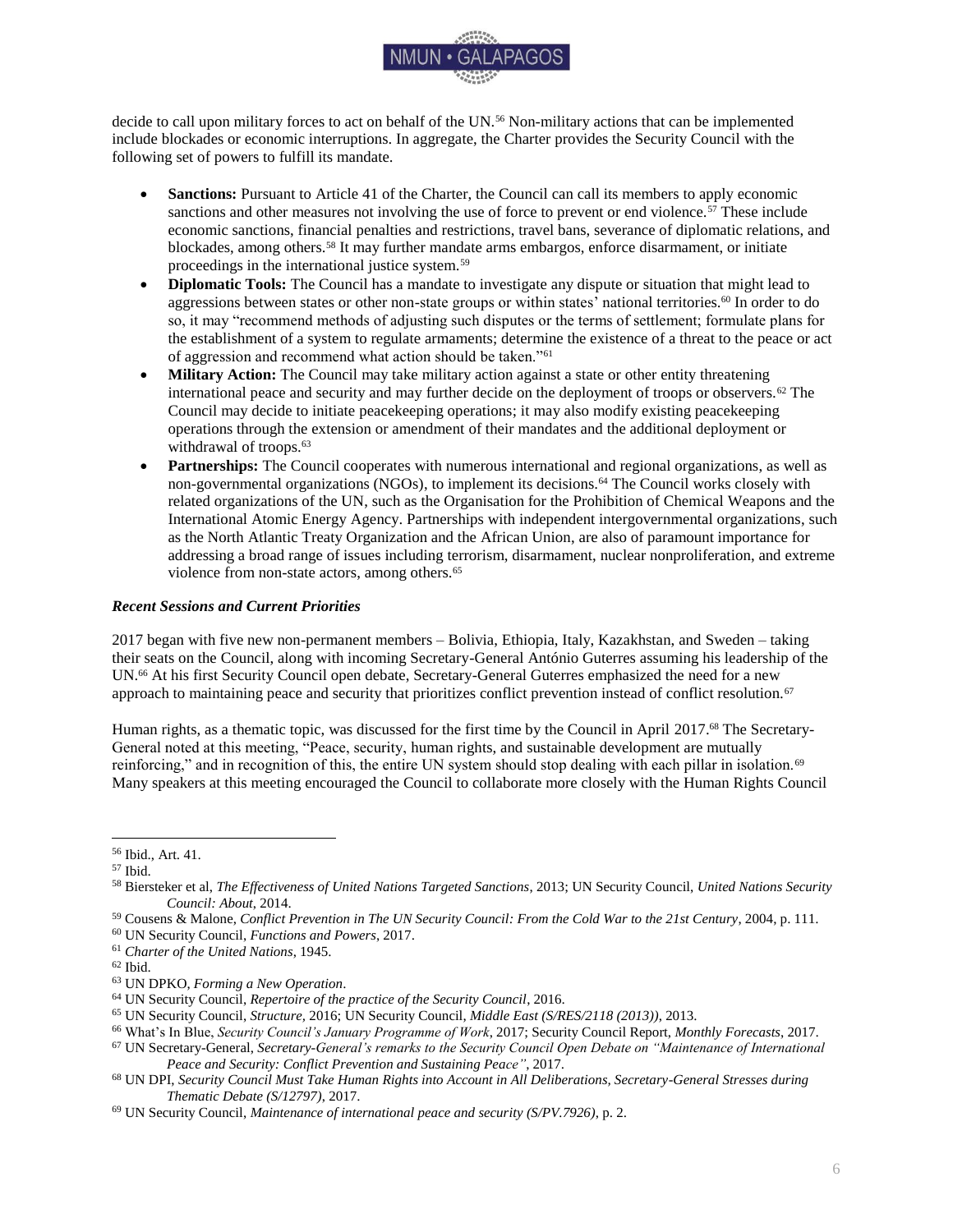decide to call upon military forces to act on behalf of the UN.[56] Non-military actions that can be implemented include blockades or economic interruptions. In aggregate, the Charter provides the Security Council with the following set of powers to fulfill its mandate.

- **Sanctions:** Pursuant to Article 41 of the Charter, the Council can call its members to apply economic sanctions and other measures not involving the use of force to prevent or end violence.[57] These include economic sanctions, financial penalties and restrictions, travel bans, severance of diplomatic relations, and blockades, among others.[58] It may further mandate arms embargos, enforce disarmament, or initiate proceedings in the international justice system.[59]
- **Diplomatic Tools:** The Council has a mandate to investigate any dispute or situation that might lead to aggressions between states or other non-state groups or within states' national territories.[60] In order to do so, it may "recommend methods of adjusting such disputes or the terms of settlement; formulate plans for the establishment of a system to regulate armaments; determine the existence of a threat to the peace or act of aggression and recommend what action should be taken."[61]
- **Military Action:** The Council may take military action against a state or other entity threatening international peace and security and may further decide on the deployment of troops or observers.[62] The Council may decide to initiate peacekeeping operations; it may also modify existing peacekeeping operations through the extension or amendment of their mandates and the additional deployment or withdrawal of troops.[63]
- **Partnerships:** The Council cooperates with numerous international and regional organizations, as well as non-governmental organizations (NGOs), to implement its decisions.[64] The Council works closely with related organizations of the UN, such as the Organisation for the Prohibition of Chemical Weapons and the International Atomic Energy Agency. Partnerships with independent intergovernmental organizations, such as the North Atlantic Treaty Organization and the African Union, are also of paramount importance for addressing a broad range of issues including terrorism, disarmament, nuclear nonproliferation, and extreme violence from non-state actors, among others.[65]

### *Recent Sessions and Current Priorities*

2017 began with five new non-permanent members – Bolivia, Ethiopia, Italy, Kazakhstan, and Sweden – taking their seats on the Council, along with incoming Secretary-General António Guterres assuming his leadership of the UN.[66] At his first Security Council open debate, Secretary-General Guterres emphasized the need for a new approach to maintaining peace and security that prioritizes conflict prevention instead of conflict resolution.[67]

Human rights, as a thematic topic, was discussed for the first time by the Council in April 2017.[68] The Secretary-General noted at this meeting, "Peace, security, human rights, and sustainable development are mutually reinforcing," and in recognition of this, the entire UN system should stop dealing with each pillar in isolation.[69] Many speakers at this meeting encouraged the Council to collaborate more closely with the Human Rights Council

---

[56] Ibid., Art. 41.

[57] Ibid.

[58] Biersteker et al, *The Effectiveness of United Nations Targeted Sanctions*, 2013; UN Security Council, *United Nations Security Council: About*, 2014.

[59] Cousens & Malone, *Conflict Prevention in The UN Security Council: From the Cold War to the 21st Century*, 2004, p. 111.

[60] UN Security Council, *Functions and Powers*, 2017.

[61] *Charter of the United Nations*, 1945.

[62] Ibid.

[63] UN DPKO, *Forming a New Operation*.

[64] UN Security Council, *Repertoire of the practice of the Security Council*, 2016.

[65] UN Security Council, *Structure*, 2016; UN Security Council, *Middle East (S/RES/2118 (2013))*, 2013.

[66] What's In Blue, *Security Council's January Programme of Work*, 2017; Security Council Report, *Monthly Forecasts*, 2017.

[67] UN Secretary-General, *Secretary-General's remarks to the Security Council Open Debate on "Maintenance of International Peace and Security: Conflict Prevention and Sustaining Peace"*, 2017.

[68] UN DPI, *Security Council Must Take Human Rights into Account in All Deliberations, Secretary-General Stresses during Thematic Debate (S/12797)*, 2017.

[69] UN Security Council, *Maintenance of international peace and security (S/PV.7926)*, p. 2.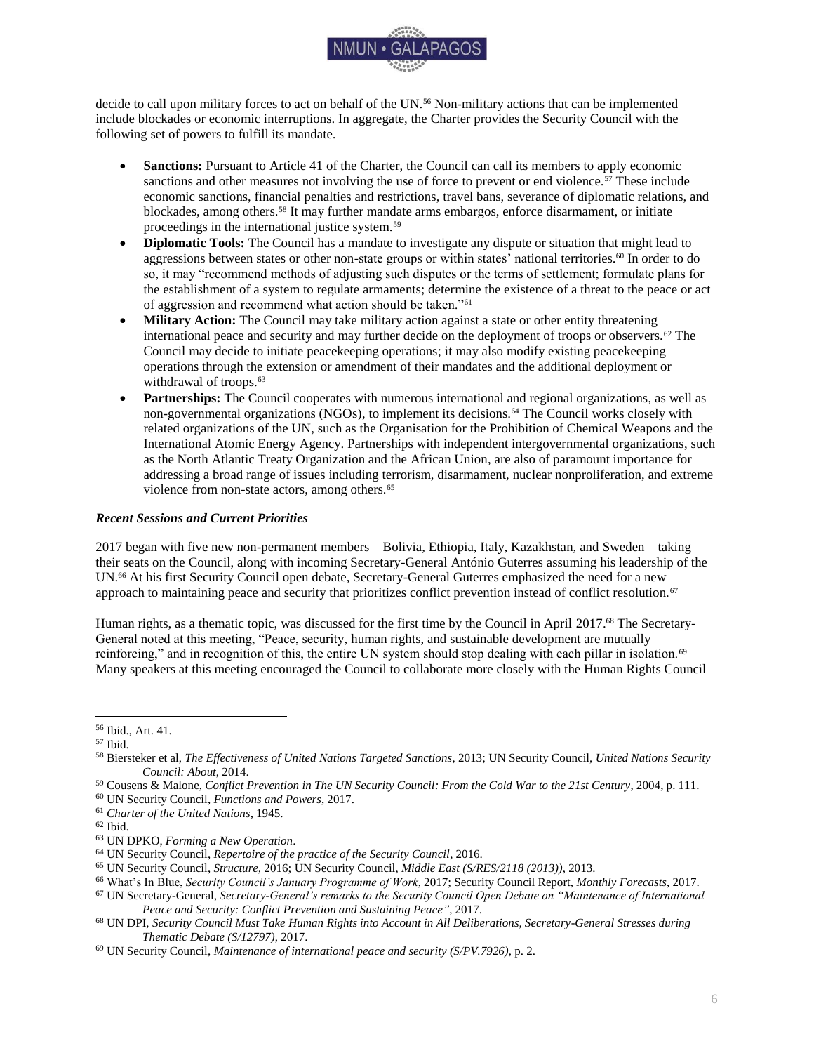decide to call upon military forces to act on behalf of the UN.[56] Non-military actions that can be implemented include blockades or economic interruptions. In aggregate, the Charter provides the Security Council with the following set of powers to fulfill its mandate.

- **Sanctions:** Pursuant to Article 41 of the Charter, the Council can call its members to apply economic sanctions and other measures not involving the use of force to prevent or end violence.[57] These include economic sanctions, financial penalties and restrictions, travel bans, severance of diplomatic relations, and blockades, among others.[58] It may further mandate arms embargos, enforce disarmament, or initiate proceedings in the international justice system.[59]
- **Diplomatic Tools:** The Council has a mandate to investigate any dispute or situation that might lead to aggressions between states or other non-state groups or within states' national territories.[60] In order to do so, it may "recommend methods of adjusting such disputes or the terms of settlement; formulate plans for the establishment of a system to regulate armaments; determine the existence of a threat to the peace or act of aggression and recommend what action should be taken."[61]
- **Military Action:** The Council may take military action against a state or other entity threatening international peace and security and may further decide on the deployment of troops or observers.[62] The Council may decide to initiate peacekeeping operations; it may also modify existing peacekeeping operations through the extension or amendment of their mandates and the additional deployment or withdrawal of troops.[63]
- **Partnerships:** The Council cooperates with numerous international and regional organizations, as well as non-governmental organizations (NGOs), to implement its decisions.[64] The Council works closely with related organizations of the UN, such as the Organisation for the Prohibition of Chemical Weapons and the International Atomic Energy Agency. Partnerships with independent intergovernmental organizations, such as the North Atlantic Treaty Organization and the African Union, are also of paramount importance for addressing a broad range of issues including terrorism, disarmament, nuclear nonproliferation, and extreme violence from non-state actors, among others.[65]

### *Recent Sessions and Current Priorities*

2017 began with five new non-permanent members – Bolivia, Ethiopia, Italy, Kazakhstan, and Sweden – taking their seats on the Council, along with incoming Secretary-General António Guterres assuming his leadership of the UN.[66] At his first Security Council open debate, Secretary-General Guterres emphasized the need for a new approach to maintaining peace and security that prioritizes conflict prevention instead of conflict resolution.[67]

Human rights, as a thematic topic, was discussed for the first time by the Council in April 2017.[68] The Secretary-General noted at this meeting, "Peace, security, human rights, and sustainable development are mutually reinforcing," and in recognition of this, the entire UN system should stop dealing with each pillar in isolation.[69] Many speakers at this meeting encouraged the Council to collaborate more closely with the Human Rights Council

---

[56] Ibid., Art. 41.
[57] Ibid.
[58] Biersteker et al, *The Effectiveness of United Nations Targeted Sanctions*, 2013; UN Security Council, *United Nations Security Council: About*, 2014.
[59] Cousens & Malone, *Conflict Prevention in The UN Security Council: From the Cold War to the 21st Century*, 2004, p. 111.
[60] UN Security Council, *Functions and Powers*, 2017.
[61] *Charter of the United Nations*, 1945.
[62] Ibid.
[63] UN DPKO, *Forming a New Operation*.
[64] UN Security Council, *Repertoire of the practice of the Security Council*, 2016.
[65] UN Security Council, *Structure*, 2016; UN Security Council, *Middle East (S/RES/2118 (2013))*, 2013.
[66] What's In Blue, *Security Council's January Programme of Work*, 2017; Security Council Report, *Monthly Forecasts*, 2017.
[67] UN Secretary-General, *Secretary-General's remarks to the Security Council Open Debate on "Maintenance of International Peace and Security: Conflict Prevention and Sustaining Peace"*, 2017.
[68] UN DPI, *Security Council Must Take Human Rights into Account in All Deliberations, Secretary-General Stresses during Thematic Debate (S/12797)*, 2017.
[69] UN Security Council, *Maintenance of international peace and security (S/PV.7926)*, p. 2.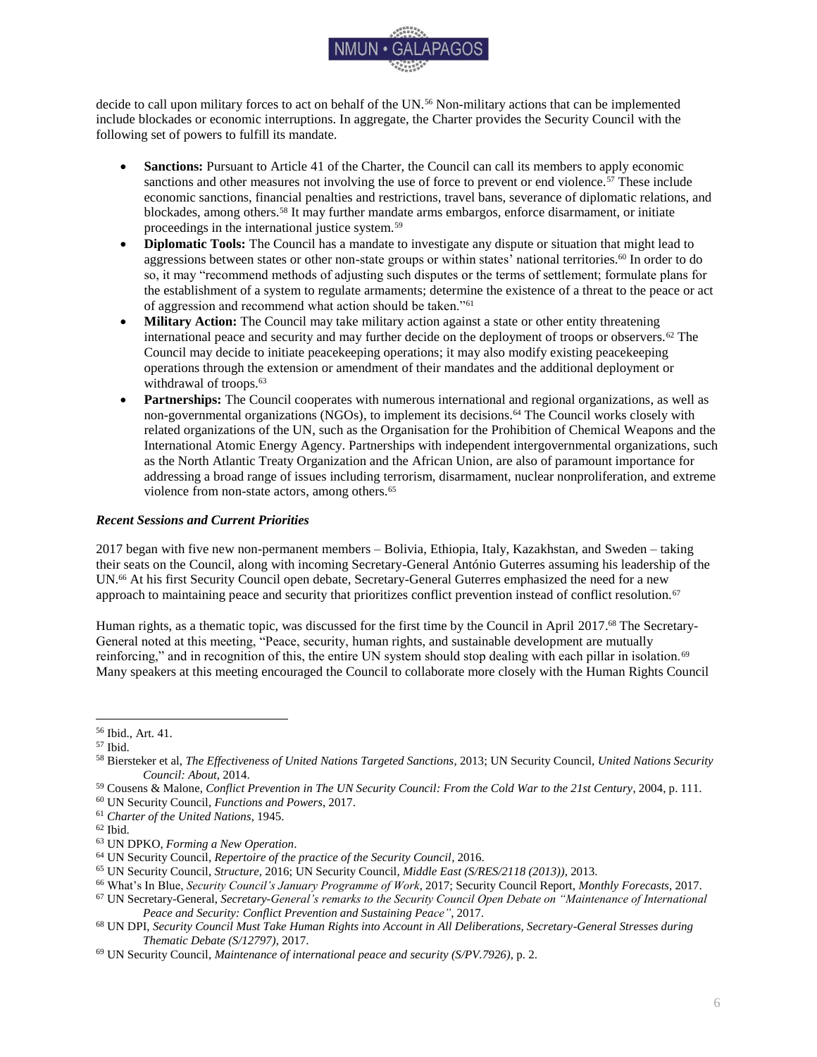decide to call upon military forces to act on behalf of the UN.[56] Non-military actions that can be implemented include blockades or economic interruptions. In aggregate, the Charter provides the Security Council with the following set of powers to fulfill its mandate.

- **Sanctions:** Pursuant to Article 41 of the Charter, the Council can call its members to apply economic sanctions and other measures not involving the use of force to prevent or end violence.[57] These include economic sanctions, financial penalties and restrictions, travel bans, severance of diplomatic relations, and blockades, among others.[58] It may further mandate arms embargos, enforce disarmament, or initiate proceedings in the international justice system.[59]
- **Diplomatic Tools:** The Council has a mandate to investigate any dispute or situation that might lead to aggressions between states or other non-state groups or within states' national territories.[60] In order to do so, it may "recommend methods of adjusting such disputes or the terms of settlement; formulate plans for the establishment of a system to regulate armaments; determine the existence of a threat to the peace or act of aggression and recommend what action should be taken."[61]
- **Military Action:** The Council may take military action against a state or other entity threatening international peace and security and may further decide on the deployment of troops or observers.[62] The Council may decide to initiate peacekeeping operations; it may also modify existing peacekeeping operations through the extension or amendment of their mandates and the additional deployment or withdrawal of troops.[63]
- **Partnerships:** The Council cooperates with numerous international and regional organizations, as well as non-governmental organizations (NGOs), to implement its decisions.[64] The Council works closely with related organizations of the UN, such as the Organisation for the Prohibition of Chemical Weapons and the International Atomic Energy Agency. Partnerships with independent intergovernmental organizations, such as the North Atlantic Treaty Organization and the African Union, are also of paramount importance for addressing a broad range of issues including terrorism, disarmament, nuclear nonproliferation, and extreme violence from non-state actors, among others.[65]

### *Recent Sessions and Current Priorities*

2017 began with five new non-permanent members – Bolivia, Ethiopia, Italy, Kazakhstan, and Sweden – taking their seats on the Council, along with incoming Secretary-General António Guterres assuming his leadership of the UN.[66] At his first Security Council open debate, Secretary-General Guterres emphasized the need for a new approach to maintaining peace and security that prioritizes conflict prevention instead of conflict resolution.[67]

Human rights, as a thematic topic, was discussed for the first time by the Council in April 2017.[68] The Secretary-General noted at this meeting, "Peace, security, human rights, and sustainable development are mutually reinforcing," and in recognition of this, the entire UN system should stop dealing with each pillar in isolation.[69] Many speakers at this meeting encouraged the Council to collaborate more closely with the Human Rights Council

---

[56] Ibid., Art. 41.
[57] Ibid.
[58] Biersteker et al, *The Effectiveness of United Nations Targeted Sanctions*, 2013; UN Security Council, *United Nations Security Council: About*, 2014.
[59] Cousens & Malone, *Conflict Prevention in The UN Security Council: From the Cold War to the 21st Century*, 2004, p. 111.
[60] UN Security Council, *Functions and Powers*, 2017.
[61] *Charter of the United Nations*, 1945.
[62] Ibid.
[63] UN DPKO, *Forming a New Operation*.
[64] UN Security Council, *Repertoire of the practice of the Security Council*, 2016.
[65] UN Security Council, *Structure*, 2016; UN Security Council, *Middle East (S/RES/2118 (2013))*, 2013.
[66] What's In Blue, *Security Council's January Programme of Work*, 2017; Security Council Report, *Monthly Forecasts*, 2017.
[67] UN Secretary-General, *Secretary-General's remarks to the Security Council Open Debate on "Maintenance of International Peace and Security: Conflict Prevention and Sustaining Peace"*, 2017.
[68] UN DPI, *Security Council Must Take Human Rights into Account in All Deliberations, Secretary-General Stresses during Thematic Debate (S/12797)*, 2017.
[69] UN Security Council, *Maintenance of international peace and security (S/PV.7926)*, p. 2.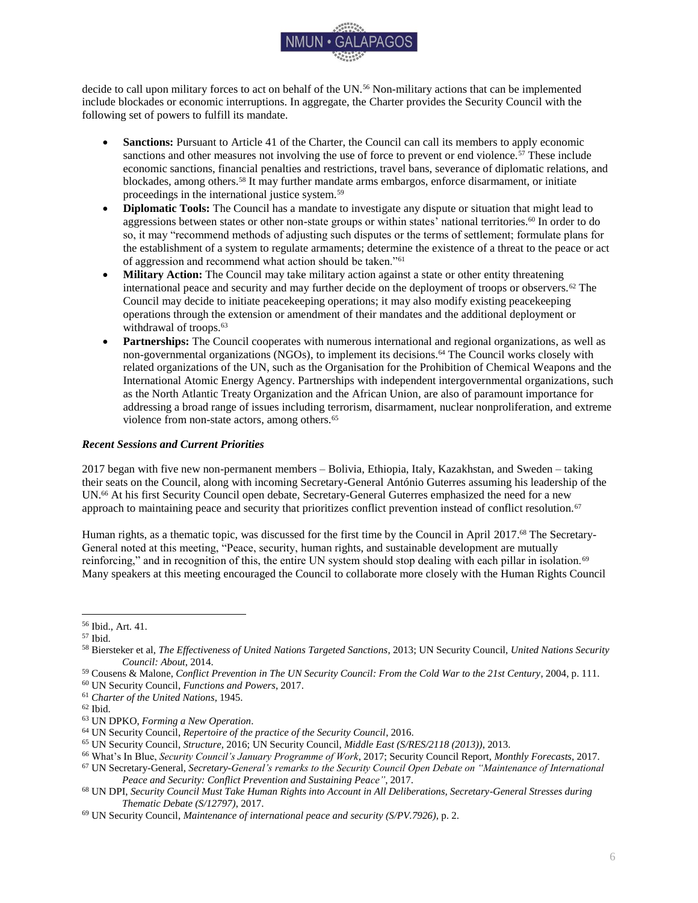decide to call upon military forces to act on behalf of the UN.[56] Non-military actions that can be implemented include blockades or economic interruptions. In aggregate, the Charter provides the Security Council with the following set of powers to fulfill its mandate.

- **Sanctions:** Pursuant to Article 41 of the Charter, the Council can call its members to apply economic sanctions and other measures not involving the use of force to prevent or end violence.[57] These include economic sanctions, financial penalties and restrictions, travel bans, severance of diplomatic relations, and blockades, among others.[58] It may further mandate arms embargos, enforce disarmament, or initiate proceedings in the international justice system.[59]
- **Diplomatic Tools:** The Council has a mandate to investigate any dispute or situation that might lead to aggressions between states or other non-state groups or within states' national territories.[60] In order to do so, it may "recommend methods of adjusting such disputes or the terms of settlement; formulate plans for the establishment of a system to regulate armaments; determine the existence of a threat to the peace or act of aggression and recommend what action should be taken."[61]
- **Military Action:** The Council may take military action against a state or other entity threatening international peace and security and may further decide on the deployment of troops or observers.[62] The Council may decide to initiate peacekeeping operations; it may also modify existing peacekeeping operations through the extension or amendment of their mandates and the additional deployment or withdrawal of troops.[63]
- **Partnerships:** The Council cooperates with numerous international and regional organizations, as well as non-governmental organizations (NGOs), to implement its decisions.[64] The Council works closely with related organizations of the UN, such as the Organisation for the Prohibition of Chemical Weapons and the International Atomic Energy Agency. Partnerships with independent intergovernmental organizations, such as the North Atlantic Treaty Organization and the African Union, are also of paramount importance for addressing a broad range of issues including terrorism, disarmament, nuclear nonproliferation, and extreme violence from non-state actors, among others.[65]

### *Recent Sessions and Current Priorities*

2017 began with five new non-permanent members – Bolivia, Ethiopia, Italy, Kazakhstan, and Sweden – taking their seats on the Council, along with incoming Secretary-General António Guterres assuming his leadership of the UN.[66] At his first Security Council open debate, Secretary-General Guterres emphasized the need for a new approach to maintaining peace and security that prioritizes conflict prevention instead of conflict resolution.[67]

Human rights, as a thematic topic, was discussed for the first time by the Council in April 2017.[68] The Secretary-General noted at this meeting, "Peace, security, human rights, and sustainable development are mutually reinforcing," and in recognition of this, the entire UN system should stop dealing with each pillar in isolation.[69] Many speakers at this meeting encouraged the Council to collaborate more closely with the Human Rights Council

---

[56] Ibid., Art. 41.

[57] Ibid.

[58] Biersteker et al, *The Effectiveness of United Nations Targeted Sanctions*, 2013; UN Security Council, *United Nations Security Council: About*, 2014.

[59] Cousens & Malone, *Conflict Prevention in The UN Security Council: From the Cold War to the 21st Century*, 2004, p. 111.

[60] UN Security Council, *Functions and Powers*, 2017.

[61] *Charter of the United Nations*, 1945.

[62] Ibid.

[63] UN DPKO, *Forming a New Operation*.

[64] UN Security Council, *Repertoire of the practice of the Security Council*, 2016.

[65] UN Security Council, *Structure*, 2016; UN Security Council, *Middle East (S/RES/2118 (2013))*, 2013.

[66] What's In Blue, *Security Council's January Programme of Work*, 2017; Security Council Report, *Monthly Forecasts*, 2017.

[67] UN Secretary-General, *Secretary-General's remarks to the Security Council Open Debate on "Maintenance of International Peace and Security: Conflict Prevention and Sustaining Peace"*, 2017.

[68] UN DPI, *Security Council Must Take Human Rights into Account in All Deliberations, Secretary-General Stresses during Thematic Debate (S/12797)*, 2017.

[69] UN Security Council, *Maintenance of international peace and security (S/PV.7926)*, p. 2.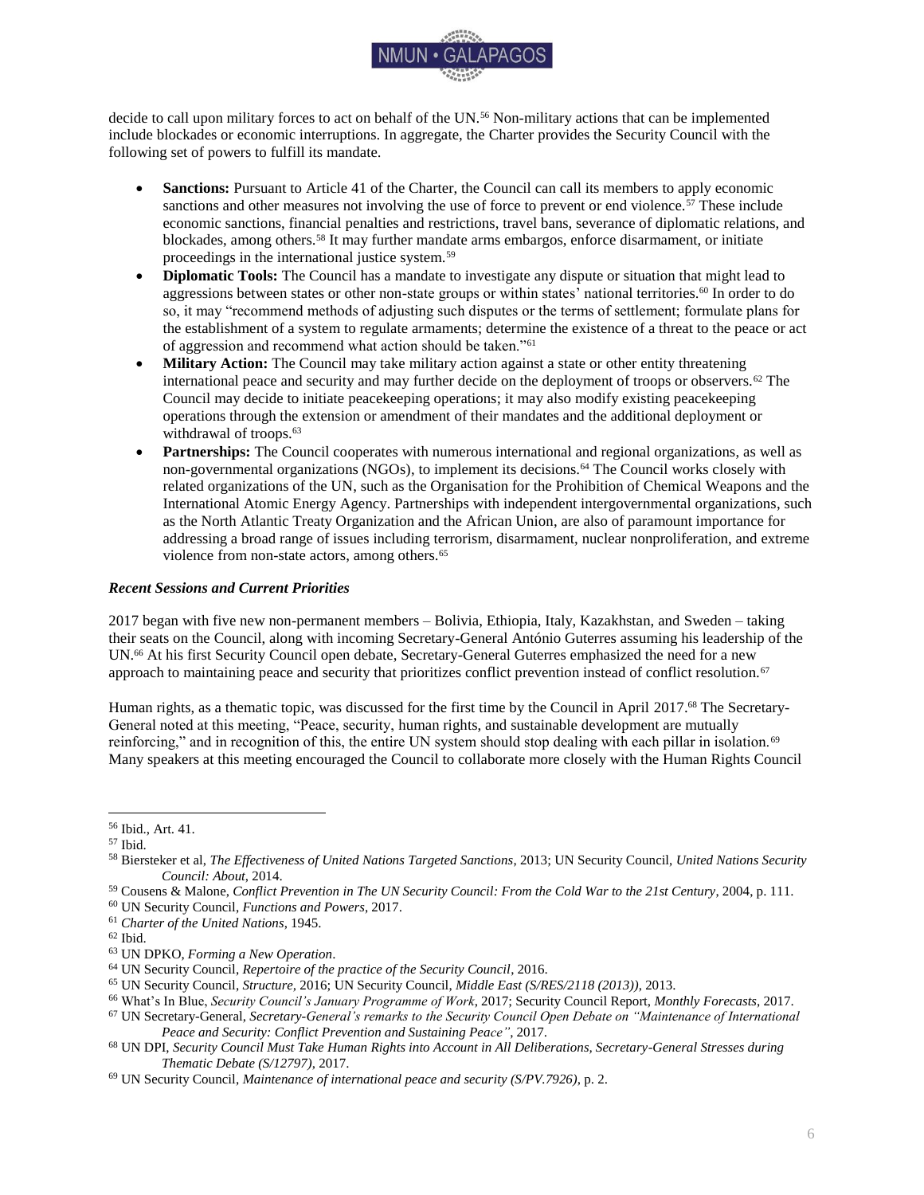decide to call upon military forces to act on behalf of the UN.[56] Non-military actions that can be implemented include blockades or economic interruptions. In aggregate, the Charter provides the Security Council with the following set of powers to fulfill its mandate.

- **Sanctions:** Pursuant to Article 41 of the Charter, the Council can call its members to apply economic sanctions and other measures not involving the use of force to prevent or end violence.[57] These include economic sanctions, financial penalties and restrictions, travel bans, severance of diplomatic relations, and blockades, among others.[58] It may further mandate arms embargos, enforce disarmament, or initiate proceedings in the international justice system.[59]
- **Diplomatic Tools:** The Council has a mandate to investigate any dispute or situation that might lead to aggressions between states or other non-state groups or within states' national territories.[60] In order to do so, it may "recommend methods of adjusting such disputes or the terms of settlement; formulate plans for the establishment of a system to regulate armaments; determine the existence of a threat to the peace or act of aggression and recommend what action should be taken."[61]
- **Military Action:** The Council may take military action against a state or other entity threatening international peace and security and may further decide on the deployment of troops or observers.[62] The Council may decide to initiate peacekeeping operations; it may also modify existing peacekeeping operations through the extension or amendment of their mandates and the additional deployment or withdrawal of troops.[63]
- **Partnerships:** The Council cooperates with numerous international and regional organizations, as well as non-governmental organizations (NGOs), to implement its decisions.[64] The Council works closely with related organizations of the UN, such as the Organisation for the Prohibition of Chemical Weapons and the International Atomic Energy Agency. Partnerships with independent intergovernmental organizations, such as the North Atlantic Treaty Organization and the African Union, are also of paramount importance for addressing a broad range of issues including terrorism, disarmament, nuclear nonproliferation, and extreme violence from non-state actors, among others.[65]

### *Recent Sessions and Current Priorities*

2017 began with five new non-permanent members – Bolivia, Ethiopia, Italy, Kazakhstan, and Sweden – taking their seats on the Council, along with incoming Secretary-General António Guterres assuming his leadership of the UN.[66] At his first Security Council open debate, Secretary-General Guterres emphasized the need for a new approach to maintaining peace and security that prioritizes conflict prevention instead of conflict resolution.[67]

Human rights, as a thematic topic, was discussed for the first time by the Council in April 2017.[68] The Secretary-General noted at this meeting, "Peace, security, human rights, and sustainable development are mutually reinforcing," and in recognition of this, the entire UN system should stop dealing with each pillar in isolation.[69] Many speakers at this meeting encouraged the Council to collaborate more closely with the Human Rights Council

---

[56] Ibid., Art. 41.

[57] Ibid.

[58] Biersteker et al, *The Effectiveness of United Nations Targeted Sanctions*, 2013; UN Security Council, *United Nations Security Council: About*, 2014.

[59] Cousens & Malone, *Conflict Prevention in The UN Security Council: From the Cold War to the 21st Century*, 2004, p. 111.

[60] UN Security Council, *Functions and Powers*, 2017.

[61] *Charter of the United Nations*, 1945.

[62] Ibid.

[63] UN DPKO, *Forming a New Operation*.

[64] UN Security Council, *Repertoire of the practice of the Security Council*, 2016.

[65] UN Security Council, *Structure*, 2016; UN Security Council, *Middle East (S/RES/2118 (2013))*, 2013.

[66] What's In Blue, *Security Council's January Programme of Work*, 2017; Security Council Report, *Monthly Forecasts*, 2017.

[67] UN Secretary-General, *Secretary-General's remarks to the Security Council Open Debate on "Maintenance of International Peace and Security: Conflict Prevention and Sustaining Peace"*, 2017.

[68] UN DPI, *Security Council Must Take Human Rights into Account in All Deliberations, Secretary-General Stresses during Thematic Debate (S/12797)*, 2017.

[69] UN Security Council, *Maintenance of international peace and security (S/PV.7926)*, p. 2.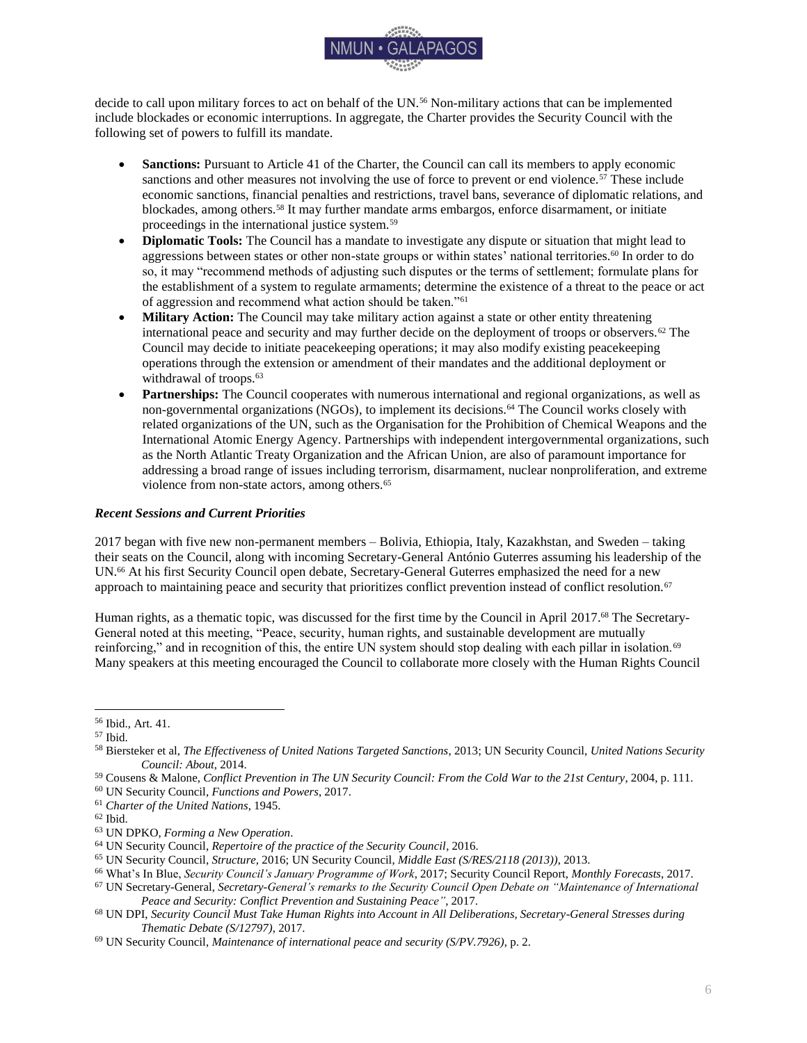decide to call upon military forces to act on behalf of the UN.[56] Non-military actions that can be implemented include blockades or economic interruptions. In aggregate, the Charter provides the Security Council with the following set of powers to fulfill its mandate.

- **Sanctions:** Pursuant to Article 41 of the Charter, the Council can call its members to apply economic sanctions and other measures not involving the use of force to prevent or end violence.[57] These include economic sanctions, financial penalties and restrictions, travel bans, severance of diplomatic relations, and blockades, among others.[58] It may further mandate arms embargos, enforce disarmament, or initiate proceedings in the international justice system.[59]
- **Diplomatic Tools:** The Council has a mandate to investigate any dispute or situation that might lead to aggressions between states or other non-state groups or within states' national territories.[60] In order to do so, it may "recommend methods of adjusting such disputes or the terms of settlement; formulate plans for the establishment of a system to regulate armaments; determine the existence of a threat to the peace or act of aggression and recommend what action should be taken."[61]
- **Military Action:** The Council may take military action against a state or other entity threatening international peace and security and may further decide on the deployment of troops or observers.[62] The Council may decide to initiate peacekeeping operations; it may also modify existing peacekeeping operations through the extension or amendment of their mandates and the additional deployment or withdrawal of troops.[63]
- **Partnerships:** The Council cooperates with numerous international and regional organizations, as well as non-governmental organizations (NGOs), to implement its decisions.[64] The Council works closely with related organizations of the UN, such as the Organisation for the Prohibition of Chemical Weapons and the International Atomic Energy Agency. Partnerships with independent intergovernmental organizations, such as the North Atlantic Treaty Organization and the African Union, are also of paramount importance for addressing a broad range of issues including terrorism, disarmament, nuclear nonproliferation, and extreme violence from non-state actors, among others.[65]

### *Recent Sessions and Current Priorities*

2017 began with five new non-permanent members – Bolivia, Ethiopia, Italy, Kazakhstan, and Sweden – taking their seats on the Council, along with incoming Secretary-General António Guterres assuming his leadership of the UN.[66] At his first Security Council open debate, Secretary-General Guterres emphasized the need for a new approach to maintaining peace and security that prioritizes conflict prevention instead of conflict resolution.[67]

Human rights, as a thematic topic, was discussed for the first time by the Council in April 2017.[68] The Secretary-General noted at this meeting, "Peace, security, human rights, and sustainable development are mutually reinforcing," and in recognition of this, the entire UN system should stop dealing with each pillar in isolation.[69] Many speakers at this meeting encouraged the Council to collaborate more closely with the Human Rights Council

---

[56] Ibid., Art. 41.

[57] Ibid.

[58] Biersteker et al, *The Effectiveness of United Nations Targeted Sanctions*, 2013; UN Security Council, *United Nations Security Council: About*, 2014.

[59] Cousens & Malone, *Conflict Prevention in The UN Security Council: From the Cold War to the 21st Century*, 2004, p. 111.

[60] UN Security Council, *Functions and Powers*, 2017.

[61] *Charter of the United Nations*, 1945.

[62] Ibid.

[63] UN DPKO, *Forming a New Operation*.

[64] UN Security Council, *Repertoire of the practice of the Security Council*, 2016.

[65] UN Security Council, *Structure*, 2016; UN Security Council, *Middle East (S/RES/2118 (2013))*, 2013.

[66] What's In Blue, *Security Council's January Programme of Work*, 2017; Security Council Report, *Monthly Forecasts*, 2017.

[67] UN Secretary-General, *Secretary-General's remarks to the Security Council Open Debate on "Maintenance of International Peace and Security: Conflict Prevention and Sustaining Peace"*, 2017.

[68] UN DPI, *Security Council Must Take Human Rights into Account in All Deliberations, Secretary-General Stresses during Thematic Debate (S/12797)*, 2017.

[69] UN Security Council, *Maintenance of international peace and security (S/PV.7926)*, p. 2.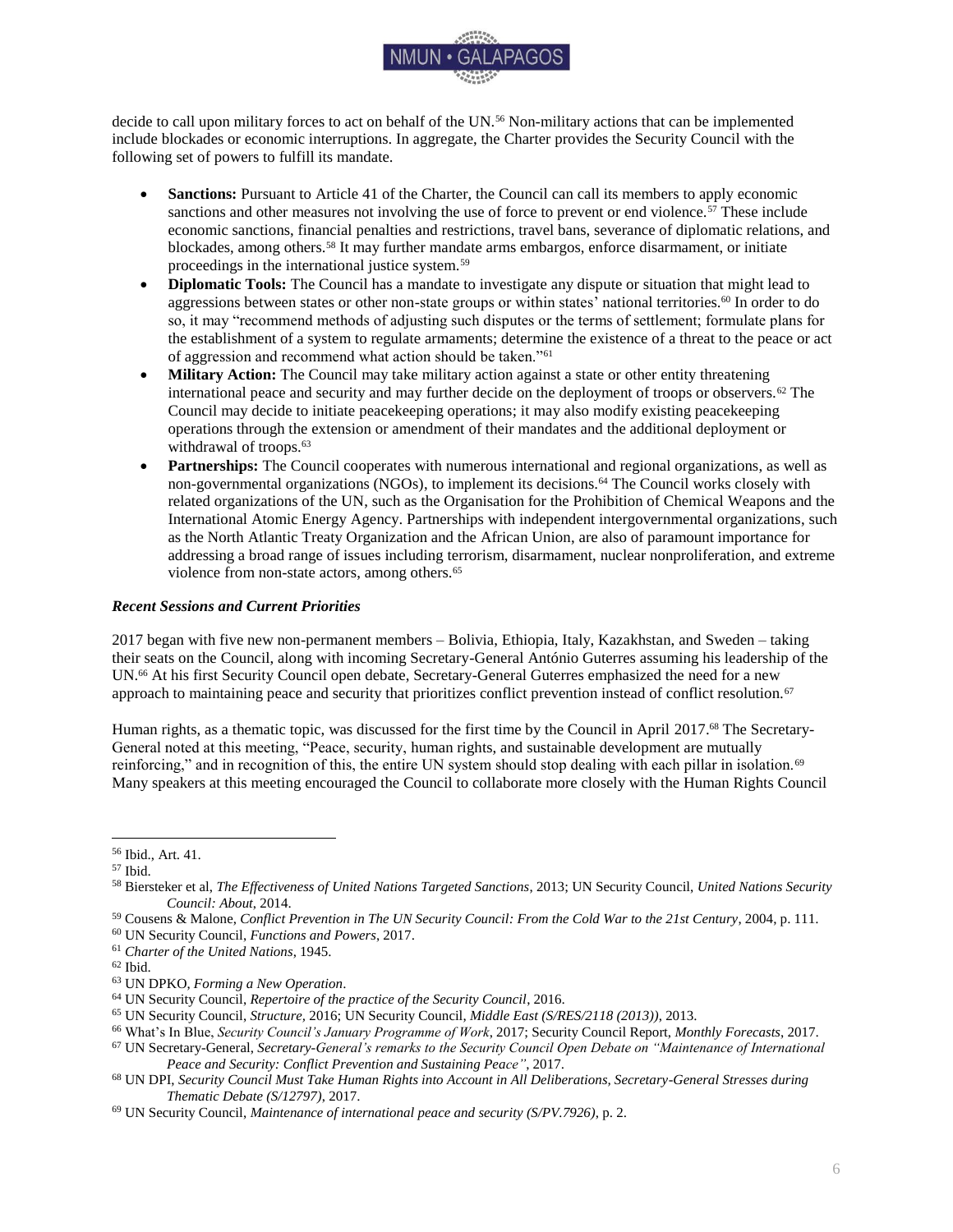decide to call upon military forces to act on behalf of the UN.[56] Non-military actions that can be implemented include blockades or economic interruptions. In aggregate, the Charter provides the Security Council with the following set of powers to fulfill its mandate.

- **Sanctions:** Pursuant to Article 41 of the Charter, the Council can call its members to apply economic sanctions and other measures not involving the use of force to prevent or end violence.[57] These include economic sanctions, financial penalties and restrictions, travel bans, severance of diplomatic relations, and blockades, among others.[58] It may further mandate arms embargos, enforce disarmament, or initiate proceedings in the international justice system.[59]
- **Diplomatic Tools:** The Council has a mandate to investigate any dispute or situation that might lead to aggressions between states or other non-state groups or within states' national territories.[60] In order to do so, it may "recommend methods of adjusting such disputes or the terms of settlement; formulate plans for the establishment of a system to regulate armaments; determine the existence of a threat to the peace or act of aggression and recommend what action should be taken."[61]
- **Military Action:** The Council may take military action against a state or other entity threatening international peace and security and may further decide on the deployment of troops or observers.[62] The Council may decide to initiate peacekeeping operations; it may also modify existing peacekeeping operations through the extension or amendment of their mandates and the additional deployment or withdrawal of troops.[63]
- **Partnerships:** The Council cooperates with numerous international and regional organizations, as well as non-governmental organizations (NGOs), to implement its decisions.[64] The Council works closely with related organizations of the UN, such as the Organisation for the Prohibition of Chemical Weapons and the International Atomic Energy Agency. Partnerships with independent intergovernmental organizations, such as the North Atlantic Treaty Organization and the African Union, are also of paramount importance for addressing a broad range of issues including terrorism, disarmament, nuclear nonproliferation, and extreme violence from non-state actors, among others.[65]

### *Recent Sessions and Current Priorities*

2017 began with five new non-permanent members – Bolivia, Ethiopia, Italy, Kazakhstan, and Sweden – taking their seats on the Council, along with incoming Secretary-General António Guterres assuming his leadership of the UN.[66] At his first Security Council open debate, Secretary-General Guterres emphasized the need for a new approach to maintaining peace and security that prioritizes conflict prevention instead of conflict resolution.[67]

Human rights, as a thematic topic, was discussed for the first time by the Council in April 2017.[68] The Secretary-General noted at this meeting, "Peace, security, human rights, and sustainable development are mutually reinforcing," and in recognition of this, the entire UN system should stop dealing with each pillar in isolation.[69] Many speakers at this meeting encouraged the Council to collaborate more closely with the Human Rights Council

---

[56] Ibid., Art. 41.

[57] Ibid.

[58] Biersteker et al, *The Effectiveness of United Nations Targeted Sanctions*, 2013; UN Security Council, *United Nations Security Council: About*, 2014.

[59] Cousens & Malone, *Conflict Prevention in The UN Security Council: From the Cold War to the 21st Century*, 2004, p. 111.

[60] UN Security Council, *Functions and Powers*, 2017.

[61] *Charter of the United Nations*, 1945.

[62] Ibid.

[63] UN DPKO, *Forming a New Operation*.

[64] UN Security Council, *Repertoire of the practice of the Security Council*, 2016.

[65] UN Security Council, *Structure*, 2016; UN Security Council, *Middle East (S/RES/2118 (2013))*, 2013.

[66] What's In Blue, *Security Council's January Programme of Work*, 2017; Security Council Report, *Monthly Forecasts*, 2017.

[67] UN Secretary-General, *Secretary-General's remarks to the Security Council Open Debate on "Maintenance of International Peace and Security: Conflict Prevention and Sustaining Peace"*, 2017.

[68] UN DPI, *Security Council Must Take Human Rights into Account in All Deliberations, Secretary-General Stresses during Thematic Debate (S/12797)*, 2017.

[69] UN Security Council, *Maintenance of international peace and security (S/PV.7926)*, p. 2.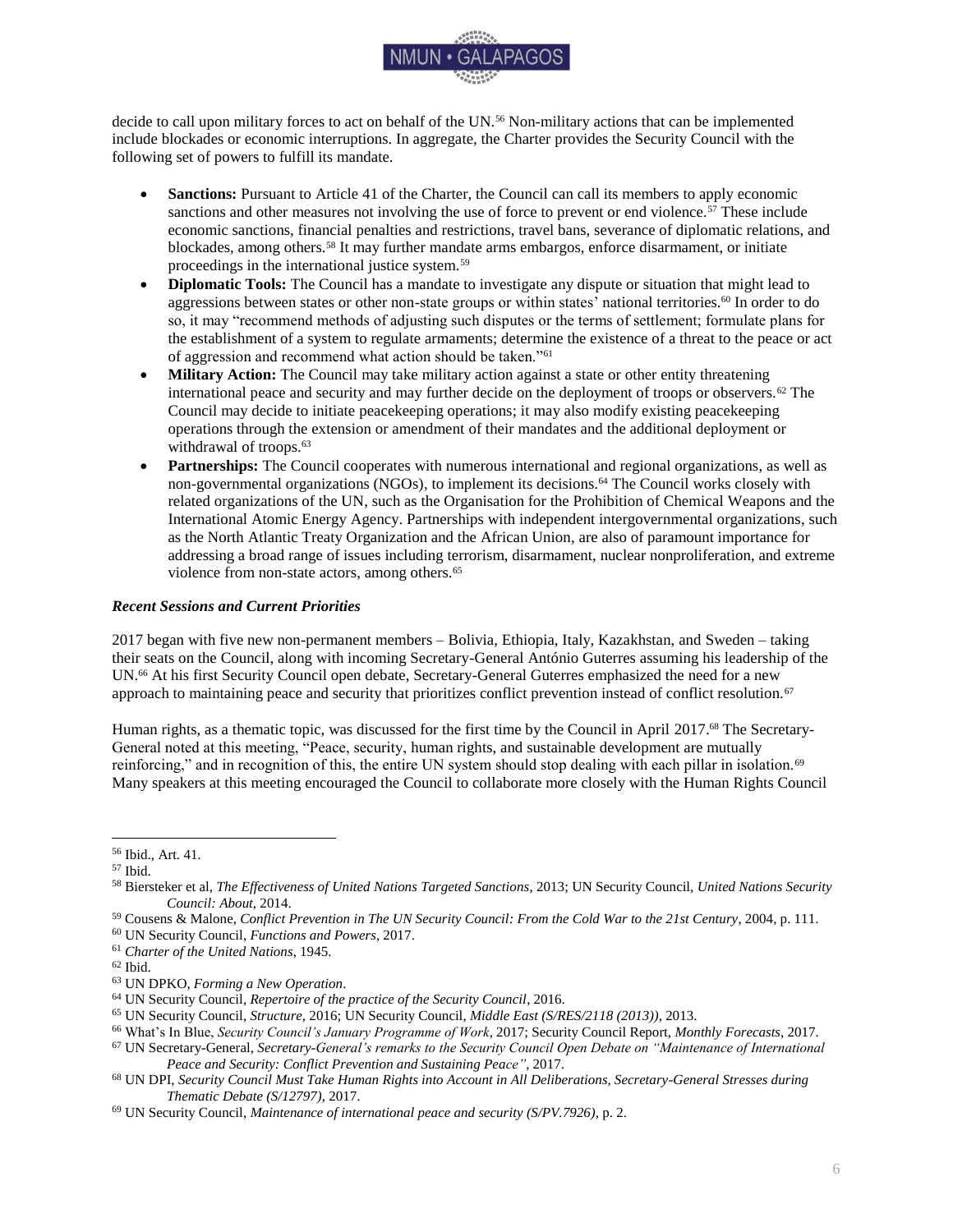decide to call upon military forces to act on behalf of the UN.[56] Non-military actions that can be implemented include blockades or economic interruptions. In aggregate, the Charter provides the Security Council with the following set of powers to fulfill its mandate.

- **Sanctions:** Pursuant to Article 41 of the Charter, the Council can call its members to apply economic sanctions and other measures not involving the use of force to prevent or end violence.[57] These include economic sanctions, financial penalties and restrictions, travel bans, severance of diplomatic relations, and blockades, among others.[58] It may further mandate arms embargos, enforce disarmament, or initiate proceedings in the international justice system.[59]
- **Diplomatic Tools:** The Council has a mandate to investigate any dispute or situation that might lead to aggressions between states or other non-state groups or within states' national territories.[60] In order to do so, it may "recommend methods of adjusting such disputes or the terms of settlement; formulate plans for the establishment of a system to regulate armaments; determine the existence of a threat to the peace or act of aggression and recommend what action should be taken."[61]
- **Military Action:** The Council may take military action against a state or other entity threatening international peace and security and may further decide on the deployment of troops or observers.[62] The Council may decide to initiate peacekeeping operations; it may also modify existing peacekeeping operations through the extension or amendment of their mandates and the additional deployment or withdrawal of troops.[63]
- **Partnerships:** The Council cooperates with numerous international and regional organizations, as well as non-governmental organizations (NGOs), to implement its decisions.[64] The Council works closely with related organizations of the UN, such as the Organisation for the Prohibition of Chemical Weapons and the International Atomic Energy Agency. Partnerships with independent intergovernmental organizations, such as the North Atlantic Treaty Organization and the African Union, are also of paramount importance for addressing a broad range of issues including terrorism, disarmament, nuclear nonproliferation, and extreme violence from non-state actors, among others.[65]

### *Recent Sessions and Current Priorities*

2017 began with five new non-permanent members – Bolivia, Ethiopia, Italy, Kazakhstan, and Sweden – taking their seats on the Council, along with incoming Secretary-General António Guterres assuming his leadership of the UN.[66] At his first Security Council open debate, Secretary-General Guterres emphasized the need for a new approach to maintaining peace and security that prioritizes conflict prevention instead of conflict resolution.[67]

Human rights, as a thematic topic, was discussed for the first time by the Council in April 2017.[68] The Secretary-General noted at this meeting, "Peace, security, human rights, and sustainable development are mutually reinforcing," and in recognition of this, the entire UN system should stop dealing with each pillar in isolation.[69] Many speakers at this meeting encouraged the Council to collaborate more closely with the Human Rights Council

---

[56] Ibid., Art. 41.

[57] Ibid.

[58] Biersteker et al, *The Effectiveness of United Nations Targeted Sanctions*, 2013; UN Security Council, *United Nations Security Council: About*, 2014.

[59] Cousens & Malone, *Conflict Prevention in The UN Security Council: From the Cold War to the 21st Century*, 2004, p. 111.

[60] UN Security Council, *Functions and Powers*, 2017.

[61] *Charter of the United Nations*, 1945.

[62] Ibid.

[63] UN DPKO, *Forming a New Operation*.

[64] UN Security Council, *Repertoire of the practice of the Security Council*, 2016.

[65] UN Security Council, *Structure*, 2016; UN Security Council, *Middle East (S/RES/2118 (2013))*, 2013.

[66] What's In Blue, *Security Council's January Programme of Work*, 2017; Security Council Report, *Monthly Forecasts*, 2017.

[67] UN Secretary-General, *Secretary-General's remarks to the Security Council Open Debate on "Maintenance of International Peace and Security: Conflict Prevention and Sustaining Peace"*, 2017.

[68] UN DPI, *Security Council Must Take Human Rights into Account in All Deliberations, Secretary-General Stresses during Thematic Debate (S/12797)*, 2017.

[69] UN Security Council, *Maintenance of international peace and security (S/PV.7926)*, p. 2.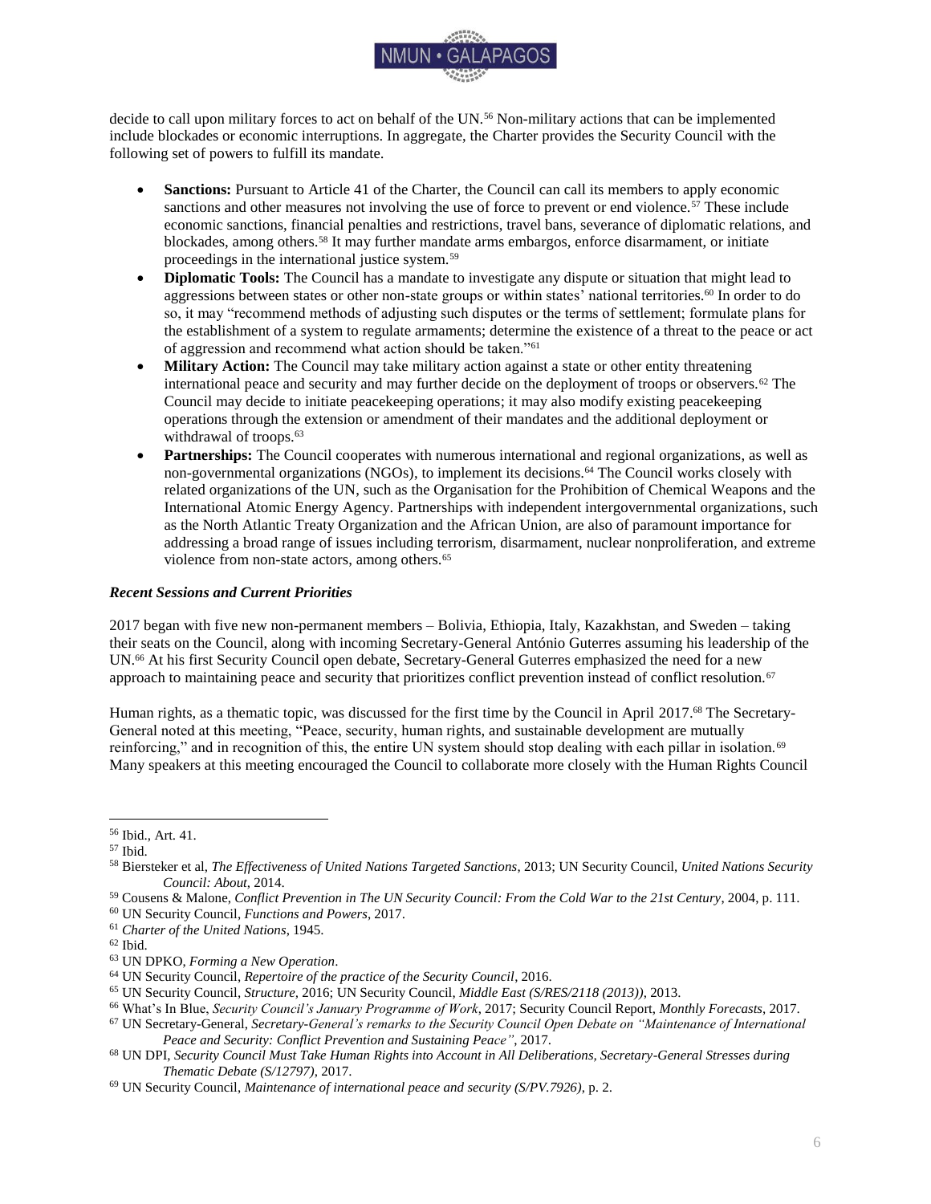decide to call upon military forces to act on behalf of the UN.[56] Non-military actions that can be implemented include blockades or economic interruptions. In aggregate, the Charter provides the Security Council with the following set of powers to fulfill its mandate.

- **Sanctions:** Pursuant to Article 41 of the Charter, the Council can call its members to apply economic sanctions and other measures not involving the use of force to prevent or end violence.[57] These include economic sanctions, financial penalties and restrictions, travel bans, severance of diplomatic relations, and blockades, among others.[58] It may further mandate arms embargos, enforce disarmament, or initiate proceedings in the international justice system.[59]
- **Diplomatic Tools:** The Council has a mandate to investigate any dispute or situation that might lead to aggressions between states or other non-state groups or within states' national territories.[60] In order to do so, it may "recommend methods of adjusting such disputes or the terms of settlement; formulate plans for the establishment of a system to regulate armaments; determine the existence of a threat to the peace or act of aggression and recommend what action should be taken."[61]
- **Military Action:** The Council may take military action against a state or other entity threatening international peace and security and may further decide on the deployment of troops or observers.[62] The Council may decide to initiate peacekeeping operations; it may also modify existing peacekeeping operations through the extension or amendment of their mandates and the additional deployment or withdrawal of troops.[63]
- **Partnerships:** The Council cooperates with numerous international and regional organizations, as well as non-governmental organizations (NGOs), to implement its decisions.[64] The Council works closely with related organizations of the UN, such as the Organisation for the Prohibition of Chemical Weapons and the International Atomic Energy Agency. Partnerships with independent intergovernmental organizations, such as the North Atlantic Treaty Organization and the African Union, are also of paramount importance for addressing a broad range of issues including terrorism, disarmament, nuclear nonproliferation, and extreme violence from non-state actors, among others.[65]

### *Recent Sessions and Current Priorities*

2017 began with five new non-permanent members – Bolivia, Ethiopia, Italy, Kazakhstan, and Sweden – taking their seats on the Council, along with incoming Secretary-General António Guterres assuming his leadership of the UN.[66] At his first Security Council open debate, Secretary-General Guterres emphasized the need for a new approach to maintaining peace and security that prioritizes conflict prevention instead of conflict resolution.[67]

Human rights, as a thematic topic, was discussed for the first time by the Council in April 2017.[68] The Secretary-General noted at this meeting, "Peace, security, human rights, and sustainable development are mutually reinforcing," and in recognition of this, the entire UN system should stop dealing with each pillar in isolation.[69] Many speakers at this meeting encouraged the Council to collaborate more closely with the Human Rights Council

---

[56] Ibid., Art. 41.

[57] Ibid.

[58] Biersteker et al, *The Effectiveness of United Nations Targeted Sanctions*, 2013; UN Security Council, *United Nations Security Council: About*, 2014.

[59] Cousens & Malone, *Conflict Prevention in The UN Security Council: From the Cold War to the 21st Century*, 2004, p. 111.

[60] UN Security Council, *Functions and Powers*, 2017.

[61] *Charter of the United Nations*, 1945.

[62] Ibid.

[63] UN DPKO, *Forming a New Operation*.

[64] UN Security Council, *Repertoire of the practice of the Security Council*, 2016.

[65] UN Security Council, *Structure*, 2016; UN Security Council, *Middle East (S/RES/2118 (2013))*, 2013.

[66] What's In Blue, *Security Council's January Programme of Work*, 2017; Security Council Report, *Monthly Forecasts*, 2017.

[67] UN Secretary-General, *Secretary-General's remarks to the Security Council Open Debate on "Maintenance of International Peace and Security: Conflict Prevention and Sustaining Peace"*, 2017.

[68] UN DPI, *Security Council Must Take Human Rights into Account in All Deliberations, Secretary-General Stresses during Thematic Debate (S/12797)*, 2017.

[69] UN Security Council, *Maintenance of international peace and security (S/PV.7926)*, p. 2.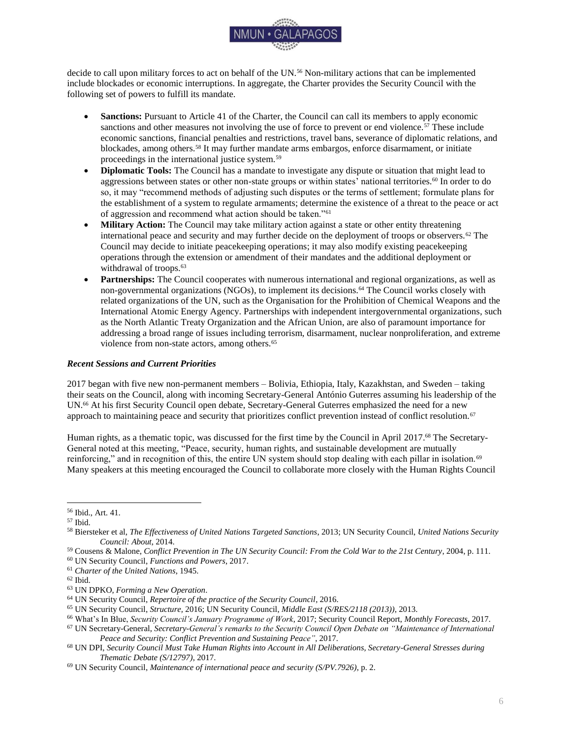decide to call upon military forces to act on behalf of the UN.[56] Non-military actions that can be implemented include blockades or economic interruptions. In aggregate, the Charter provides the Security Council with the following set of powers to fulfill its mandate.

- **Sanctions:** Pursuant to Article 41 of the Charter, the Council can call its members to apply economic sanctions and other measures not involving the use of force to prevent or end violence.[57] These include economic sanctions, financial penalties and restrictions, travel bans, severance of diplomatic relations, and blockades, among others.[58] It may further mandate arms embargos, enforce disarmament, or initiate proceedings in the international justice system.[59]
- **Diplomatic Tools:** The Council has a mandate to investigate any dispute or situation that might lead to aggressions between states or other non-state groups or within states' national territories.[60] In order to do so, it may "recommend methods of adjusting such disputes or the terms of settlement; formulate plans for the establishment of a system to regulate armaments; determine the existence of a threat to the peace or act of aggression and recommend what action should be taken."[61]
- **Military Action:** The Council may take military action against a state or other entity threatening international peace and security and may further decide on the deployment of troops or observers.[62] The Council may decide to initiate peacekeeping operations; it may also modify existing peacekeeping operations through the extension or amendment of their mandates and the additional deployment or withdrawal of troops.[63]
- **Partnerships:** The Council cooperates with numerous international and regional organizations, as well as non-governmental organizations (NGOs), to implement its decisions.[64] The Council works closely with related organizations of the UN, such as the Organisation for the Prohibition of Chemical Weapons and the International Atomic Energy Agency. Partnerships with independent intergovernmental organizations, such as the North Atlantic Treaty Organization and the African Union, are also of paramount importance for addressing a broad range of issues including terrorism, disarmament, nuclear nonproliferation, and extreme violence from non-state actors, among others.[65]

### *Recent Sessions and Current Priorities*

2017 began with five new non-permanent members – Bolivia, Ethiopia, Italy, Kazakhstan, and Sweden – taking their seats on the Council, along with incoming Secretary-General António Guterres assuming his leadership of the UN.[66] At his first Security Council open debate, Secretary-General Guterres emphasized the need for a new approach to maintaining peace and security that prioritizes conflict prevention instead of conflict resolution.[67]

Human rights, as a thematic topic, was discussed for the first time by the Council in April 2017.[68] The Secretary-General noted at this meeting, "Peace, security, human rights, and sustainable development are mutually reinforcing," and in recognition of this, the entire UN system should stop dealing with each pillar in isolation.[69] Many speakers at this meeting encouraged the Council to collaborate more closely with the Human Rights Council

---

[56] Ibid., Art. 41.

[57] Ibid.

[58] Biersteker et al, *The Effectiveness of United Nations Targeted Sanctions*, 2013; UN Security Council, *United Nations Security Council: About*, 2014.

[59] Cousens & Malone, *Conflict Prevention in The UN Security Council: From the Cold War to the 21st Century*, 2004, p. 111.

[60] UN Security Council, *Functions and Powers*, 2017.

[61] *Charter of the United Nations*, 1945.

[62] Ibid.

[63] UN DPKO, *Forming a New Operation*.

[64] UN Security Council, *Repertoire of the practice of the Security Council*, 2016.

[65] UN Security Council, *Structure*, 2016; UN Security Council, *Middle East (S/RES/2118 (2013))*, 2013.

[66] What's In Blue, *Security Council's January Programme of Work*, 2017; Security Council Report, *Monthly Forecasts*, 2017.

[67] UN Secretary-General, *Secretary-General's remarks to the Security Council Open Debate on "Maintenance of International Peace and Security: Conflict Prevention and Sustaining Peace"*, 2017.

[68] UN DPI, *Security Council Must Take Human Rights into Account in All Deliberations, Secretary-General Stresses during Thematic Debate (S/12797)*, 2017.

[69] UN Security Council, *Maintenance of international peace and security (S/PV.7926)*, p. 2.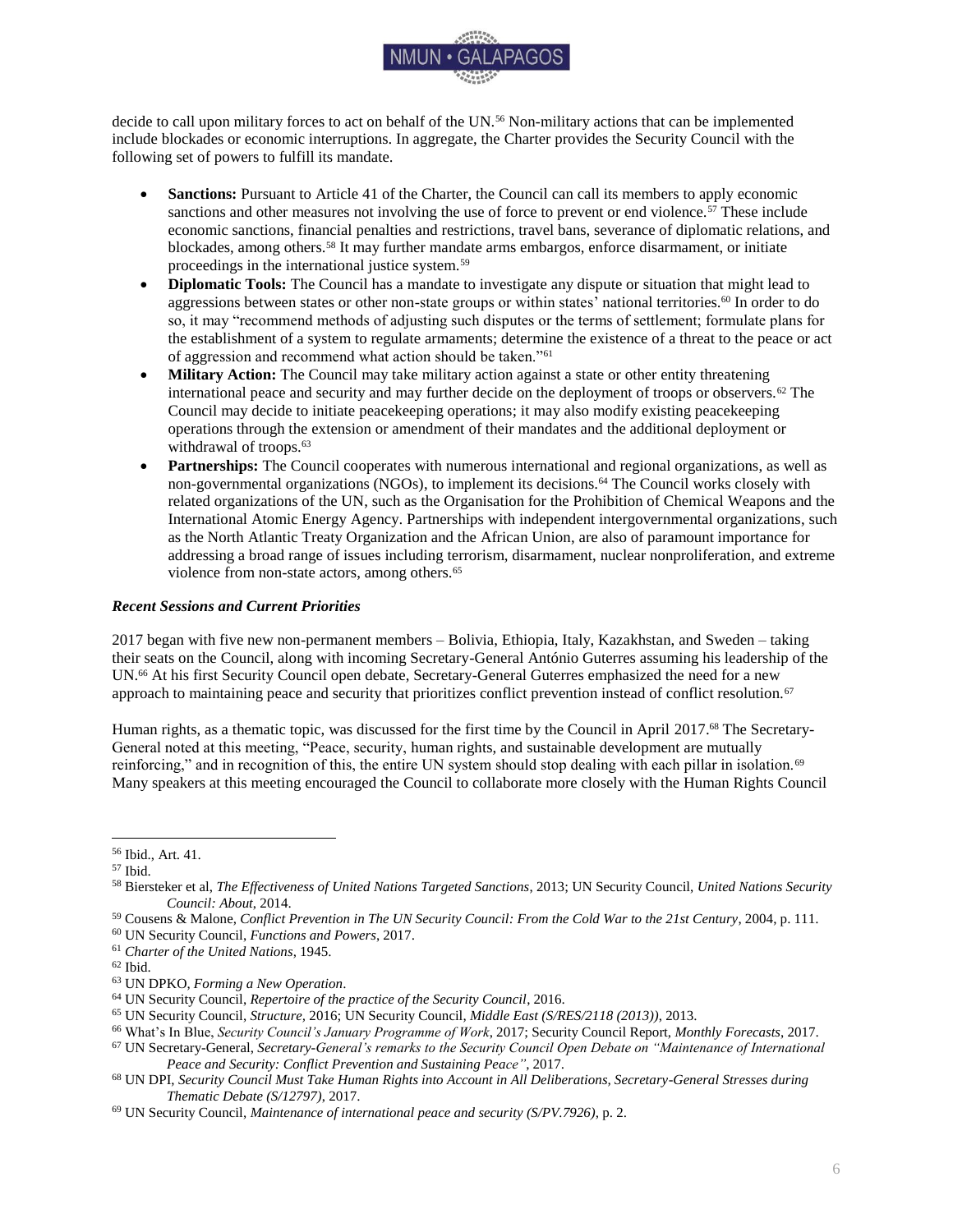decide to call upon military forces to act on behalf of the UN.[56] Non-military actions that can be implemented include blockades or economic interruptions. In aggregate, the Charter provides the Security Council with the following set of powers to fulfill its mandate.

- **Sanctions:** Pursuant to Article 41 of the Charter, the Council can call its members to apply economic sanctions and other measures not involving the use of force to prevent or end violence.[57] These include economic sanctions, financial penalties and restrictions, travel bans, severance of diplomatic relations, and blockades, among others.[58] It may further mandate arms embargos, enforce disarmament, or initiate proceedings in the international justice system.[59]
- **Diplomatic Tools:** The Council has a mandate to investigate any dispute or situation that might lead to aggressions between states or other non-state groups or within states' national territories.[60] In order to do so, it may "recommend methods of adjusting such disputes or the terms of settlement; formulate plans for the establishment of a system to regulate armaments; determine the existence of a threat to the peace or act of aggression and recommend what action should be taken."[61]
- **Military Action:** The Council may take military action against a state or other entity threatening international peace and security and may further decide on the deployment of troops or observers.[62] The Council may decide to initiate peacekeeping operations; it may also modify existing peacekeeping operations through the extension or amendment of their mandates and the additional deployment or withdrawal of troops.[63]
- **Partnerships:** The Council cooperates with numerous international and regional organizations, as well as non-governmental organizations (NGOs), to implement its decisions.[64] The Council works closely with related organizations of the UN, such as the Organisation for the Prohibition of Chemical Weapons and the International Atomic Energy Agency. Partnerships with independent intergovernmental organizations, such as the North Atlantic Treaty Organization and the African Union, are also of paramount importance for addressing a broad range of issues including terrorism, disarmament, nuclear nonproliferation, and extreme violence from non-state actors, among others.[65]

### *Recent Sessions and Current Priorities*

2017 began with five new non-permanent members – Bolivia, Ethiopia, Italy, Kazakhstan, and Sweden – taking their seats on the Council, along with incoming Secretary-General António Guterres assuming his leadership of the UN.[66] At his first Security Council open debate, Secretary-General Guterres emphasized the need for a new approach to maintaining peace and security that prioritizes conflict prevention instead of conflict resolution.[67]

Human rights, as a thematic topic, was discussed for the first time by the Council in April 2017.[68] The Secretary-General noted at this meeting, "Peace, security, human rights, and sustainable development are mutually reinforcing," and in recognition of this, the entire UN system should stop dealing with each pillar in isolation.[69] Many speakers at this meeting encouraged the Council to collaborate more closely with the Human Rights Council

---

[56] Ibid., Art. 41.
[57] Ibid.
[58] Biersteker et al, *The Effectiveness of United Nations Targeted Sanctions*, 2013; UN Security Council, *United Nations Security Council: About*, 2014.
[59] Cousens & Malone, *Conflict Prevention in The UN Security Council: From the Cold War to the 21st Century*, 2004, p. 111.
[60] UN Security Council, *Functions and Powers*, 2017.
[61] *Charter of the United Nations*, 1945.
[62] Ibid.
[63] UN DPKO, *Forming a New Operation*.
[64] UN Security Council, *Repertoire of the practice of the Security Council*, 2016.
[65] UN Security Council, *Structure*, 2016; UN Security Council, *Middle East (S/RES/2118 (2013))*, 2013.
[66] What's In Blue, *Security Council's January Programme of Work*, 2017; Security Council Report, *Monthly Forecasts*, 2017.
[67] UN Secretary-General, *Secretary-General's remarks to the Security Council Open Debate on "Maintenance of International Peace and Security: Conflict Prevention and Sustaining Peace"*, 2017.
[68] UN DPI, *Security Council Must Take Human Rights into Account in All Deliberations, Secretary-General Stresses during Thematic Debate (S/12797)*, 2017.
[69] UN Security Council, *Maintenance of international peace and security (S/PV.7926)*, p. 2.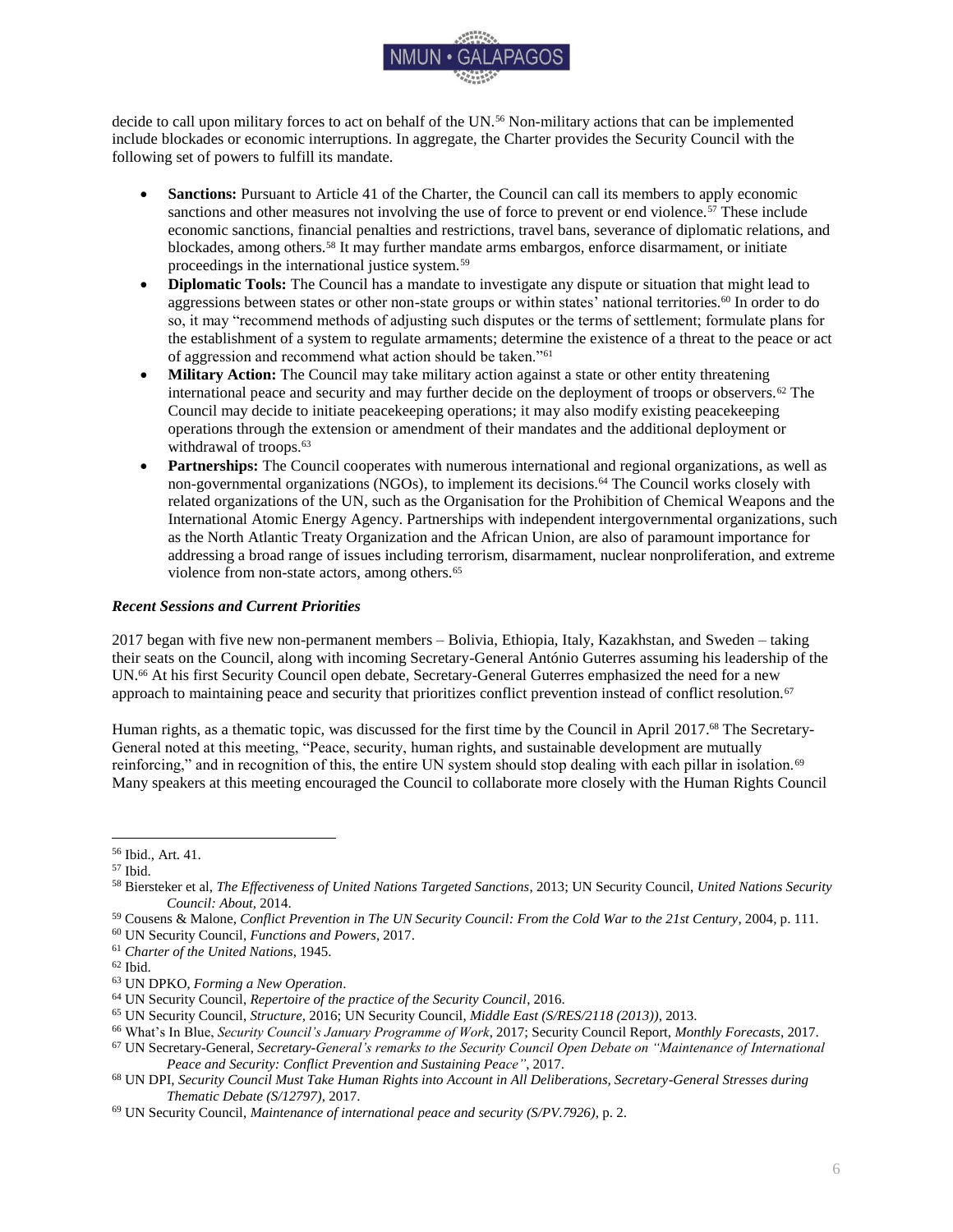decide to call upon military forces to act on behalf of the UN.[56] Non-military actions that can be implemented include blockades or economic interruptions. In aggregate, the Charter provides the Security Council with the following set of powers to fulfill its mandate.

- **Sanctions:** Pursuant to Article 41 of the Charter, the Council can call its members to apply economic sanctions and other measures not involving the use of force to prevent or end violence.[57] These include economic sanctions, financial penalties and restrictions, travel bans, severance of diplomatic relations, and blockades, among others.[58] It may further mandate arms embargos, enforce disarmament, or initiate proceedings in the international justice system.[59]
- **Diplomatic Tools:** The Council has a mandate to investigate any dispute or situation that might lead to aggressions between states or other non-state groups or within states' national territories.[60] In order to do so, it may "recommend methods of adjusting such disputes or the terms of settlement; formulate plans for the establishment of a system to regulate armaments; determine the existence of a threat to the peace or act of aggression and recommend what action should be taken."[61]
- **Military Action:** The Council may take military action against a state or other entity threatening international peace and security and may further decide on the deployment of troops or observers.[62] The Council may decide to initiate peacekeeping operations; it may also modify existing peacekeeping operations through the extension or amendment of their mandates and the additional deployment or withdrawal of troops.[63]
- **Partnerships:** The Council cooperates with numerous international and regional organizations, as well as non-governmental organizations (NGOs), to implement its decisions.[64] The Council works closely with related organizations of the UN, such as the Organisation for the Prohibition of Chemical Weapons and the International Atomic Energy Agency. Partnerships with independent intergovernmental organizations, such as the North Atlantic Treaty Organization and the African Union, are also of paramount importance for addressing a broad range of issues including terrorism, disarmament, nuclear nonproliferation, and extreme violence from non-state actors, among others.[65]

### *Recent Sessions and Current Priorities*

2017 began with five new non-permanent members – Bolivia, Ethiopia, Italy, Kazakhstan, and Sweden – taking their seats on the Council, along with incoming Secretary-General António Guterres assuming his leadership of the UN.[66] At his first Security Council open debate, Secretary-General Guterres emphasized the need for a new approach to maintaining peace and security that prioritizes conflict prevention instead of conflict resolution.[67]

Human rights, as a thematic topic, was discussed for the first time by the Council in April 2017.[68] The Secretary-General noted at this meeting, "Peace, security, human rights, and sustainable development are mutually reinforcing," and in recognition of this, the entire UN system should stop dealing with each pillar in isolation.[69] Many speakers at this meeting encouraged the Council to collaborate more closely with the Human Rights Council

---

[56] Ibid., Art. 41.

[57] Ibid.

[58] Biersteker et al, *The Effectiveness of United Nations Targeted Sanctions*, 2013; UN Security Council, *United Nations Security Council: About*, 2014.

[59] Cousens & Malone, *Conflict Prevention in The UN Security Council: From the Cold War to the 21st Century*, 2004, p. 111.

[60] UN Security Council, *Functions and Powers*, 2017.

[61] *Charter of the United Nations*, 1945.

[62] Ibid.

[63] UN DPKO, *Forming a New Operation*.

[64] UN Security Council, *Repertoire of the practice of the Security Council*, 2016.

[65] UN Security Council, *Structure*, 2016; UN Security Council, *Middle East (S/RES/2118 (2013))*, 2013.

[66] What's In Blue, *Security Council's January Programme of Work*, 2017; Security Council Report, *Monthly Forecasts*, 2017.

[67] UN Secretary-General, *Secretary-General's remarks to the Security Council Open Debate on "Maintenance of International Peace and Security: Conflict Prevention and Sustaining Peace"*, 2017.

[68] UN DPI, *Security Council Must Take Human Rights into Account in All Deliberations, Secretary-General Stresses during Thematic Debate (S/12797)*, 2017.

[69] UN Security Council, *Maintenance of international peace and security (S/PV.7926)*, p. 2.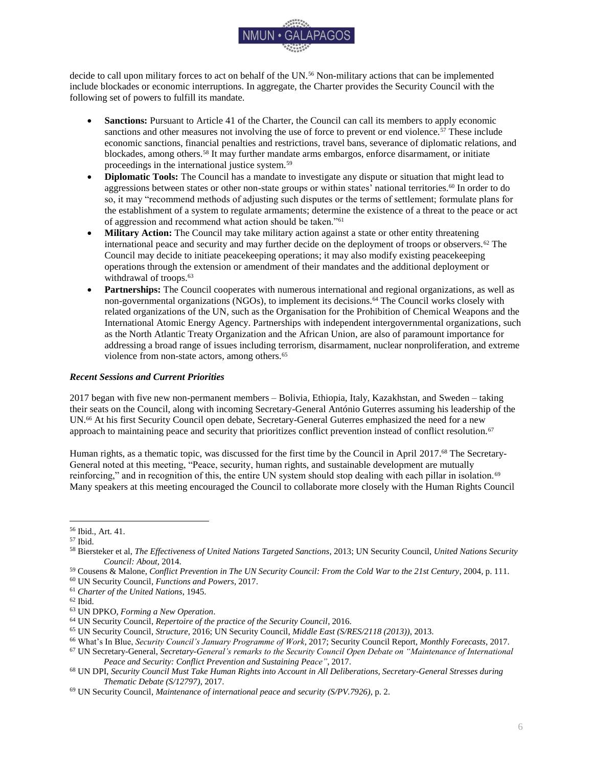decide to call upon military forces to act on behalf of the UN.[56] Non-military actions that can be implemented include blockades or economic interruptions. In aggregate, the Charter provides the Security Council with the following set of powers to fulfill its mandate.

- **Sanctions:** Pursuant to Article 41 of the Charter, the Council can call its members to apply economic sanctions and other measures not involving the use of force to prevent or end violence.[57] These include economic sanctions, financial penalties and restrictions, travel bans, severance of diplomatic relations, and blockades, among others.[58] It may further mandate arms embargos, enforce disarmament, or initiate proceedings in the international justice system.[59]
- **Diplomatic Tools:** The Council has a mandate to investigate any dispute or situation that might lead to aggressions between states or other non-state groups or within states' national territories.[60] In order to do so, it may "recommend methods of adjusting such disputes or the terms of settlement; formulate plans for the establishment of a system to regulate armaments; determine the existence of a threat to the peace or act of aggression and recommend what action should be taken."[61]
- **Military Action:** The Council may take military action against a state or other entity threatening international peace and security and may further decide on the deployment of troops or observers.[62] The Council may decide to initiate peacekeeping operations; it may also modify existing peacekeeping operations through the extension or amendment of their mandates and the additional deployment or withdrawal of troops.[63]
- **Partnerships:** The Council cooperates with numerous international and regional organizations, as well as non-governmental organizations (NGOs), to implement its decisions.[64] The Council works closely with related organizations of the UN, such as the Organisation for the Prohibition of Chemical Weapons and the International Atomic Energy Agency. Partnerships with independent intergovernmental organizations, such as the North Atlantic Treaty Organization and the African Union, are also of paramount importance for addressing a broad range of issues including terrorism, disarmament, nuclear nonproliferation, and extreme violence from non-state actors, among others.[65]

### *Recent Sessions and Current Priorities*

2017 began with five new non-permanent members – Bolivia, Ethiopia, Italy, Kazakhstan, and Sweden – taking their seats on the Council, along with incoming Secretary-General António Guterres assuming his leadership of the UN.[66] At his first Security Council open debate, Secretary-General Guterres emphasized the need for a new approach to maintaining peace and security that prioritizes conflict prevention instead of conflict resolution.[67]

Human rights, as a thematic topic, was discussed for the first time by the Council in April 2017.[68] The Secretary-General noted at this meeting, "Peace, security, human rights, and sustainable development are mutually reinforcing," and in recognition of this, the entire UN system should stop dealing with each pillar in isolation.[69] Many speakers at this meeting encouraged the Council to collaborate more closely with the Human Rights Council

---

[56] Ibid., Art. 41.
[57] Ibid.
[58] Biersteker et al, *The Effectiveness of United Nations Targeted Sanctions*, 2013; UN Security Council, *United Nations Security Council: About*, 2014.
[59] Cousens & Malone, *Conflict Prevention in The UN Security Council: From the Cold War to the 21st Century*, 2004, p. 111.
[60] UN Security Council, *Functions and Powers*, 2017.
[61] *Charter of the United Nations*, 1945.
[62] Ibid.
[63] UN DPKO, *Forming a New Operation*.
[64] UN Security Council, *Repertoire of the practice of the Security Council*, 2016.
[65] UN Security Council, *Structure*, 2016; UN Security Council, *Middle East (S/RES/2118 (2013))*, 2013.
[66] What's In Blue, *Security Council's January Programme of Work*, 2017; Security Council Report, *Monthly Forecasts*, 2017.
[67] UN Secretary-General, *Secretary-General's remarks to the Security Council Open Debate on "Maintenance of International Peace and Security: Conflict Prevention and Sustaining Peace"*, 2017.
[68] UN DPI, *Security Council Must Take Human Rights into Account in All Deliberations, Secretary-General Stresses during Thematic Debate (S/12797)*, 2017.
[69] UN Security Council, *Maintenance of international peace and security (S/PV.7926)*, p. 2.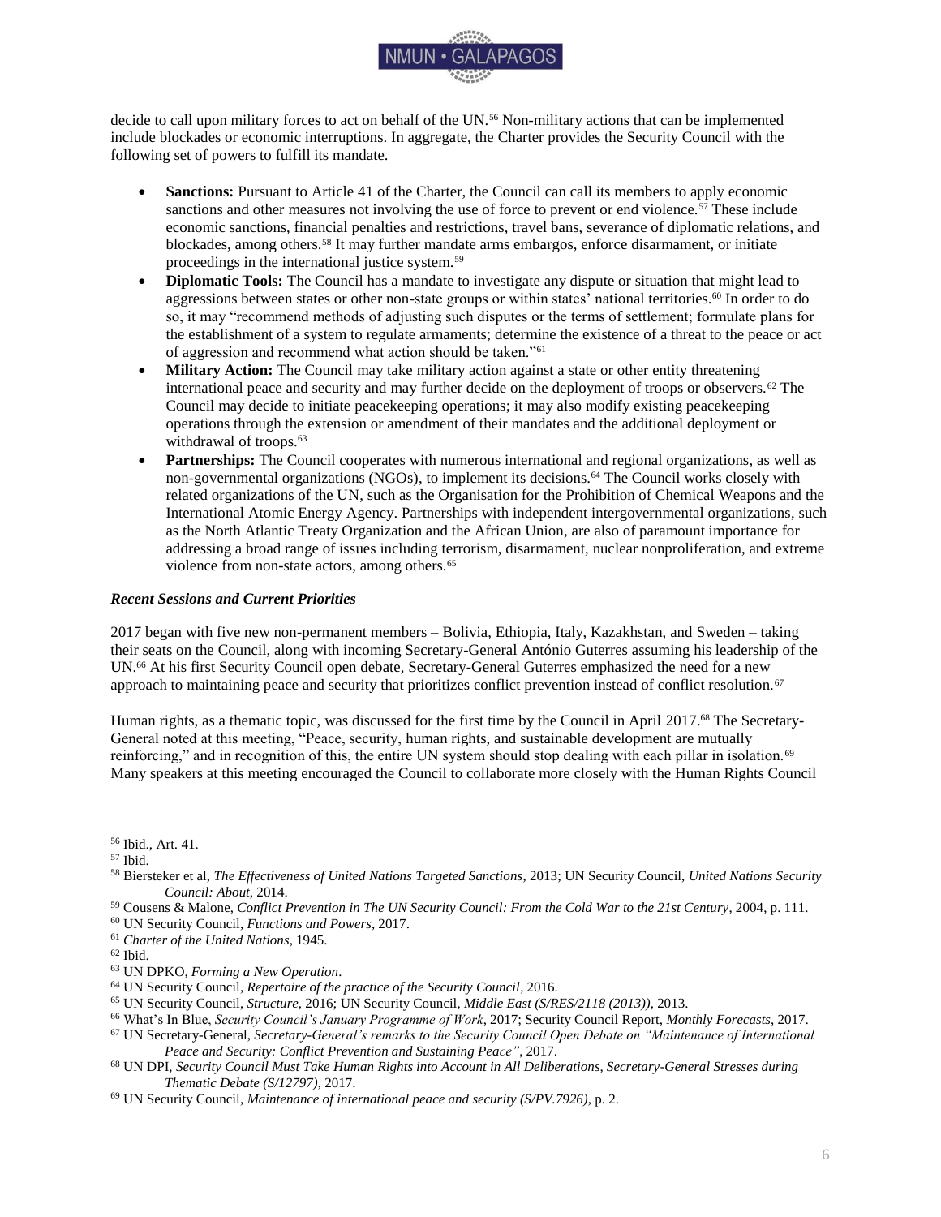decide to call upon military forces to act on behalf of the UN.[56] Non-military actions that can be implemented include blockades or economic interruptions. In aggregate, the Charter provides the Security Council with the following set of powers to fulfill its mandate.

- **Sanctions:** Pursuant to Article 41 of the Charter, the Council can call its members to apply economic sanctions and other measures not involving the use of force to prevent or end violence.[57] These include economic sanctions, financial penalties and restrictions, travel bans, severance of diplomatic relations, and blockades, among others.[58] It may further mandate arms embargos, enforce disarmament, or initiate proceedings in the international justice system.[59]
- **Diplomatic Tools:** The Council has a mandate to investigate any dispute or situation that might lead to aggressions between states or other non-state groups or within states' national territories.[60] In order to do so, it may "recommend methods of adjusting such disputes or the terms of settlement; formulate plans for the establishment of a system to regulate armaments; determine the existence of a threat to the peace or act of aggression and recommend what action should be taken."[61]
- **Military Action:** The Council may take military action against a state or other entity threatening international peace and security and may further decide on the deployment of troops or observers.[62] The Council may decide to initiate peacekeeping operations; it may also modify existing peacekeeping operations through the extension or amendment of their mandates and the additional deployment or withdrawal of troops.[63]
- **Partnerships:** The Council cooperates with numerous international and regional organizations, as well as non-governmental organizations (NGOs), to implement its decisions.[64] The Council works closely with related organizations of the UN, such as the Organisation for the Prohibition of Chemical Weapons and the International Atomic Energy Agency. Partnerships with independent intergovernmental organizations, such as the North Atlantic Treaty Organization and the African Union, are also of paramount importance for addressing a broad range of issues including terrorism, disarmament, nuclear nonproliferation, and extreme violence from non-state actors, among others.[65]

### *Recent Sessions and Current Priorities*

2017 began with five new non-permanent members – Bolivia, Ethiopia, Italy, Kazakhstan, and Sweden – taking their seats on the Council, along with incoming Secretary-General António Guterres assuming his leadership of the UN.[66] At his first Security Council open debate, Secretary-General Guterres emphasized the need for a new approach to maintaining peace and security that prioritizes conflict prevention instead of conflict resolution.[67]

Human rights, as a thematic topic, was discussed for the first time by the Council in April 2017.[68] The Secretary-General noted at this meeting, "Peace, security, human rights, and sustainable development are mutually reinforcing," and in recognition of this, the entire UN system should stop dealing with each pillar in isolation.[69] Many speakers at this meeting encouraged the Council to collaborate more closely with the Human Rights Council

---

[56] Ibid., Art. 41.

[57] Ibid.

[58] Biersteker et al, *The Effectiveness of United Nations Targeted Sanctions*, 2013; UN Security Council, *United Nations Security Council: About*, 2014.

[59] Cousens & Malone, *Conflict Prevention in The UN Security Council: From the Cold War to the 21st Century*, 2004, p. 111.

[60] UN Security Council, *Functions and Powers*, 2017.

[61] *Charter of the United Nations*, 1945.

[62] Ibid.

[63] UN DPKO, *Forming a New Operation*.

[64] UN Security Council, *Repertoire of the practice of the Security Council*, 2016.

[65] UN Security Council, *Structure*, 2016; UN Security Council, *Middle East (S/RES/2118 (2013))*, 2013.

[66] What's In Blue, *Security Council's January Programme of Work*, 2017; Security Council Report, *Monthly Forecasts*, 2017.

[67] UN Secretary-General, *Secretary-General's remarks to the Security Council Open Debate on "Maintenance of International Peace and Security: Conflict Prevention and Sustaining Peace"*, 2017.

[68] UN DPI, *Security Council Must Take Human Rights into Account in All Deliberations, Secretary-General Stresses during Thematic Debate (S/12797)*, 2017.

[69] UN Security Council, *Maintenance of international peace and security (S/PV.7926)*, p. 2.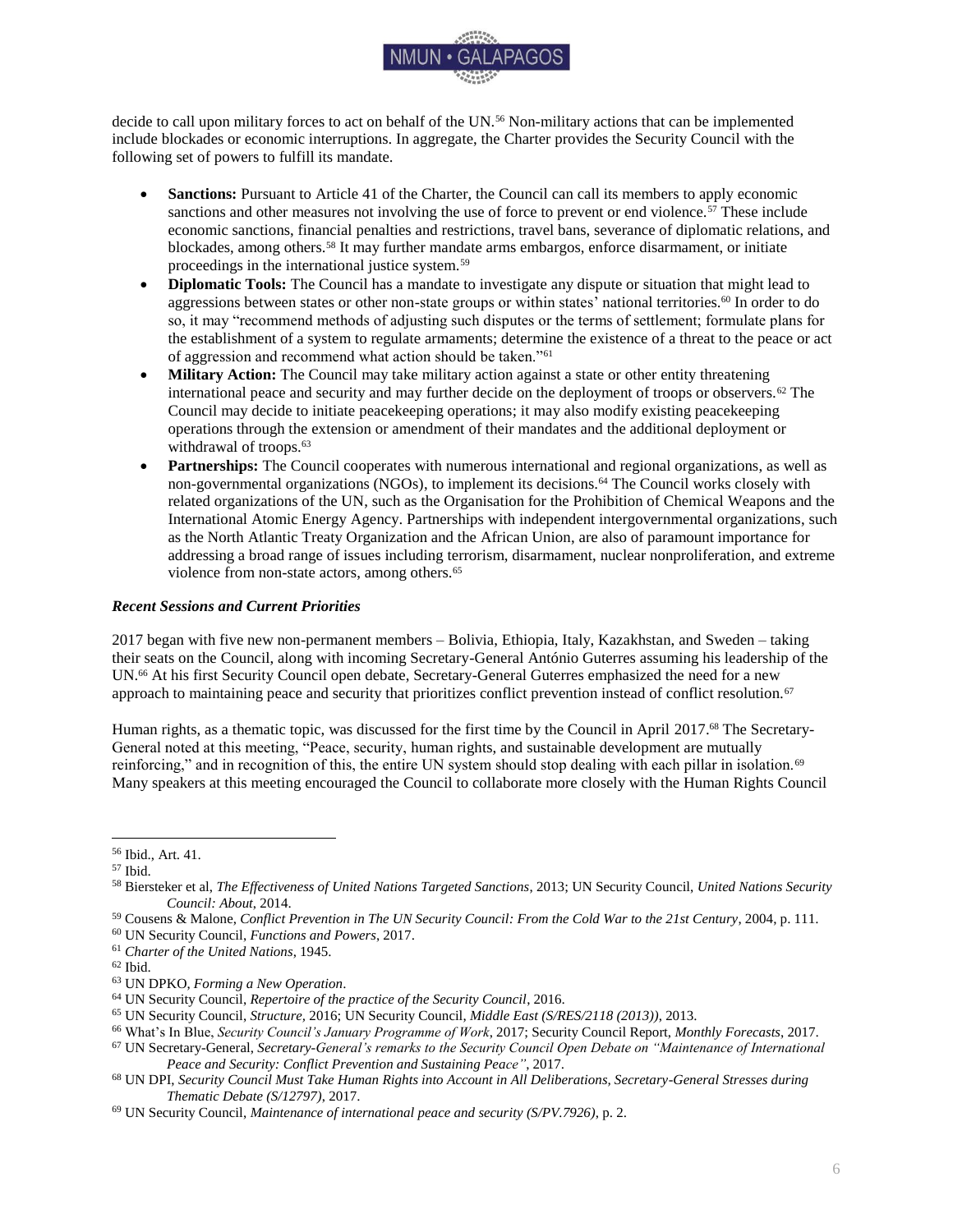decide to call upon military forces to act on behalf of the UN.[56] Non-military actions that can be implemented include blockades or economic interruptions. In aggregate, the Charter provides the Security Council with the following set of powers to fulfill its mandate.

- **Sanctions:** Pursuant to Article 41 of the Charter, the Council can call its members to apply economic sanctions and other measures not involving the use of force to prevent or end violence.[57] These include economic sanctions, financial penalties and restrictions, travel bans, severance of diplomatic relations, and blockades, among others.[58] It may further mandate arms embargos, enforce disarmament, or initiate proceedings in the international justice system.[59]
- **Diplomatic Tools:** The Council has a mandate to investigate any dispute or situation that might lead to aggressions between states or other non-state groups or within states' national territories.[60] In order to do so, it may "recommend methods of adjusting such disputes or the terms of settlement; formulate plans for the establishment of a system to regulate armaments; determine the existence of a threat to the peace or act of aggression and recommend what action should be taken."[61]
- **Military Action:** The Council may take military action against a state or other entity threatening international peace and security and may further decide on the deployment of troops or observers.[62] The Council may decide to initiate peacekeeping operations; it may also modify existing peacekeeping operations through the extension or amendment of their mandates and the additional deployment or withdrawal of troops.[63]
- **Partnerships:** The Council cooperates with numerous international and regional organizations, as well as non-governmental organizations (NGOs), to implement its decisions.[64] The Council works closely with related organizations of the UN, such as the Organisation for the Prohibition of Chemical Weapons and the International Atomic Energy Agency. Partnerships with independent intergovernmental organizations, such as the North Atlantic Treaty Organization and the African Union, are also of paramount importance for addressing a broad range of issues including terrorism, disarmament, nuclear nonproliferation, and extreme violence from non-state actors, among others.[65]

### *Recent Sessions and Current Priorities*

2017 began with five new non-permanent members – Bolivia, Ethiopia, Italy, Kazakhstan, and Sweden – taking their seats on the Council, along with incoming Secretary-General António Guterres assuming his leadership of the UN.[66] At his first Security Council open debate, Secretary-General Guterres emphasized the need for a new approach to maintaining peace and security that prioritizes conflict prevention instead of conflict resolution.[67]

Human rights, as a thematic topic, was discussed for the first time by the Council in April 2017.[68] The Secretary-General noted at this meeting, "Peace, security, human rights, and sustainable development are mutually reinforcing," and in recognition of this, the entire UN system should stop dealing with each pillar in isolation.[69] Many speakers at this meeting encouraged the Council to collaborate more closely with the Human Rights Council

---

[56] Ibid., Art. 41.

[57] Ibid.

[58] Biersteker et al, *The Effectiveness of United Nations Targeted Sanctions*, 2013; UN Security Council, *United Nations Security Council: About*, 2014.

[59] Cousens & Malone, *Conflict Prevention in The UN Security Council: From the Cold War to the 21st Century*, 2004, p. 111.

[60] UN Security Council, *Functions and Powers*, 2017.

[61] *Charter of the United Nations*, 1945.

[62] Ibid.

[63] UN DPKO, *Forming a New Operation*.

[64] UN Security Council, *Repertoire of the practice of the Security Council*, 2016.

[65] UN Security Council, *Structure*, 2016; UN Security Council, *Middle East (S/RES/2118 (2013))*, 2013.

[66] What's In Blue, *Security Council's January Programme of Work*, 2017; Security Council Report, *Monthly Forecasts*, 2017.

[67] UN Secretary-General, *Secretary-General's remarks to the Security Council Open Debate on "Maintenance of International Peace and Security: Conflict Prevention and Sustaining Peace"*, 2017.

[68] UN DPI, *Security Council Must Take Human Rights into Account in All Deliberations, Secretary-General Stresses during Thematic Debate (S/12797)*, 2017.

[69] UN Security Council, *Maintenance of international peace and security (S/PV.7926)*, p. 2.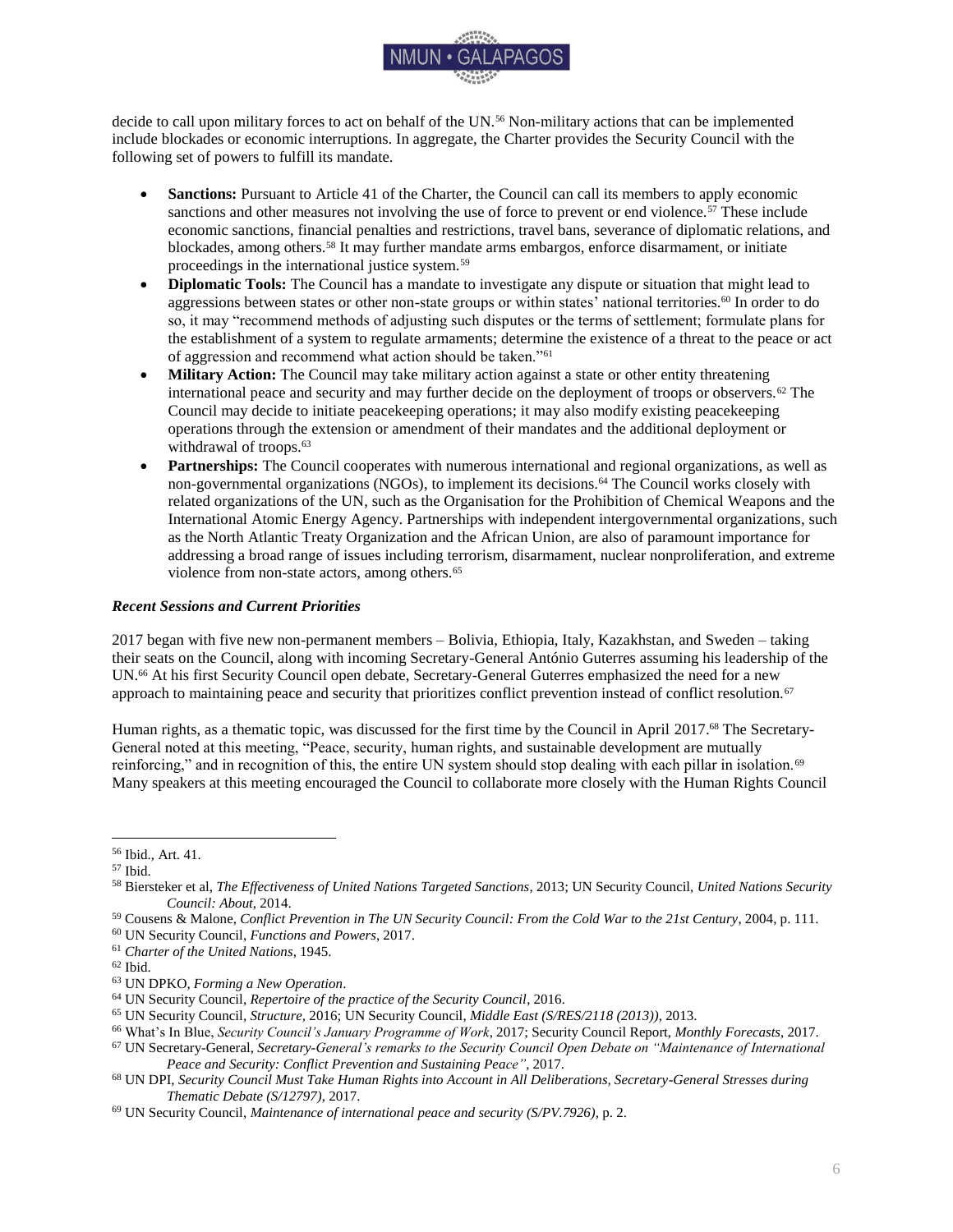decide to call upon military forces to act on behalf of the UN.[56] Non-military actions that can be implemented include blockades or economic interruptions. In aggregate, the Charter provides the Security Council with the following set of powers to fulfill its mandate.

- **Sanctions:** Pursuant to Article 41 of the Charter, the Council can call its members to apply economic sanctions and other measures not involving the use of force to prevent or end violence.[57] These include economic sanctions, financial penalties and restrictions, travel bans, severance of diplomatic relations, and blockades, among others.[58] It may further mandate arms embargos, enforce disarmament, or initiate proceedings in the international justice system.[59]
- **Diplomatic Tools:** The Council has a mandate to investigate any dispute or situation that might lead to aggressions between states or other non-state groups or within states' national territories.[60] In order to do so, it may "recommend methods of adjusting such disputes or the terms of settlement; formulate plans for the establishment of a system to regulate armaments; determine the existence of a threat to the peace or act of aggression and recommend what action should be taken."[61]
- **Military Action:** The Council may take military action against a state or other entity threatening international peace and security and may further decide on the deployment of troops or observers.[62] The Council may decide to initiate peacekeeping operations; it may also modify existing peacekeeping operations through the extension or amendment of their mandates and the additional deployment or withdrawal of troops.[63]
- **Partnerships:** The Council cooperates with numerous international and regional organizations, as well as non-governmental organizations (NGOs), to implement its decisions.[64] The Council works closely with related organizations of the UN, such as the Organisation for the Prohibition of Chemical Weapons and the International Atomic Energy Agency. Partnerships with independent intergovernmental organizations, such as the North Atlantic Treaty Organization and the African Union, are also of paramount importance for addressing a broad range of issues including terrorism, disarmament, nuclear nonproliferation, and extreme violence from non-state actors, among others.[65]

### *Recent Sessions and Current Priorities*

2017 began with five new non-permanent members – Bolivia, Ethiopia, Italy, Kazakhstan, and Sweden – taking their seats on the Council, along with incoming Secretary-General António Guterres assuming his leadership of the UN.[66] At his first Security Council open debate, Secretary-General Guterres emphasized the need for a new approach to maintaining peace and security that prioritizes conflict prevention instead of conflict resolution.[67]

Human rights, as a thematic topic, was discussed for the first time by the Council in April 2017.[68] The Secretary-General noted at this meeting, "Peace, security, human rights, and sustainable development are mutually reinforcing," and in recognition of this, the entire UN system should stop dealing with each pillar in isolation.[69] Many speakers at this meeting encouraged the Council to collaborate more closely with the Human Rights Council

---

[56] Ibid., Art. 41.
[57] Ibid.
[58] Biersteker et al, *The Effectiveness of United Nations Targeted Sanctions*, 2013; UN Security Council, *United Nations Security Council: About*, 2014.
[59] Cousens & Malone, *Conflict Prevention in The UN Security Council: From the Cold War to the 21st Century*, 2004, p. 111.
[60] UN Security Council, *Functions and Powers*, 2017.
[61] *Charter of the United Nations*, 1945.
[62] Ibid.
[63] UN DPKO, *Forming a New Operation*.
[64] UN Security Council, *Repertoire of the practice of the Security Council*, 2016.
[65] UN Security Council, *Structure*, 2016; UN Security Council, *Middle East (S/RES/2118 (2013))*, 2013.
[66] What's In Blue, *Security Council's January Programme of Work*, 2017; Security Council Report, *Monthly Forecasts*, 2017.
[67] UN Secretary-General, *Secretary-General's remarks to the Security Council Open Debate on "Maintenance of International Peace and Security: Conflict Prevention and Sustaining Peace"*, 2017.
[68] UN DPI, *Security Council Must Take Human Rights into Account in All Deliberations, Secretary-General Stresses during Thematic Debate (S/12797)*, 2017.
[69] UN Security Council, *Maintenance of international peace and security (S/PV.7926)*, p. 2.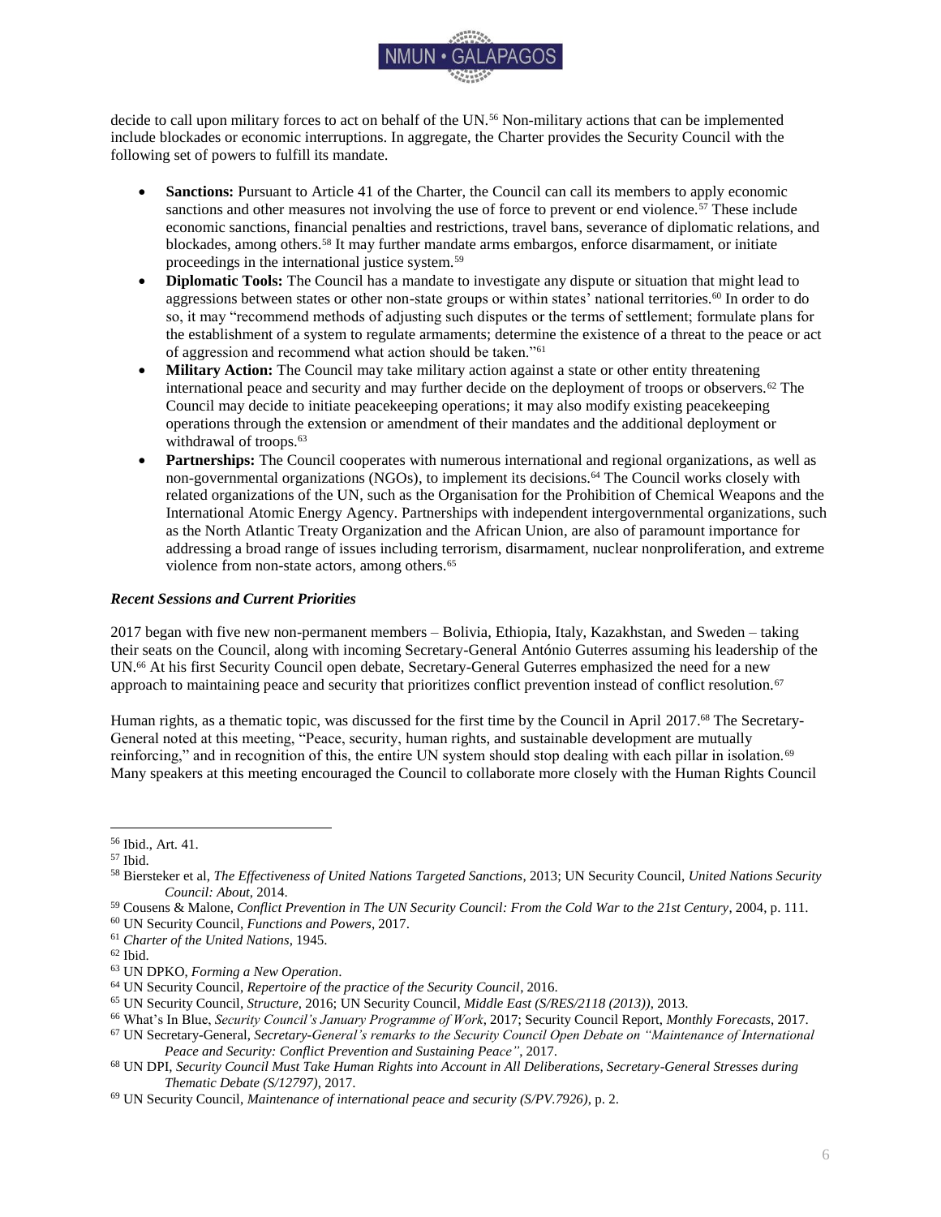decide to call upon military forces to act on behalf of the UN.[56] Non-military actions that can be implemented include blockades or economic interruptions. In aggregate, the Charter provides the Security Council with the following set of powers to fulfill its mandate.

- **Sanctions:** Pursuant to Article 41 of the Charter, the Council can call its members to apply economic sanctions and other measures not involving the use of force to prevent or end violence.[57] These include economic sanctions, financial penalties and restrictions, travel bans, severance of diplomatic relations, and blockades, among others.[58] It may further mandate arms embargos, enforce disarmament, or initiate proceedings in the international justice system.[59]
- **Diplomatic Tools:** The Council has a mandate to investigate any dispute or situation that might lead to aggressions between states or other non-state groups or within states' national territories.[60] In order to do so, it may "recommend methods of adjusting such disputes or the terms of settlement; formulate plans for the establishment of a system to regulate armaments; determine the existence of a threat to the peace or act of aggression and recommend what action should be taken."[61]
- **Military Action:** The Council may take military action against a state or other entity threatening international peace and security and may further decide on the deployment of troops or observers.[62] The Council may decide to initiate peacekeeping operations; it may also modify existing peacekeeping operations through the extension or amendment of their mandates and the additional deployment or withdrawal of troops.[63]
- **Partnerships:** The Council cooperates with numerous international and regional organizations, as well as non-governmental organizations (NGOs), to implement its decisions.[64] The Council works closely with related organizations of the UN, such as the Organisation for the Prohibition of Chemical Weapons and the International Atomic Energy Agency. Partnerships with independent intergovernmental organizations, such as the North Atlantic Treaty Organization and the African Union, are also of paramount importance for addressing a broad range of issues including terrorism, disarmament, nuclear nonproliferation, and extreme violence from non-state actors, among others.[65]

### *Recent Sessions and Current Priorities*

2017 began with five new non-permanent members – Bolivia, Ethiopia, Italy, Kazakhstan, and Sweden – taking their seats on the Council, along with incoming Secretary-General António Guterres assuming his leadership of the UN.[66] At his first Security Council open debate, Secretary-General Guterres emphasized the need for a new approach to maintaining peace and security that prioritizes conflict prevention instead of conflict resolution.[67]

Human rights, as a thematic topic, was discussed for the first time by the Council in April 2017.[68] The Secretary-General noted at this meeting, "Peace, security, human rights, and sustainable development are mutually reinforcing," and in recognition of this, the entire UN system should stop dealing with each pillar in isolation.[69] Many speakers at this meeting encouraged the Council to collaborate more closely with the Human Rights Council

---

[56] Ibid., Art. 41.

[57] Ibid.

[58] Biersteker et al, *The Effectiveness of United Nations Targeted Sanctions*, 2013; UN Security Council, *United Nations Security Council: About*, 2014.

[59] Cousens & Malone, *Conflict Prevention in The UN Security Council: From the Cold War to the 21st Century*, 2004, p. 111.

[60] UN Security Council, *Functions and Powers*, 2017.

[61] *Charter of the United Nations*, 1945.

[62] Ibid.

[63] UN DPKO, *Forming a New Operation*.

[64] UN Security Council, *Repertoire of the practice of the Security Council*, 2016.

[65] UN Security Council, *Structure*, 2016; UN Security Council, *Middle East (S/RES/2118 (2013))*, 2013.

[66] What's In Blue, *Security Council's January Programme of Work*, 2017; Security Council Report, *Monthly Forecasts*, 2017.

[67] UN Secretary-General, *Secretary-General's remarks to the Security Council Open Debate on "Maintenance of International Peace and Security: Conflict Prevention and Sustaining Peace"*, 2017.

[68] UN DPI, *Security Council Must Take Human Rights into Account in All Deliberations, Secretary-General Stresses during Thematic Debate (S/12797)*, 2017.

[69] UN Security Council, *Maintenance of international peace and security (S/PV.7926)*, p. 2.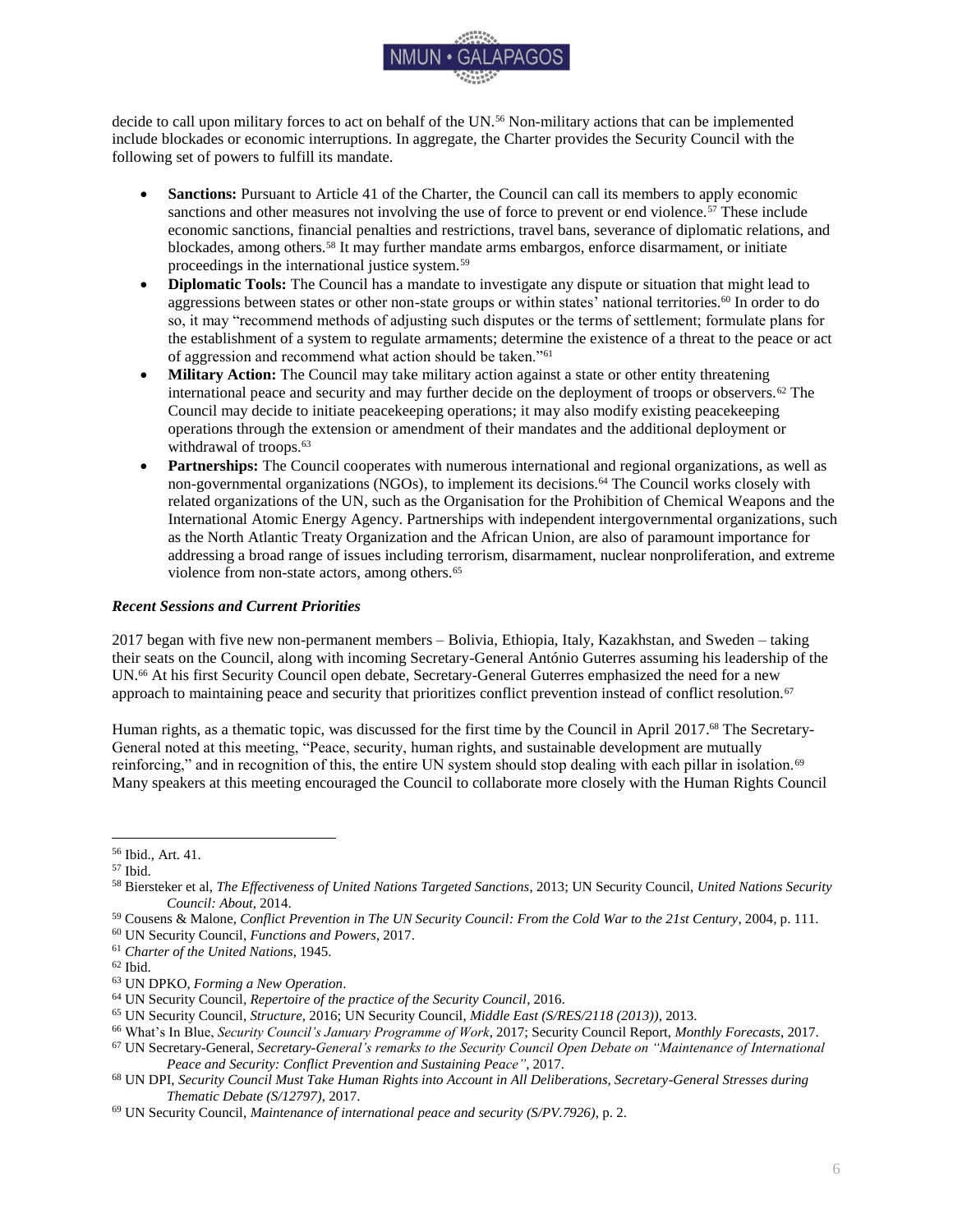decide to call upon military forces to act on behalf of the UN.[56] Non-military actions that can be implemented include blockades or economic interruptions. In aggregate, the Charter provides the Security Council with the following set of powers to fulfill its mandate.

- **Sanctions:** Pursuant to Article 41 of the Charter, the Council can call its members to apply economic sanctions and other measures not involving the use of force to prevent or end violence.[57] These include economic sanctions, financial penalties and restrictions, travel bans, severance of diplomatic relations, and blockades, among others.[58] It may further mandate arms embargos, enforce disarmament, or initiate proceedings in the international justice system.[59]
- **Diplomatic Tools:** The Council has a mandate to investigate any dispute or situation that might lead to aggressions between states or other non-state groups or within states' national territories.[60] In order to do so, it may "recommend methods of adjusting such disputes or the terms of settlement; formulate plans for the establishment of a system to regulate armaments; determine the existence of a threat to the peace or act of aggression and recommend what action should be taken."[61]
- **Military Action:** The Council may take military action against a state or other entity threatening international peace and security and may further decide on the deployment of troops or observers.[62] The Council may decide to initiate peacekeeping operations; it may also modify existing peacekeeping operations through the extension or amendment of their mandates and the additional deployment or withdrawal of troops.[63]
- **Partnerships:** The Council cooperates with numerous international and regional organizations, as well as non-governmental organizations (NGOs), to implement its decisions.[64] The Council works closely with related organizations of the UN, such as the Organisation for the Prohibition of Chemical Weapons and the International Atomic Energy Agency. Partnerships with independent intergovernmental organizations, such as the North Atlantic Treaty Organization and the African Union, are also of paramount importance for addressing a broad range of issues including terrorism, disarmament, nuclear nonproliferation, and extreme violence from non-state actors, among others.[65]

### *Recent Sessions and Current Priorities*

2017 began with five new non-permanent members – Bolivia, Ethiopia, Italy, Kazakhstan, and Sweden – taking their seats on the Council, along with incoming Secretary-General António Guterres assuming his leadership of the UN.[66] At his first Security Council open debate, Secretary-General Guterres emphasized the need for a new approach to maintaining peace and security that prioritizes conflict prevention instead of conflict resolution.[67]

Human rights, as a thematic topic, was discussed for the first time by the Council in April 2017.[68] The Secretary-General noted at this meeting, "Peace, security, human rights, and sustainable development are mutually reinforcing," and in recognition of this, the entire UN system should stop dealing with each pillar in isolation.[69] Many speakers at this meeting encouraged the Council to collaborate more closely with the Human Rights Council

---

[56] Ibid., Art. 41.

[57] Ibid.

[58] Biersteker et al, *The Effectiveness of United Nations Targeted Sanctions*, 2013; UN Security Council, *United Nations Security Council: About*, 2014.

[59] Cousens & Malone, *Conflict Prevention in The UN Security Council: From the Cold War to the 21st Century*, 2004, p. 111.

[60] UN Security Council, *Functions and Powers*, 2017.

[61] *Charter of the United Nations*, 1945.

[62] Ibid.

[63] UN DPKO, *Forming a New Operation*.

[64] UN Security Council, *Repertoire of the practice of the Security Council*, 2016.

[65] UN Security Council, *Structure*, 2016; UN Security Council, *Middle East (S/RES/2118 (2013))*, 2013.

[66] What's In Blue, *Security Council's January Programme of Work*, 2017; Security Council Report, *Monthly Forecasts*, 2017.

[67] UN Secretary-General, *Secretary-General's remarks to the Security Council Open Debate on "Maintenance of International Peace and Security: Conflict Prevention and Sustaining Peace"*, 2017.

[68] UN DPI, *Security Council Must Take Human Rights into Account in All Deliberations, Secretary-General Stresses during Thematic Debate (S/12797)*, 2017.

[69] UN Security Council, *Maintenance of international peace and security (S/PV.7926)*, p. 2.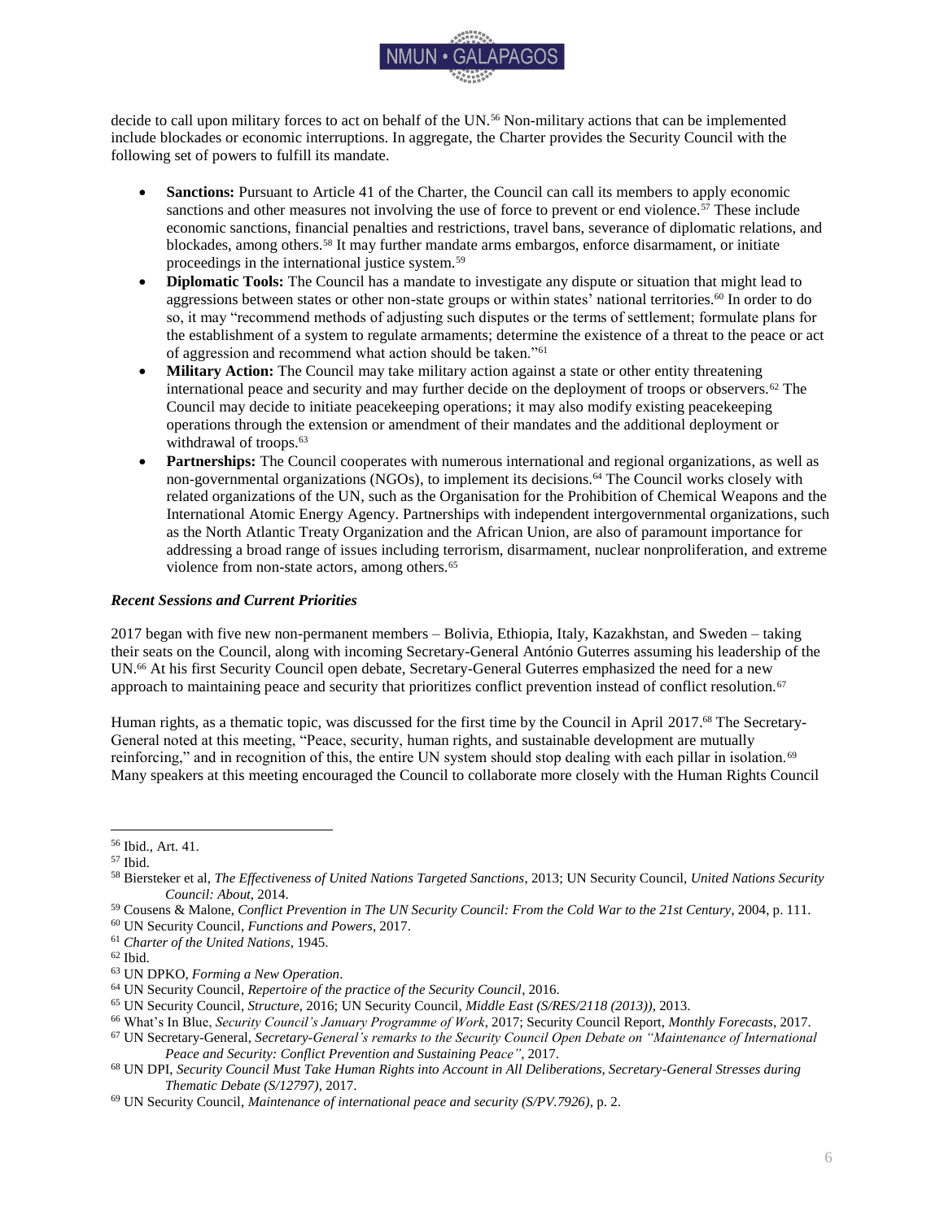decide to call upon military forces to act on behalf of the UN.[56] Non-military actions that can be implemented include blockades or economic interruptions. In aggregate, the Charter provides the Security Council with the following set of powers to fulfill its mandate.

- **Sanctions:** Pursuant to Article 41 of the Charter, the Council can call its members to apply economic sanctions and other measures not involving the use of force to prevent or end violence.[57] These include economic sanctions, financial penalties and restrictions, travel bans, severance of diplomatic relations, and blockades, among others.[58] It may further mandate arms embargos, enforce disarmament, or initiate proceedings in the international justice system.[59]
- **Diplomatic Tools:** The Council has a mandate to investigate any dispute or situation that might lead to aggressions between states or other non-state groups or within states' national territories.[60] In order to do so, it may "recommend methods of adjusting such disputes or the terms of settlement; formulate plans for the establishment of a system to regulate armaments; determine the existence of a threat to the peace or act of aggression and recommend what action should be taken."[61]
- **Military Action:** The Council may take military action against a state or other entity threatening international peace and security and may further decide on the deployment of troops or observers.[62] The Council may decide to initiate peacekeeping operations; it may also modify existing peacekeeping operations through the extension or amendment of their mandates and the additional deployment or withdrawal of troops.[63]
- **Partnerships:** The Council cooperates with numerous international and regional organizations, as well as non-governmental organizations (NGOs), to implement its decisions.[64] The Council works closely with related organizations of the UN, such as the Organisation for the Prohibition of Chemical Weapons and the International Atomic Energy Agency. Partnerships with independent intergovernmental organizations, such as the North Atlantic Treaty Organization and the African Union, are also of paramount importance for addressing a broad range of issues including terrorism, disarmament, nuclear nonproliferation, and extreme violence from non-state actors, among others.[65]

### *Recent Sessions and Current Priorities*

2017 began with five new non-permanent members – Bolivia, Ethiopia, Italy, Kazakhstan, and Sweden – taking their seats on the Council, along with incoming Secretary-General António Guterres assuming his leadership of the UN.[66] At his first Security Council open debate, Secretary-General Guterres emphasized the need for a new approach to maintaining peace and security that prioritizes conflict prevention instead of conflict resolution.[67]

Human rights, as a thematic topic, was discussed for the first time by the Council in April 2017.[68] The Secretary-General noted at this meeting, "Peace, security, human rights, and sustainable development are mutually reinforcing," and in recognition of this, the entire UN system should stop dealing with each pillar in isolation.[69] Many speakers at this meeting encouraged the Council to collaborate more closely with the Human Rights Council

---

[56] Ibid., Art. 41.

[57] Ibid.

[58] Biersteker et al, *The Effectiveness of United Nations Targeted Sanctions*, 2013; UN Security Council, *United Nations Security Council: About*, 2014.

[59] Cousens & Malone, *Conflict Prevention in The UN Security Council: From the Cold War to the 21st Century*, 2004, p. 111.

[60] UN Security Council, *Functions and Powers*, 2017.

[61] *Charter of the United Nations*, 1945.

[62] Ibid.

[63] UN DPKO, *Forming a New Operation*.

[64] UN Security Council, *Repertoire of the practice of the Security Council*, 2016.

[65] UN Security Council, *Structure*, 2016; UN Security Council, *Middle East (S/RES/2118 (2013))*, 2013.

[66] What's In Blue, *Security Council's January Programme of Work*, 2017; Security Council Report, *Monthly Forecasts*, 2017.

[67] UN Secretary-General, *Secretary-General's remarks to the Security Council Open Debate on "Maintenance of International Peace and Security: Conflict Prevention and Sustaining Peace"*, 2017.

[68] UN DPI, *Security Council Must Take Human Rights into Account in All Deliberations, Secretary-General Stresses during Thematic Debate (S/12797)*, 2017.

[69] UN Security Council, *Maintenance of international peace and security (S/PV.7926)*, p. 2.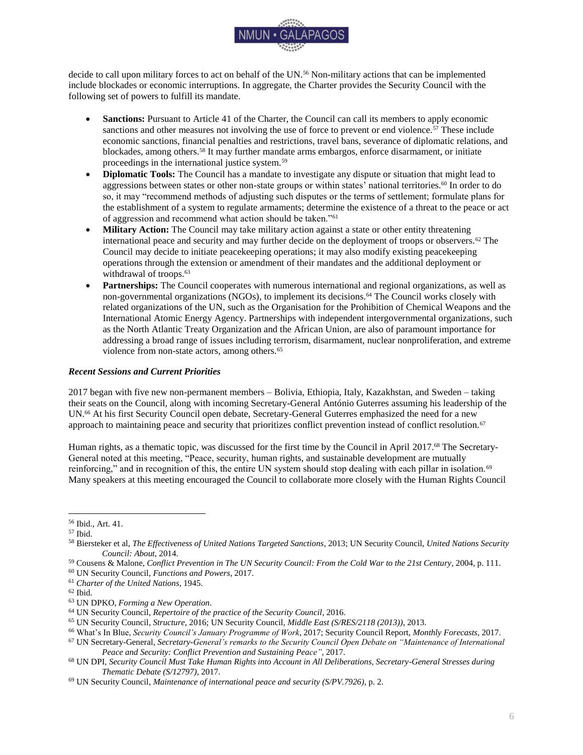decide to call upon military forces to act on behalf of the UN.[56] Non-military actions that can be implemented include blockades or economic interruptions. In aggregate, the Charter provides the Security Council with the following set of powers to fulfill its mandate.

- **Sanctions:** Pursuant to Article 41 of the Charter, the Council can call its members to apply economic sanctions and other measures not involving the use of force to prevent or end violence.[57] These include economic sanctions, financial penalties and restrictions, travel bans, severance of diplomatic relations, and blockades, among others.[58] It may further mandate arms embargos, enforce disarmament, or initiate proceedings in the international justice system.[59]
- **Diplomatic Tools:** The Council has a mandate to investigate any dispute or situation that might lead to aggressions between states or other non-state groups or within states' national territories.[60] In order to do so, it may "recommend methods of adjusting such disputes or the terms of settlement; formulate plans for the establishment of a system to regulate armaments; determine the existence of a threat to the peace or act of aggression and recommend what action should be taken."[61]
- **Military Action:** The Council may take military action against a state or other entity threatening international peace and security and may further decide on the deployment of troops or observers.[62] The Council may decide to initiate peacekeeping operations; it may also modify existing peacekeeping operations through the extension or amendment of their mandates and the additional deployment or withdrawal of troops.[63]
- **Partnerships:** The Council cooperates with numerous international and regional organizations, as well as non-governmental organizations (NGOs), to implement its decisions.[64] The Council works closely with related organizations of the UN, such as the Organisation for the Prohibition of Chemical Weapons and the International Atomic Energy Agency. Partnerships with independent intergovernmental organizations, such as the North Atlantic Treaty Organization and the African Union, are also of paramount importance for addressing a broad range of issues including terrorism, disarmament, nuclear nonproliferation, and extreme violence from non-state actors, among others.[65]

### *Recent Sessions and Current Priorities*

2017 began with five new non-permanent members – Bolivia, Ethiopia, Italy, Kazakhstan, and Sweden – taking their seats on the Council, along with incoming Secretary-General António Guterres assuming his leadership of the UN.[66] At his first Security Council open debate, Secretary-General Guterres emphasized the need for a new approach to maintaining peace and security that prioritizes conflict prevention instead of conflict resolution.[67]

Human rights, as a thematic topic, was discussed for the first time by the Council in April 2017.[68] The Secretary-General noted at this meeting, "Peace, security, human rights, and sustainable development are mutually reinforcing," and in recognition of this, the entire UN system should stop dealing with each pillar in isolation.[69] Many speakers at this meeting encouraged the Council to collaborate more closely with the Human Rights Council

---

[56] Ibid., Art. 41.

[57] Ibid.

[58] Biersteker et al, *The Effectiveness of United Nations Targeted Sanctions*, 2013; UN Security Council, *United Nations Security Council: About*, 2014.

[59] Cousens & Malone, *Conflict Prevention in The UN Security Council: From the Cold War to the 21st Century*, 2004, p. 111.

[60] UN Security Council, *Functions and Powers*, 2017.

[61] *Charter of the United Nations*, 1945.

[62] Ibid.

[63] UN DPKO, *Forming a New Operation*.

[64] UN Security Council, *Repertoire of the practice of the Security Council*, 2016.

[65] UN Security Council, *Structure*, 2016; UN Security Council, *Middle East (S/RES/2118 (2013))*, 2013.

[66] What's In Blue, *Security Council's January Programme of Work*, 2017; Security Council Report, *Monthly Forecasts*, 2017.

[67] UN Secretary-General, *Secretary-General's remarks to the Security Council Open Debate on "Maintenance of International Peace and Security: Conflict Prevention and Sustaining Peace"*, 2017.

[68] UN DPI, *Security Council Must Take Human Rights into Account in All Deliberations, Secretary-General Stresses during Thematic Debate (S/12797)*, 2017.

[69] UN Security Council, *Maintenance of international peace and security (S/PV.7926)*, p. 2.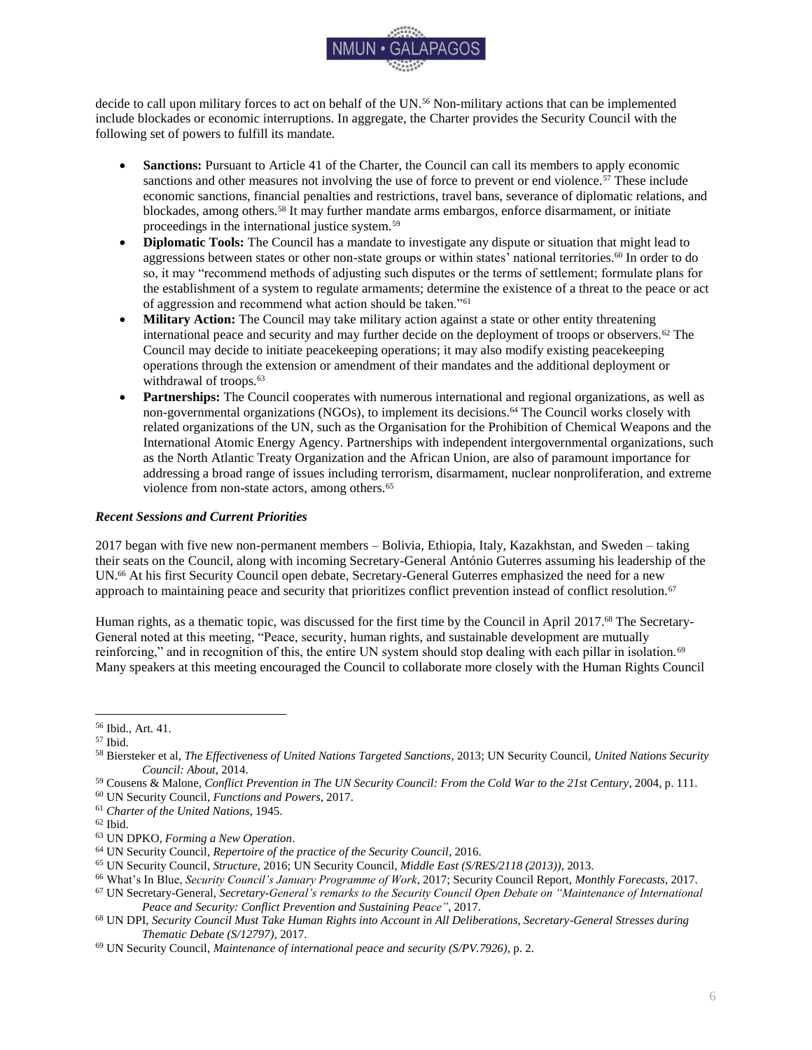decide to call upon military forces to act on behalf of the UN.[56] Non-military actions that can be implemented include blockades or economic interruptions. In aggregate, the Charter provides the Security Council with the following set of powers to fulfill its mandate.

- **Sanctions:** Pursuant to Article 41 of the Charter, the Council can call its members to apply economic sanctions and other measures not involving the use of force to prevent or end violence.[57] These include economic sanctions, financial penalties and restrictions, travel bans, severance of diplomatic relations, and blockades, among others.[58] It may further mandate arms embargos, enforce disarmament, or initiate proceedings in the international justice system.[59]
- **Diplomatic Tools:** The Council has a mandate to investigate any dispute or situation that might lead to aggressions between states or other non-state groups or within states' national territories.[60] In order to do so, it may "recommend methods of adjusting such disputes or the terms of settlement; formulate plans for the establishment of a system to regulate armaments; determine the existence of a threat to the peace or act of aggression and recommend what action should be taken."[61]
- **Military Action:** The Council may take military action against a state or other entity threatening international peace and security and may further decide on the deployment of troops or observers.[62] The Council may decide to initiate peacekeeping operations; it may also modify existing peacekeeping operations through the extension or amendment of their mandates and the additional deployment or withdrawal of troops.[63]
- **Partnerships:** The Council cooperates with numerous international and regional organizations, as well as non-governmental organizations (NGOs), to implement its decisions.[64] The Council works closely with related organizations of the UN, such as the Organisation for the Prohibition of Chemical Weapons and the International Atomic Energy Agency. Partnerships with independent intergovernmental organizations, such as the North Atlantic Treaty Organization and the African Union, are also of paramount importance for addressing a broad range of issues including terrorism, disarmament, nuclear nonproliferation, and extreme violence from non-state actors, among others.[65]

### *Recent Sessions and Current Priorities*

2017 began with five new non-permanent members – Bolivia, Ethiopia, Italy, Kazakhstan, and Sweden – taking their seats on the Council, along with incoming Secretary-General António Guterres assuming his leadership of the UN.[66] At his first Security Council open debate, Secretary-General Guterres emphasized the need for a new approach to maintaining peace and security that prioritizes conflict prevention instead of conflict resolution.[67]

Human rights, as a thematic topic, was discussed for the first time by the Council in April 2017.[68] The Secretary-General noted at this meeting, "Peace, security, human rights, and sustainable development are mutually reinforcing," and in recognition of this, the entire UN system should stop dealing with each pillar in isolation.[69] Many speakers at this meeting encouraged the Council to collaborate more closely with the Human Rights Council

---

[56] Ibid., Art. 41.

[57] Ibid.

[58] Biersteker et al, *The Effectiveness of United Nations Targeted Sanctions*, 2013; UN Security Council, *United Nations Security Council: About*, 2014.

[59] Cousens & Malone, *Conflict Prevention in The UN Security Council: From the Cold War to the 21st Century*, 2004, p. 111.

[60] UN Security Council, *Functions and Powers*, 2017.

[61] *Charter of the United Nations*, 1945.

[62] Ibid.

[63] UN DPKO, *Forming a New Operation*.

[64] UN Security Council, *Repertoire of the practice of the Security Council*, 2016.

[65] UN Security Council, *Structure*, 2016; UN Security Council, *Middle East (S/RES/2118 (2013))*, 2013.

[66] What's In Blue, *Security Council's January Programme of Work*, 2017; Security Council Report, *Monthly Forecasts*, 2017.

[67] UN Secretary-General, *Secretary-General's remarks to the Security Council Open Debate on "Maintenance of International Peace and Security: Conflict Prevention and Sustaining Peace"*, 2017.

[68] UN DPI, *Security Council Must Take Human Rights into Account in All Deliberations, Secretary-General Stresses during Thematic Debate (S/12797)*, 2017.

[69] UN Security Council, *Maintenance of international peace and security (S/PV.7926)*, p. 2.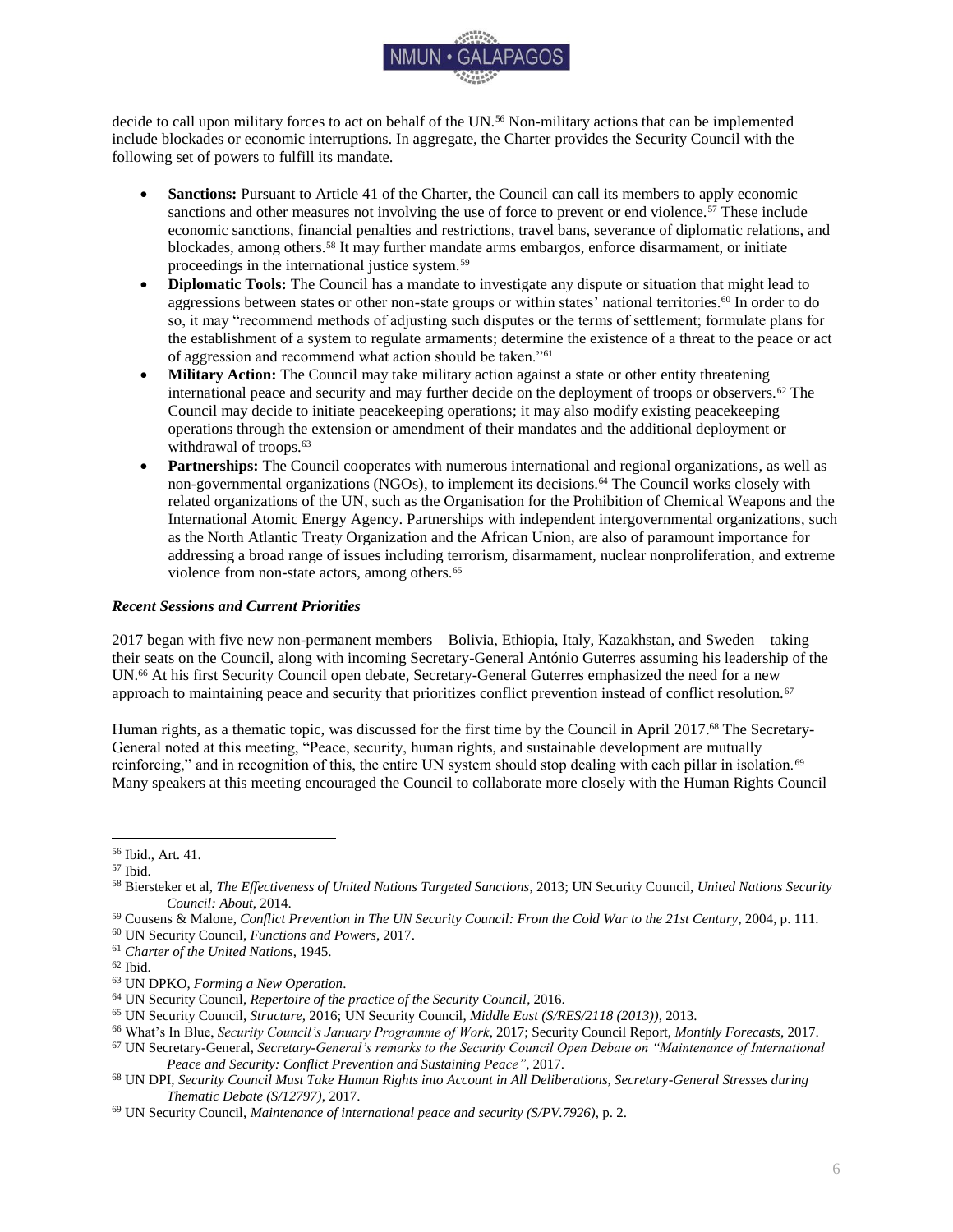decide to call upon military forces to act on behalf of the UN.[56] Non-military actions that can be implemented include blockades or economic interruptions. In aggregate, the Charter provides the Security Council with the following set of powers to fulfill its mandate.

- **Sanctions:** Pursuant to Article 41 of the Charter, the Council can call its members to apply economic sanctions and other measures not involving the use of force to prevent or end violence.[57] These include economic sanctions, financial penalties and restrictions, travel bans, severance of diplomatic relations, and blockades, among others.[58] It may further mandate arms embargos, enforce disarmament, or initiate proceedings in the international justice system.[59]
- **Diplomatic Tools:** The Council has a mandate to investigate any dispute or situation that might lead to aggressions between states or other non-state groups or within states' national territories.[60] In order to do so, it may "recommend methods of adjusting such disputes or the terms of settlement; formulate plans for the establishment of a system to regulate armaments; determine the existence of a threat to the peace or act of aggression and recommend what action should be taken."[61]
- **Military Action:** The Council may take military action against a state or other entity threatening international peace and security and may further decide on the deployment of troops or observers.[62] The Council may decide to initiate peacekeeping operations; it may also modify existing peacekeeping operations through the extension or amendment of their mandates and the additional deployment or withdrawal of troops.[63]
- **Partnerships:** The Council cooperates with numerous international and regional organizations, as well as non-governmental organizations (NGOs), to implement its decisions.[64] The Council works closely with related organizations of the UN, such as the Organisation for the Prohibition of Chemical Weapons and the International Atomic Energy Agency. Partnerships with independent intergovernmental organizations, such as the North Atlantic Treaty Organization and the African Union, are also of paramount importance for addressing a broad range of issues including terrorism, disarmament, nuclear nonproliferation, and extreme violence from non-state actors, among others.[65]

### *Recent Sessions and Current Priorities*

2017 began with five new non-permanent members – Bolivia, Ethiopia, Italy, Kazakhstan, and Sweden – taking their seats on the Council, along with incoming Secretary-General António Guterres assuming his leadership of the UN.[66] At his first Security Council open debate, Secretary-General Guterres emphasized the need for a new approach to maintaining peace and security that prioritizes conflict prevention instead of conflict resolution.[67]

Human rights, as a thematic topic, was discussed for the first time by the Council in April 2017.[68] The Secretary-General noted at this meeting, "Peace, security, human rights, and sustainable development are mutually reinforcing," and in recognition of this, the entire UN system should stop dealing with each pillar in isolation.[69] Many speakers at this meeting encouraged the Council to collaborate more closely with the Human Rights Council

---

[56] Ibid., Art. 41.

[57] Ibid.

[58] Biersteker et al, *The Effectiveness of United Nations Targeted Sanctions*, 2013; UN Security Council, *United Nations Security Council: About*, 2014.

[59] Cousens & Malone, *Conflict Prevention in The UN Security Council: From the Cold War to the 21st Century*, 2004, p. 111.

[60] UN Security Council, *Functions and Powers*, 2017.

[61] *Charter of the United Nations*, 1945.

[62] Ibid.

[63] UN DPKO, *Forming a New Operation*.

[64] UN Security Council, *Repertoire of the practice of the Security Council*, 2016.

[65] UN Security Council, *Structure*, 2016; UN Security Council, *Middle East (S/RES/2118 (2013))*, 2013.

[66] What's In Blue, *Security Council's January Programme of Work*, 2017; Security Council Report, *Monthly Forecasts*, 2017.

[67] UN Secretary-General, *Secretary-General's remarks to the Security Council Open Debate on "Maintenance of International Peace and Security: Conflict Prevention and Sustaining Peace"*, 2017.

[68] UN DPI, *Security Council Must Take Human Rights into Account in All Deliberations, Secretary-General Stresses during Thematic Debate (S/12797)*, 2017.

[69] UN Security Council, *Maintenance of international peace and security (S/PV.7926)*, p. 2.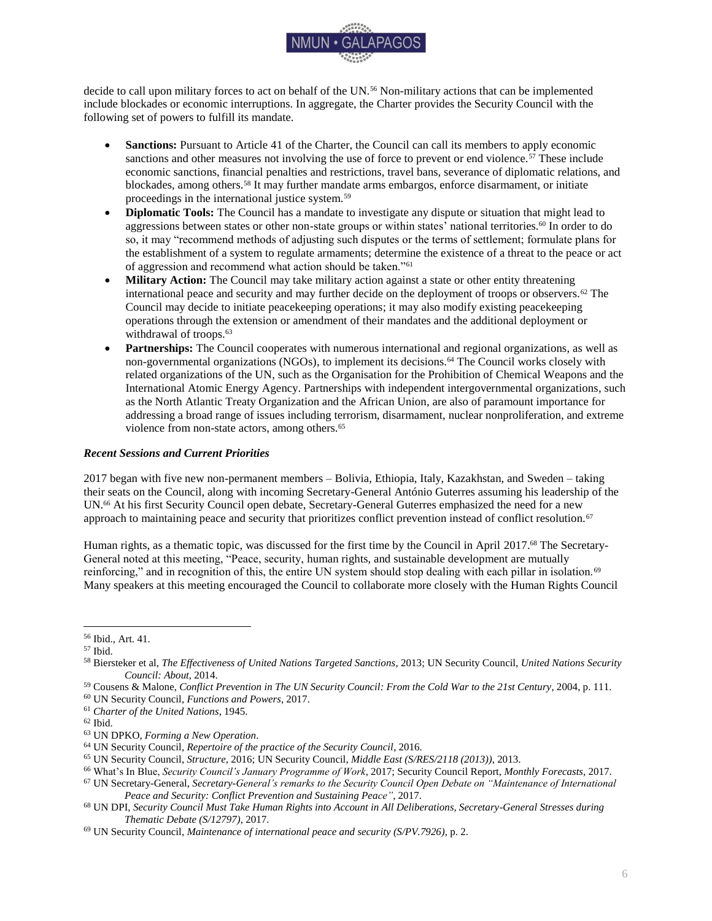decide to call upon military forces to act on behalf of the UN.[56] Non-military actions that can be implemented include blockades or economic interruptions. In aggregate, the Charter provides the Security Council with the following set of powers to fulfill its mandate.

- **Sanctions:** Pursuant to Article 41 of the Charter, the Council can call its members to apply economic sanctions and other measures not involving the use of force to prevent or end violence.[57] These include economic sanctions, financial penalties and restrictions, travel bans, severance of diplomatic relations, and blockades, among others.[58] It may further mandate arms embargos, enforce disarmament, or initiate proceedings in the international justice system.[59]
- **Diplomatic Tools:** The Council has a mandate to investigate any dispute or situation that might lead to aggressions between states or other non-state groups or within states' national territories.[60] In order to do so, it may "recommend methods of adjusting such disputes or the terms of settlement; formulate plans for the establishment of a system to regulate armaments; determine the existence of a threat to the peace or act of aggression and recommend what action should be taken."[61]
- **Military Action:** The Council may take military action against a state or other entity threatening international peace and security and may further decide on the deployment of troops or observers.[62] The Council may decide to initiate peacekeeping operations; it may also modify existing peacekeeping operations through the extension or amendment of their mandates and the additional deployment or withdrawal of troops.[63]
- **Partnerships:** The Council cooperates with numerous international and regional organizations, as well as non-governmental organizations (NGOs), to implement its decisions.[64] The Council works closely with related organizations of the UN, such as the Organisation for the Prohibition of Chemical Weapons and the International Atomic Energy Agency. Partnerships with independent intergovernmental organizations, such as the North Atlantic Treaty Organization and the African Union, are also of paramount importance for addressing a broad range of issues including terrorism, disarmament, nuclear nonproliferation, and extreme violence from non-state actors, among others.[65]

### *Recent Sessions and Current Priorities*

2017 began with five new non-permanent members – Bolivia, Ethiopia, Italy, Kazakhstan, and Sweden – taking their seats on the Council, along with incoming Secretary-General António Guterres assuming his leadership of the UN.[66] At his first Security Council open debate, Secretary-General Guterres emphasized the need for a new approach to maintaining peace and security that prioritizes conflict prevention instead of conflict resolution.[67]

Human rights, as a thematic topic, was discussed for the first time by the Council in April 2017.[68] The Secretary-General noted at this meeting, "Peace, security, human rights, and sustainable development are mutually reinforcing," and in recognition of this, the entire UN system should stop dealing with each pillar in isolation.[69] Many speakers at this meeting encouraged the Council to collaborate more closely with the Human Rights Council

---

[56] Ibid., Art. 41.

[57] Ibid.

[58] Biersteker et al, *The Effectiveness of United Nations Targeted Sanctions*, 2013; UN Security Council, *United Nations Security Council: About*, 2014.

[59] Cousens & Malone, *Conflict Prevention in The UN Security Council: From the Cold War to the 21st Century*, 2004, p. 111.

[60] UN Security Council, *Functions and Powers*, 2017.

[61] *Charter of the United Nations*, 1945.

[62] Ibid.

[63] UN DPKO, *Forming a New Operation*.

[64] UN Security Council, *Repertoire of the practice of the Security Council*, 2016.

[65] UN Security Council, *Structure*, 2016; UN Security Council, *Middle East (S/RES/2118 (2013))*, 2013.

[66] What's In Blue, *Security Council's January Programme of Work*, 2017; Security Council Report, *Monthly Forecasts*, 2017.

[67] UN Secretary-General, *Secretary-General's remarks to the Security Council Open Debate on "Maintenance of International Peace and Security: Conflict Prevention and Sustaining Peace"*, 2017.

[68] UN DPI, *Security Council Must Take Human Rights into Account in All Deliberations, Secretary-General Stresses during Thematic Debate (S/12797)*, 2017.

[69] UN Security Council, *Maintenance of international peace and security (S/PV.7926)*, p. 2.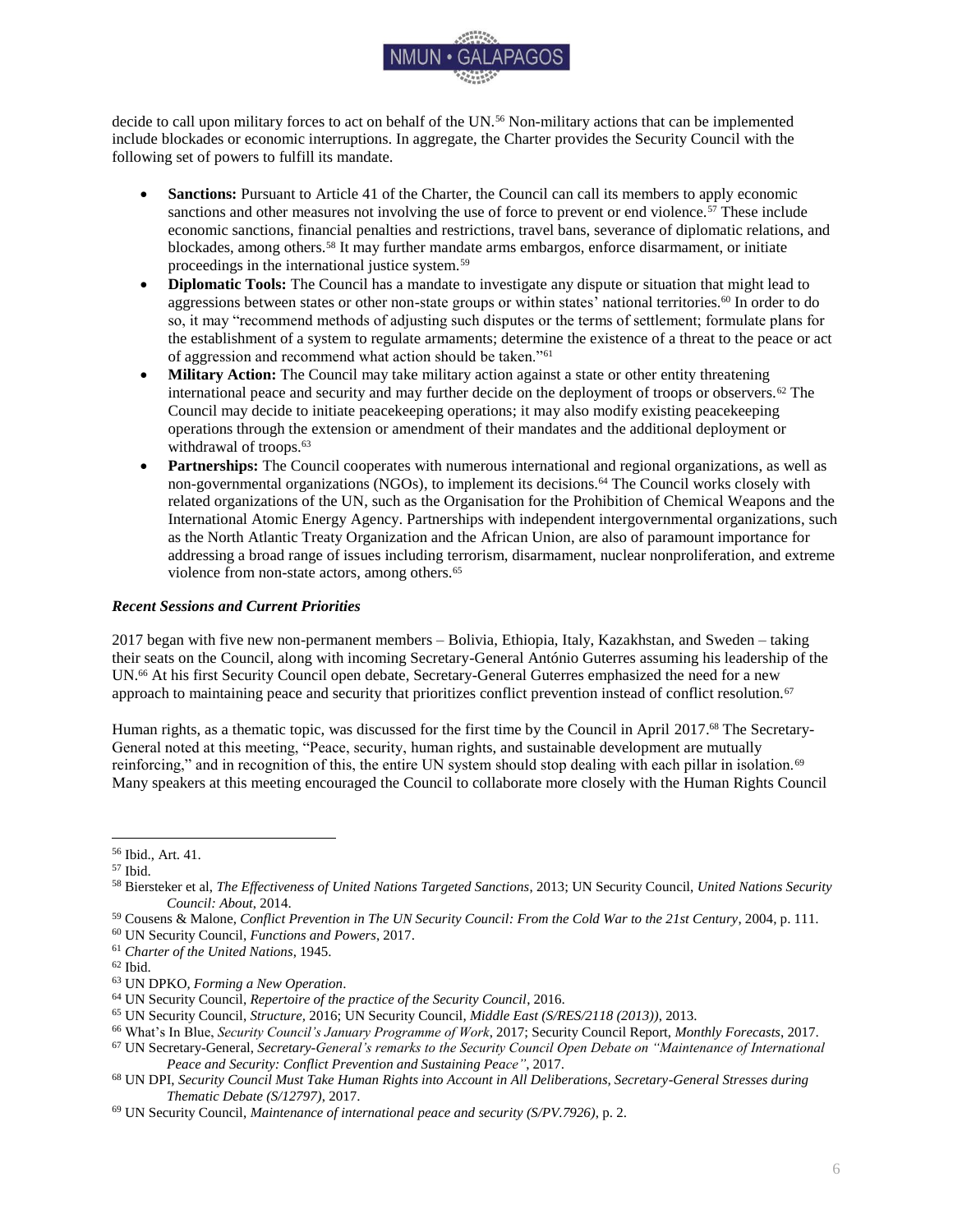decide to call upon military forces to act on behalf of the UN.[56] Non-military actions that can be implemented include blockades or economic interruptions. In aggregate, the Charter provides the Security Council with the following set of powers to fulfill its mandate.

- **Sanctions:** Pursuant to Article 41 of the Charter, the Council can call its members to apply economic sanctions and other measures not involving the use of force to prevent or end violence.[57] These include economic sanctions, financial penalties and restrictions, travel bans, severance of diplomatic relations, and blockades, among others.[58] It may further mandate arms embargos, enforce disarmament, or initiate proceedings in the international justice system.[59]
- **Diplomatic Tools:** The Council has a mandate to investigate any dispute or situation that might lead to aggressions between states or other non-state groups or within states' national territories.[60] In order to do so, it may "recommend methods of adjusting such disputes or the terms of settlement; formulate plans for the establishment of a system to regulate armaments; determine the existence of a threat to the peace or act of aggression and recommend what action should be taken."[61]
- **Military Action:** The Council may take military action against a state or other entity threatening international peace and security and may further decide on the deployment of troops or observers.[62] The Council may decide to initiate peacekeeping operations; it may also modify existing peacekeeping operations through the extension or amendment of their mandates and the additional deployment or withdrawal of troops.[63]
- **Partnerships:** The Council cooperates with numerous international and regional organizations, as well as non-governmental organizations (NGOs), to implement its decisions.[64] The Council works closely with related organizations of the UN, such as the Organisation for the Prohibition of Chemical Weapons and the International Atomic Energy Agency. Partnerships with independent intergovernmental organizations, such as the North Atlantic Treaty Organization and the African Union, are also of paramount importance for addressing a broad range of issues including terrorism, disarmament, nuclear nonproliferation, and extreme violence from non-state actors, among others.[65]

### *Recent Sessions and Current Priorities*

2017 began with five new non-permanent members – Bolivia, Ethiopia, Italy, Kazakhstan, and Sweden – taking their seats on the Council, along with incoming Secretary-General António Guterres assuming his leadership of the UN.[66] At his first Security Council open debate, Secretary-General Guterres emphasized the need for a new approach to maintaining peace and security that prioritizes conflict prevention instead of conflict resolution.[67]

Human rights, as a thematic topic, was discussed for the first time by the Council in April 2017.[68] The Secretary-General noted at this meeting, "Peace, security, human rights, and sustainable development are mutually reinforcing," and in recognition of this, the entire UN system should stop dealing with each pillar in isolation.[69] Many speakers at this meeting encouraged the Council to collaborate more closely with the Human Rights Council

---

[56] Ibid., Art. 41.

[57] Ibid.

[58] Biersteker et al, *The Effectiveness of United Nations Targeted Sanctions*, 2013; UN Security Council, *United Nations Security Council: About*, 2014.

[59] Cousens & Malone, *Conflict Prevention in The UN Security Council: From the Cold War to the 21st Century*, 2004, p. 111.

[60] UN Security Council, *Functions and Powers*, 2017.

[61] *Charter of the United Nations*, 1945.

[62] Ibid.

[63] UN DPKO, *Forming a New Operation*.

[64] UN Security Council, *Repertoire of the practice of the Security Council*, 2016.

[65] UN Security Council, *Structure*, 2016; UN Security Council, *Middle East (S/RES/2118 (2013))*, 2013.

[66] What's In Blue, *Security Council's January Programme of Work*, 2017; Security Council Report, *Monthly Forecasts*, 2017.

[67] UN Secretary-General, *Secretary-General's remarks to the Security Council Open Debate on "Maintenance of International Peace and Security: Conflict Prevention and Sustaining Peace"*, 2017.

[68] UN DPI, *Security Council Must Take Human Rights into Account in All Deliberations, Secretary-General Stresses during Thematic Debate (S/12797)*, 2017.

[69] UN Security Council, *Maintenance of international peace and security (S/PV.7926)*, p. 2.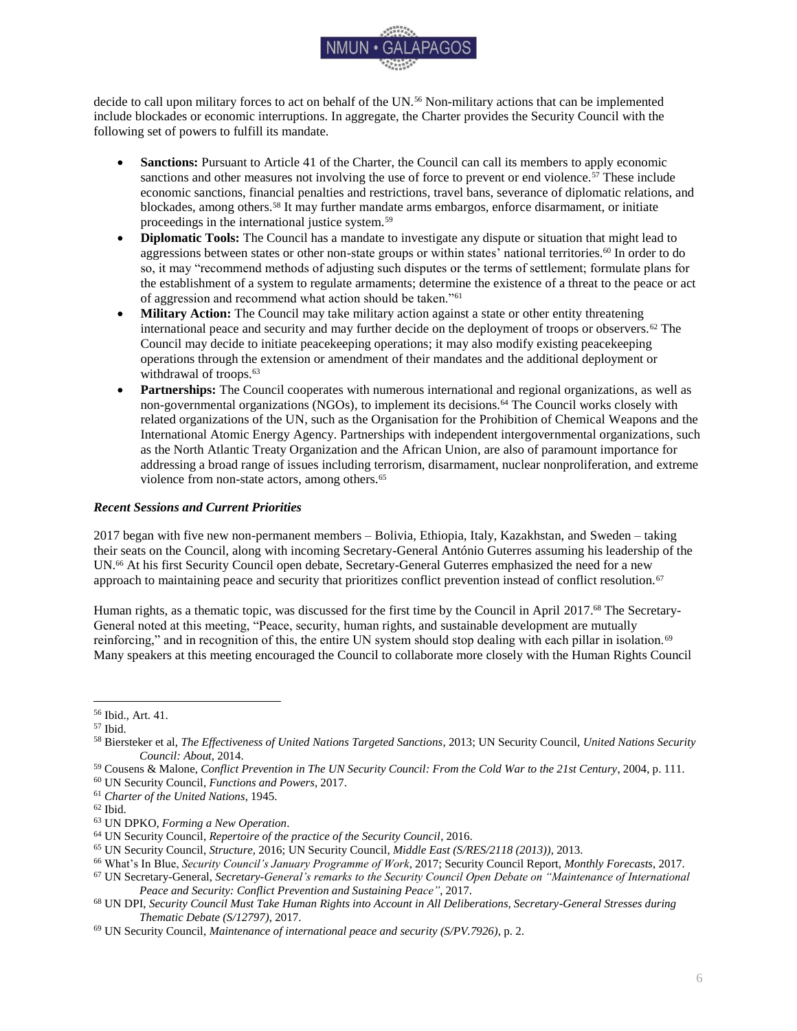decide to call upon military forces to act on behalf of the UN.[56] Non-military actions that can be implemented include blockades or economic interruptions. In aggregate, the Charter provides the Security Council with the following set of powers to fulfill its mandate.

- **Sanctions:** Pursuant to Article 41 of the Charter, the Council can call its members to apply economic sanctions and other measures not involving the use of force to prevent or end violence.[57] These include economic sanctions, financial penalties and restrictions, travel bans, severance of diplomatic relations, and blockades, among others.[58] It may further mandate arms embargos, enforce disarmament, or initiate proceedings in the international justice system.[59]
- **Diplomatic Tools:** The Council has a mandate to investigate any dispute or situation that might lead to aggressions between states or other non-state groups or within states' national territories.[60] In order to do so, it may "recommend methods of adjusting such disputes or the terms of settlement; formulate plans for the establishment of a system to regulate armaments; determine the existence of a threat to the peace or act of aggression and recommend what action should be taken."[61]
- **Military Action:** The Council may take military action against a state or other entity threatening international peace and security and may further decide on the deployment of troops or observers.[62] The Council may decide to initiate peacekeeping operations; it may also modify existing peacekeeping operations through the extension or amendment of their mandates and the additional deployment or withdrawal of troops.[63]
- **Partnerships:** The Council cooperates with numerous international and regional organizations, as well as non-governmental organizations (NGOs), to implement its decisions.[64] The Council works closely with related organizations of the UN, such as the Organisation for the Prohibition of Chemical Weapons and the International Atomic Energy Agency. Partnerships with independent intergovernmental organizations, such as the North Atlantic Treaty Organization and the African Union, are also of paramount importance for addressing a broad range of issues including terrorism, disarmament, nuclear nonproliferation, and extreme violence from non-state actors, among others.[65]

### *Recent Sessions and Current Priorities*

2017 began with five new non-permanent members – Bolivia, Ethiopia, Italy, Kazakhstan, and Sweden – taking their seats on the Council, along with incoming Secretary-General António Guterres assuming his leadership of the UN.[66] At his first Security Council open debate, Secretary-General Guterres emphasized the need for a new approach to maintaining peace and security that prioritizes conflict prevention instead of conflict resolution.[67]

Human rights, as a thematic topic, was discussed for the first time by the Council in April 2017.[68] The Secretary-General noted at this meeting, "Peace, security, human rights, and sustainable development are mutually reinforcing," and in recognition of this, the entire UN system should stop dealing with each pillar in isolation.[69] Many speakers at this meeting encouraged the Council to collaborate more closely with the Human Rights Council

---

[56] Ibid., Art. 41.

[57] Ibid.

[58] Biersteker et al, *The Effectiveness of United Nations Targeted Sanctions*, 2013; UN Security Council, *United Nations Security Council: About*, 2014.

[59] Cousens & Malone, *Conflict Prevention in The UN Security Council: From the Cold War to the 21st Century*, 2004, p. 111.

[60] UN Security Council, *Functions and Powers*, 2017.

[61] *Charter of the United Nations*, 1945.

[62] Ibid.

[63] UN DPKO, *Forming a New Operation*.

[64] UN Security Council, *Repertoire of the practice of the Security Council*, 2016.

[65] UN Security Council, *Structure*, 2016; UN Security Council, *Middle East (S/RES/2118 (2013))*, 2013.

[66] What's In Blue, *Security Council's January Programme of Work*, 2017; Security Council Report, *Monthly Forecasts*, 2017.

[67] UN Secretary-General, *Secretary-General's remarks to the Security Council Open Debate on "Maintenance of International Peace and Security: Conflict Prevention and Sustaining Peace"*, 2017.

[68] UN DPI, *Security Council Must Take Human Rights into Account in All Deliberations, Secretary-General Stresses during Thematic Debate (S/12797)*, 2017.

[69] UN Security Council, *Maintenance of international peace and security (S/PV.7926)*, p. 2.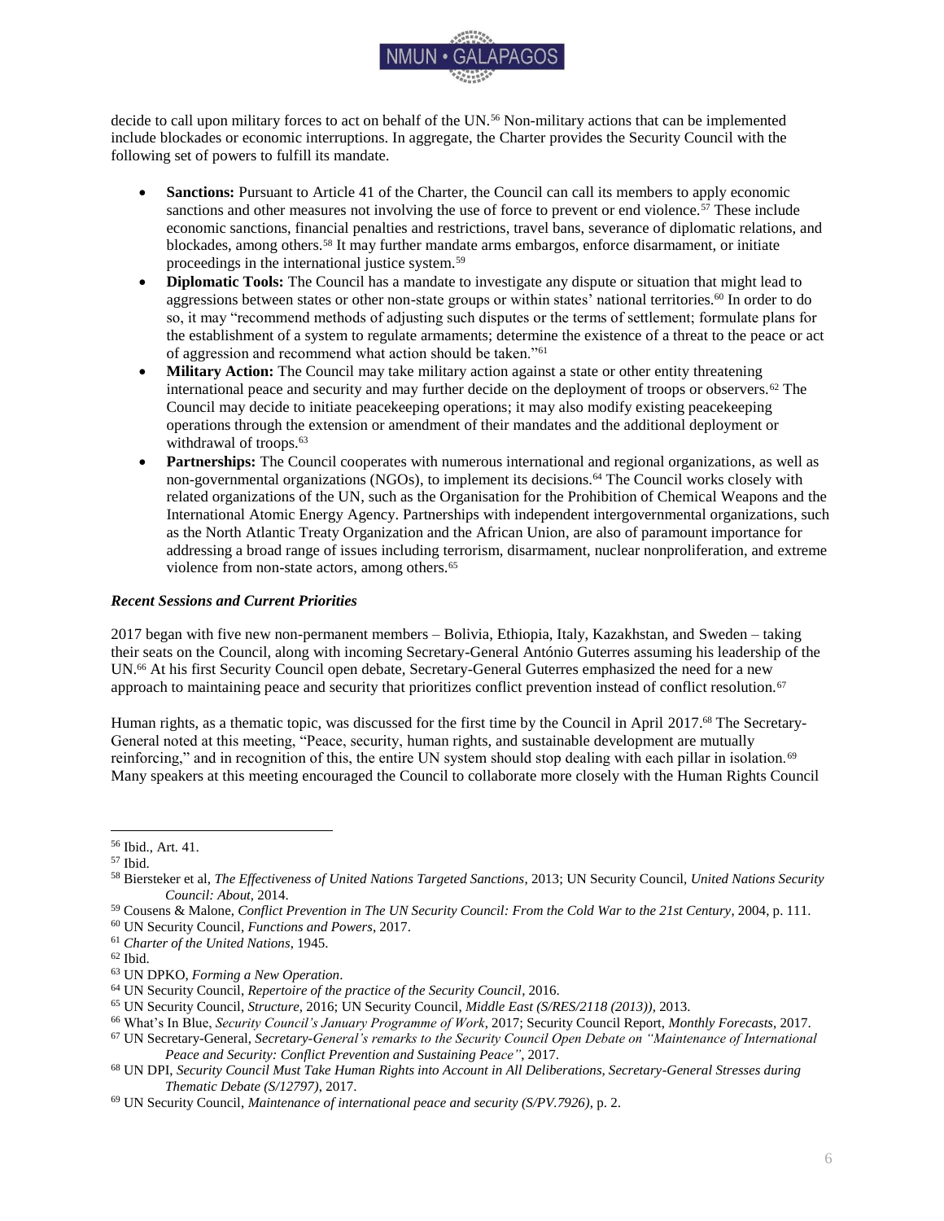decide to call upon military forces to act on behalf of the UN.[56] Non-military actions that can be implemented include blockades or economic interruptions. In aggregate, the Charter provides the Security Council with the following set of powers to fulfill its mandate.

- **Sanctions:** Pursuant to Article 41 of the Charter, the Council can call its members to apply economic sanctions and other measures not involving the use of force to prevent or end violence.[57] These include economic sanctions, financial penalties and restrictions, travel bans, severance of diplomatic relations, and blockades, among others.[58] It may further mandate arms embargos, enforce disarmament, or initiate proceedings in the international justice system.[59]
- **Diplomatic Tools:** The Council has a mandate to investigate any dispute or situation that might lead to aggressions between states or other non-state groups or within states' national territories.[60] In order to do so, it may "recommend methods of adjusting such disputes or the terms of settlement; formulate plans for the establishment of a system to regulate armaments; determine the existence of a threat to the peace or act of aggression and recommend what action should be taken."[61]
- **Military Action:** The Council may take military action against a state or other entity threatening international peace and security and may further decide on the deployment of troops or observers.[62] The Council may decide to initiate peacekeeping operations; it may also modify existing peacekeeping operations through the extension or amendment of their mandates and the additional deployment or withdrawal of troops.[63]
- **Partnerships:** The Council cooperates with numerous international and regional organizations, as well as non-governmental organizations (NGOs), to implement its decisions.[64] The Council works closely with related organizations of the UN, such as the Organisation for the Prohibition of Chemical Weapons and the International Atomic Energy Agency. Partnerships with independent intergovernmental organizations, such as the North Atlantic Treaty Organization and the African Union, are also of paramount importance for addressing a broad range of issues including terrorism, disarmament, nuclear nonproliferation, and extreme violence from non-state actors, among others.[65]

### *Recent Sessions and Current Priorities*

2017 began with five new non-permanent members – Bolivia, Ethiopia, Italy, Kazakhstan, and Sweden – taking their seats on the Council, along with incoming Secretary-General António Guterres assuming his leadership of the UN.[66] At his first Security Council open debate, Secretary-General Guterres emphasized the need for a new approach to maintaining peace and security that prioritizes conflict prevention instead of conflict resolution.[67]

Human rights, as a thematic topic, was discussed for the first time by the Council in April 2017.[68] The Secretary-General noted at this meeting, "Peace, security, human rights, and sustainable development are mutually reinforcing," and in recognition of this, the entire UN system should stop dealing with each pillar in isolation.[69] Many speakers at this meeting encouraged the Council to collaborate more closely with the Human Rights Council

---

[56] Ibid., Art. 41.

[57] Ibid.

[58] Biersteker et al, *The Effectiveness of United Nations Targeted Sanctions*, 2013; UN Security Council, *United Nations Security Council: About*, 2014.

[59] Cousens & Malone, *Conflict Prevention in The UN Security Council: From the Cold War to the 21st Century*, 2004, p. 111.

[60] UN Security Council, *Functions and Powers*, 2017.

[61] *Charter of the United Nations*, 1945.

[62] Ibid.

[63] UN DPKO, *Forming a New Operation*.

[64] UN Security Council, *Repertoire of the practice of the Security Council*, 2016.

[65] UN Security Council, *Structure*, 2016; UN Security Council, *Middle East (S/RES/2118 (2013))*, 2013.

[66] What's In Blue, *Security Council's January Programme of Work*, 2017; Security Council Report, *Monthly Forecasts*, 2017.

[67] UN Secretary-General, *Secretary-General's remarks to the Security Council Open Debate on "Maintenance of International Peace and Security: Conflict Prevention and Sustaining Peace"*, 2017.

[68] UN DPI, *Security Council Must Take Human Rights into Account in All Deliberations, Secretary-General Stresses during Thematic Debate (S/12797)*, 2017.

[69] UN Security Council, *Maintenance of international peace and security (S/PV.7926)*, p. 2.